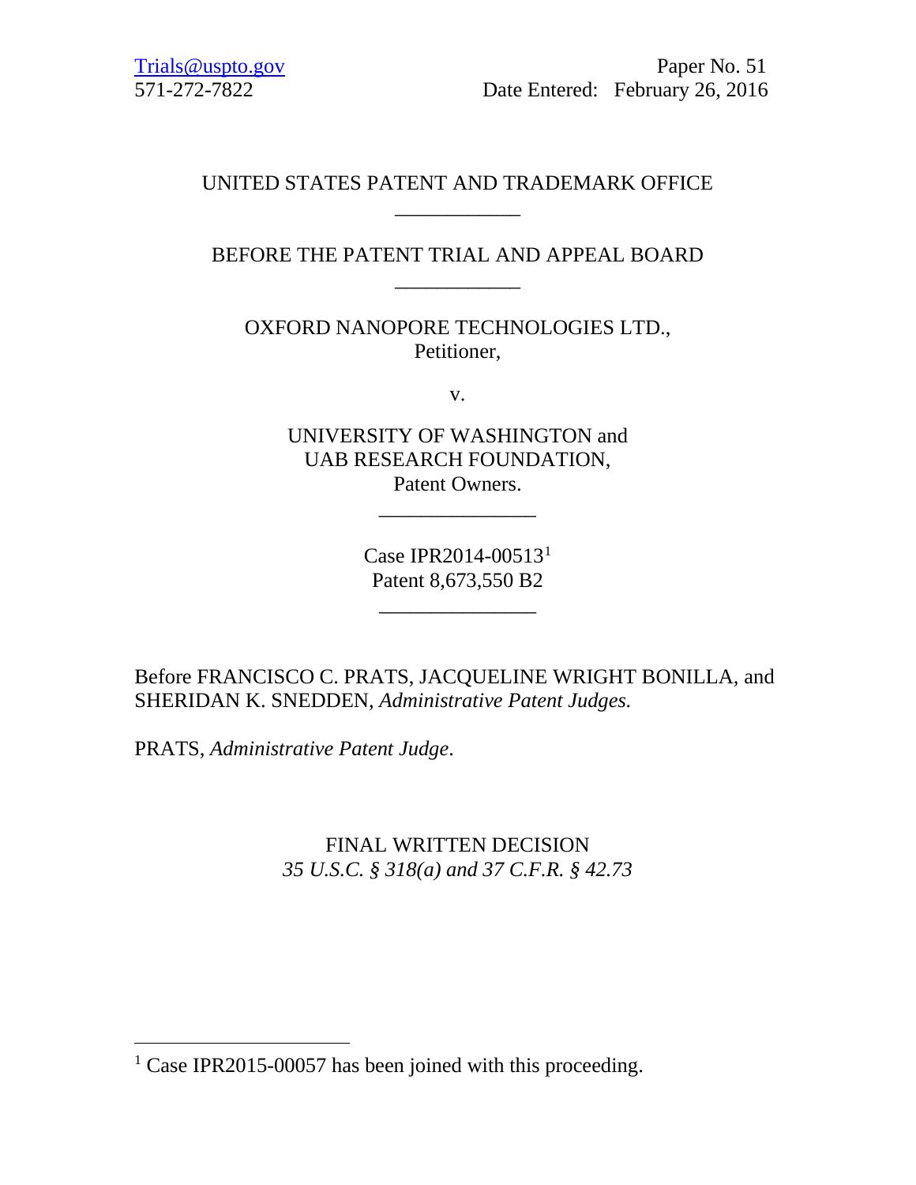Trials@uspto.gov
571-272-7822

Paper No. 51
Date Entered: February 26, 2016

UNITED STATES PATENT AND TRADEMARK OFFICE

\_\_\_\_\_\_\_\_\_\_\_\_

BEFORE THE PATENT TRIAL AND APPEAL BOARD

\_\_\_\_\_\_\_\_\_\_\_\_

OXFORD NANOPORE TECHNOLOGIES LTD.,
Petitioner,

v.

UNIVERSITY OF WASHINGTON and
UAB RESEARCH FOUNDATION,
Patent Owners.

\_\_\_\_\_\_\_\_\_\_\_\_\_\_\_

Case IPR2014-00513[1]
Patent 8,673,550 B2

\_\_\_\_\_\_\_\_\_\_\_\_\_\_\_

Before FRANCISCO C. PRATS, JACQUELINE WRIGHT BONILLA, and SHERIDAN K. SNEDDEN, *Administrative Patent Judges.*

PRATS, *Administrative Patent Judge*.

FINAL WRITTEN DECISION
*35 U.S.C. § 318(a) and 37 C.F.R. § 42.73*

---

[1] Case IPR2015-00057 has been joined with this proceeding.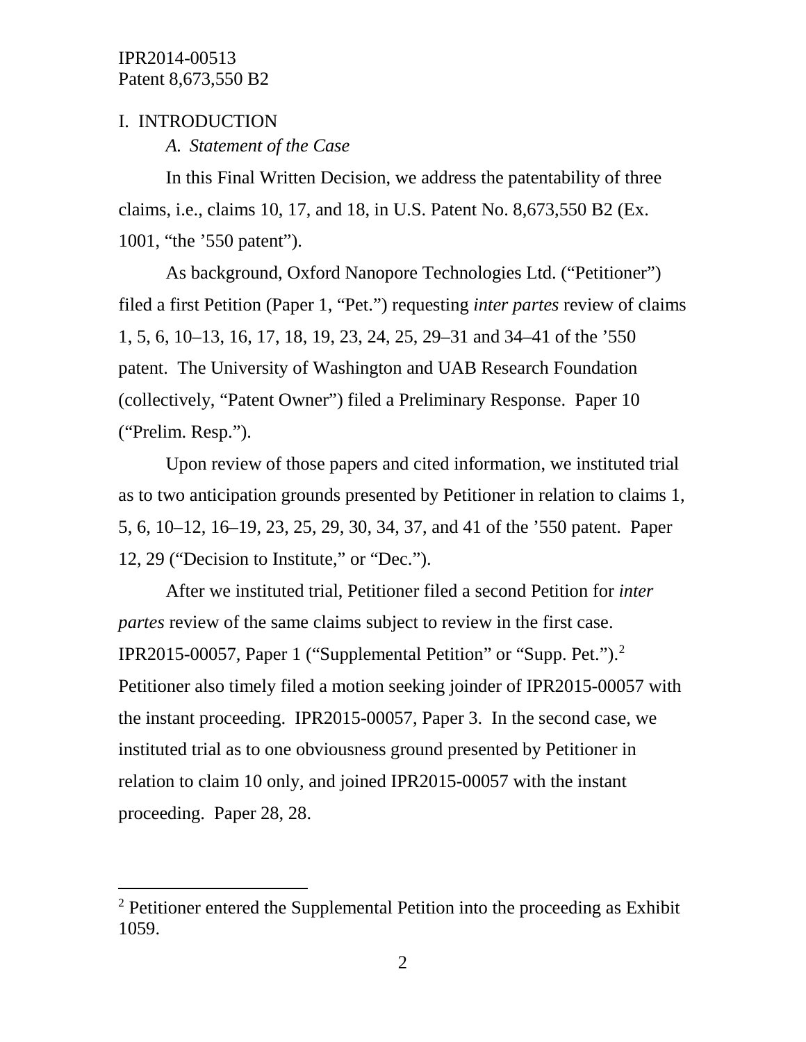# I. INTRODUCTION

*A. Statement of the Case*

In this Final Written Decision, we address the patentability of three claims, i.e., claims 10, 17, and 18, in U.S. Patent No. 8,673,550 B2 (Ex. 1001, "the '550 patent").

As background, Oxford Nanopore Technologies Ltd. ("Petitioner") filed a first Petition (Paper 1, "Pet.") requesting *inter partes* review of claims 1, 5, 6, 10–13, 16, 17, 18, 19, 23, 24, 25, 29–31 and 34–41 of the '550 patent. The University of Washington and UAB Research Foundation (collectively, "Patent Owner") filed a Preliminary Response. Paper 10 ("Prelim. Resp.").

Upon review of those papers and cited information, we instituted trial as to two anticipation grounds presented by Petitioner in relation to claims 1, 5, 6, 10–12, 16–19, 23, 25, 29, 30, 34, 37, and 41 of the '550 patent. Paper 12, 29 ("Decision to Institute," or "Dec.").

After we instituted trial, Petitioner filed a second Petition for *inter partes* review of the same claims subject to review in the first case. IPR2015-00057, Paper 1 ("Supplemental Petition" or "Supp. Pet.").[2] Petitioner also timely filed a motion seeking joinder of IPR2015-00057 with the instant proceeding. IPR2015-00057, Paper 3. In the second case, we instituted trial as to one obviousness ground presented by Petitioner in relation to claim 10 only, and joined IPR2015-00057 with the instant proceeding. Paper 28, 28.

---

[2] Petitioner entered the Supplemental Petition into the proceeding as Exhibit 1059.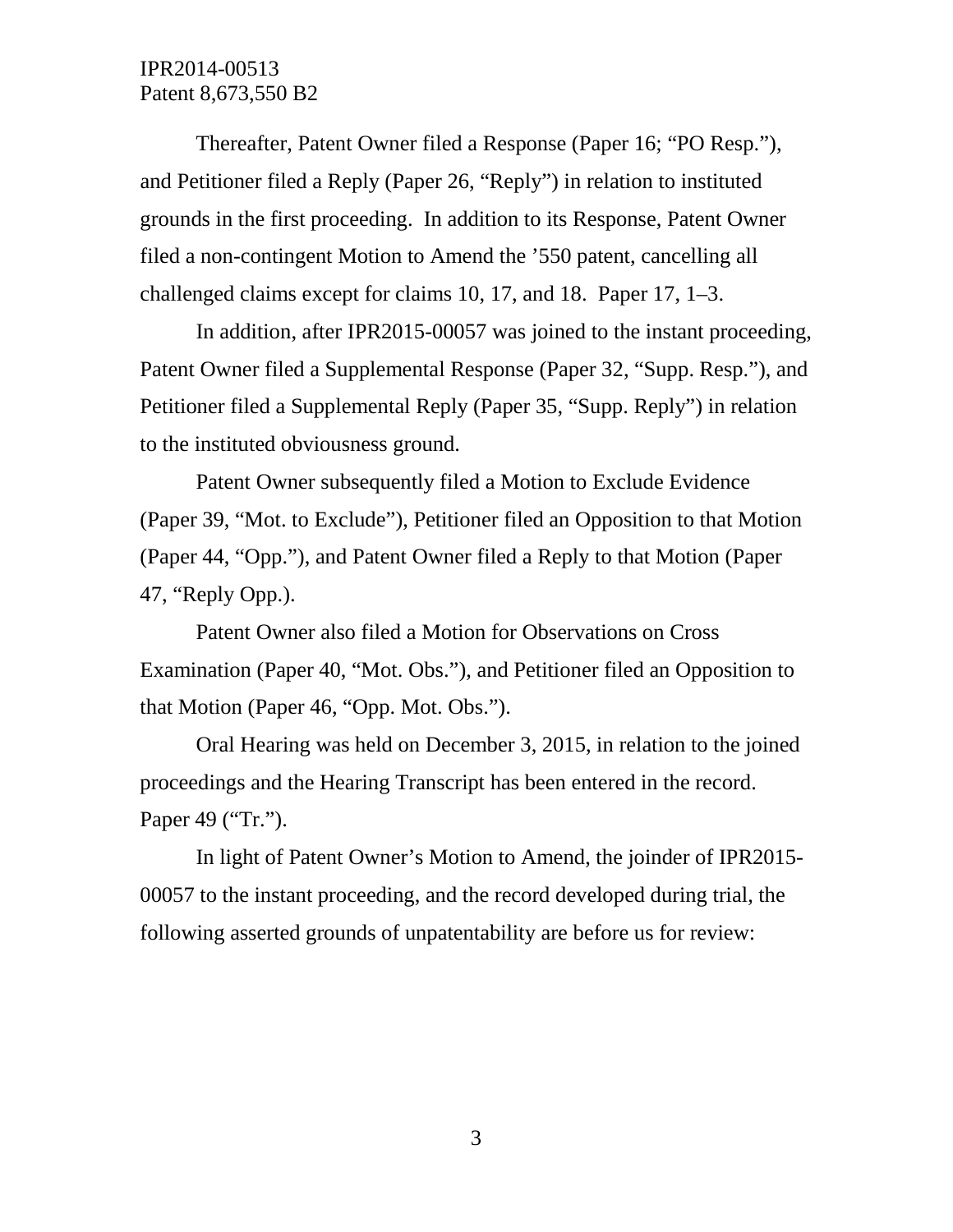Thereafter, Patent Owner filed a Response (Paper 16; "PO Resp."), and Petitioner filed a Reply (Paper 26, "Reply") in relation to instituted grounds in the first proceeding. In addition to its Response, Patent Owner filed a non-contingent Motion to Amend the '550 patent, cancelling all challenged claims except for claims 10, 17, and 18. Paper 17, 1–3.

In addition, after IPR2015-00057 was joined to the instant proceeding, Patent Owner filed a Supplemental Response (Paper 32, "Supp. Resp."), and Petitioner filed a Supplemental Reply (Paper 35, "Supp. Reply") in relation to the instituted obviousness ground.

Patent Owner subsequently filed a Motion to Exclude Evidence (Paper 39, "Mot. to Exclude"), Petitioner filed an Opposition to that Motion (Paper 44, "Opp."), and Patent Owner filed a Reply to that Motion (Paper 47, "Reply Opp.).

Patent Owner also filed a Motion for Observations on Cross Examination (Paper 40, "Mot. Obs."), and Petitioner filed an Opposition to that Motion (Paper 46, "Opp. Mot. Obs.").

Oral Hearing was held on December 3, 2015, in relation to the joined proceedings and the Hearing Transcript has been entered in the record. Paper 49 ("Tr.").

In light of Patent Owner's Motion to Amend, the joinder of IPR2015-00057 to the instant proceeding, and the record developed during trial, the following asserted grounds of unpatentability are before us for review: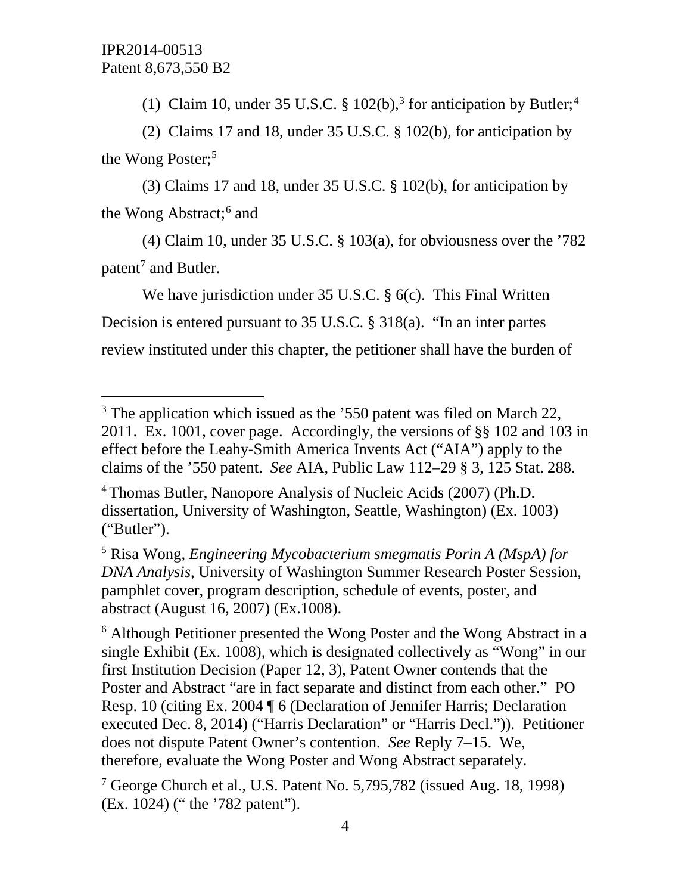(1) Claim 10, under 35 U.S.C. § 102(b),[3] for anticipation by Butler;[4]

(2) Claims 17 and 18, under 35 U.S.C. § 102(b), for anticipation by the Wong Poster;[5]

(3) Claims 17 and 18, under 35 U.S.C. § 102(b), for anticipation by the Wong Abstract;[6] and

(4) Claim 10, under 35 U.S.C. § 103(a), for obviousness over the '782 patent[7] and Butler.

We have jurisdiction under 35 U.S.C. § 6(c). This Final Written Decision is entered pursuant to 35 U.S.C. § 318(a). "In an inter partes review instituted under this chapter, the petitioner shall have the burden of

---

[3] The application which issued as the '550 patent was filed on March 22, 2011. Ex. 1001, cover page. Accordingly, the versions of §§ 102 and 103 in effect before the Leahy-Smith America Invents Act ("AIA") apply to the claims of the '550 patent. *See* AIA, Public Law 112–29 § 3, 125 Stat. 288.

[4] Thomas Butler, Nanopore Analysis of Nucleic Acids (2007) (Ph.D. dissertation, University of Washington, Seattle, Washington) (Ex. 1003) ("Butler").

[5] Risa Wong, *Engineering Mycobacterium smegmatis Porin A (MspA) for DNA Analysis*, University of Washington Summer Research Poster Session, pamphlet cover, program description, schedule of events, poster, and abstract (August 16, 2007) (Ex.1008).

[6] Although Petitioner presented the Wong Poster and the Wong Abstract in a single Exhibit (Ex. 1008), which is designated collectively as "Wong" in our first Institution Decision (Paper 12, 3), Patent Owner contends that the Poster and Abstract "are in fact separate and distinct from each other." PO Resp. 10 (citing Ex. 2004 ¶ 6 (Declaration of Jennifer Harris; Declaration executed Dec. 8, 2014) ("Harris Declaration" or "Harris Decl.")). Petitioner does not dispute Patent Owner's contention. *See* Reply 7–15. We, therefore, evaluate the Wong Poster and Wong Abstract separately.

[7] George Church et al., U.S. Patent No. 5,795,782 (issued Aug. 18, 1998) (Ex. 1024) (" the '782 patent").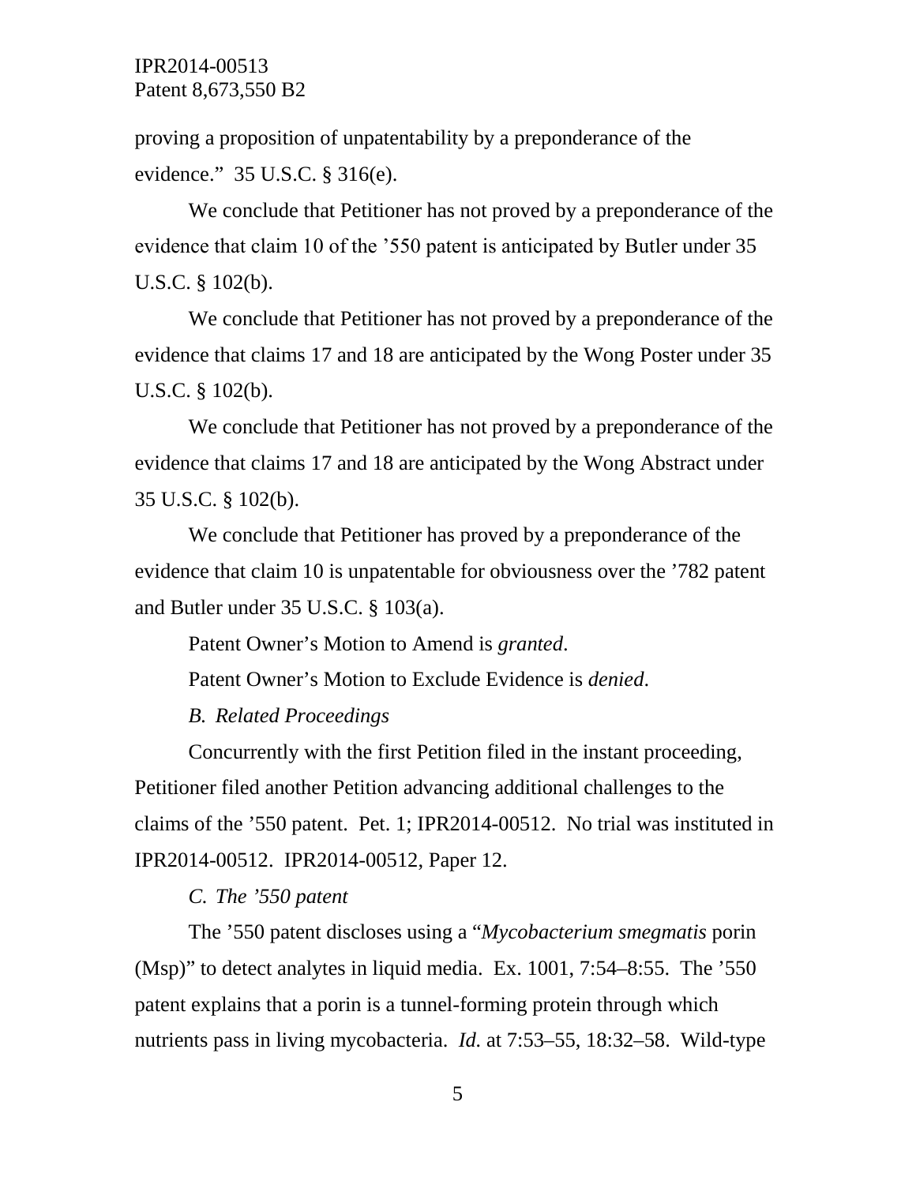proving a proposition of unpatentability by a preponderance of the evidence." 35 U.S.C. § 316(e).

We conclude that Petitioner has not proved by a preponderance of the evidence that claim 10 of the '550 patent is anticipated by Butler under 35 U.S.C. § 102(b).

We conclude that Petitioner has not proved by a preponderance of the evidence that claims 17 and 18 are anticipated by the Wong Poster under 35 U.S.C. § 102(b).

We conclude that Petitioner has not proved by a preponderance of the evidence that claims 17 and 18 are anticipated by the Wong Abstract under 35 U.S.C. § 102(b).

We conclude that Petitioner has proved by a preponderance of the evidence that claim 10 is unpatentable for obviousness over the '782 patent and Butler under 35 U.S.C. § 103(a).

Patent Owner's Motion to Amend is *granted*.

Patent Owner's Motion to Exclude Evidence is *denied*.

### *B. Related Proceedings*

Concurrently with the first Petition filed in the instant proceeding, Petitioner filed another Petition advancing additional challenges to the claims of the '550 patent. Pet. 1; IPR2014-00512. No trial was instituted in IPR2014-00512. IPR2014-00512, Paper 12.

### *C. The '550 patent*

The '550 patent discloses using a "*Mycobacterium smegmatis* porin (Msp)" to detect analytes in liquid media. Ex. 1001, 7:54–8:55. The '550 patent explains that a porin is a tunnel-forming protein through which nutrients pass in living mycobacteria. *Id.* at 7:53–55, 18:32–58. Wild-type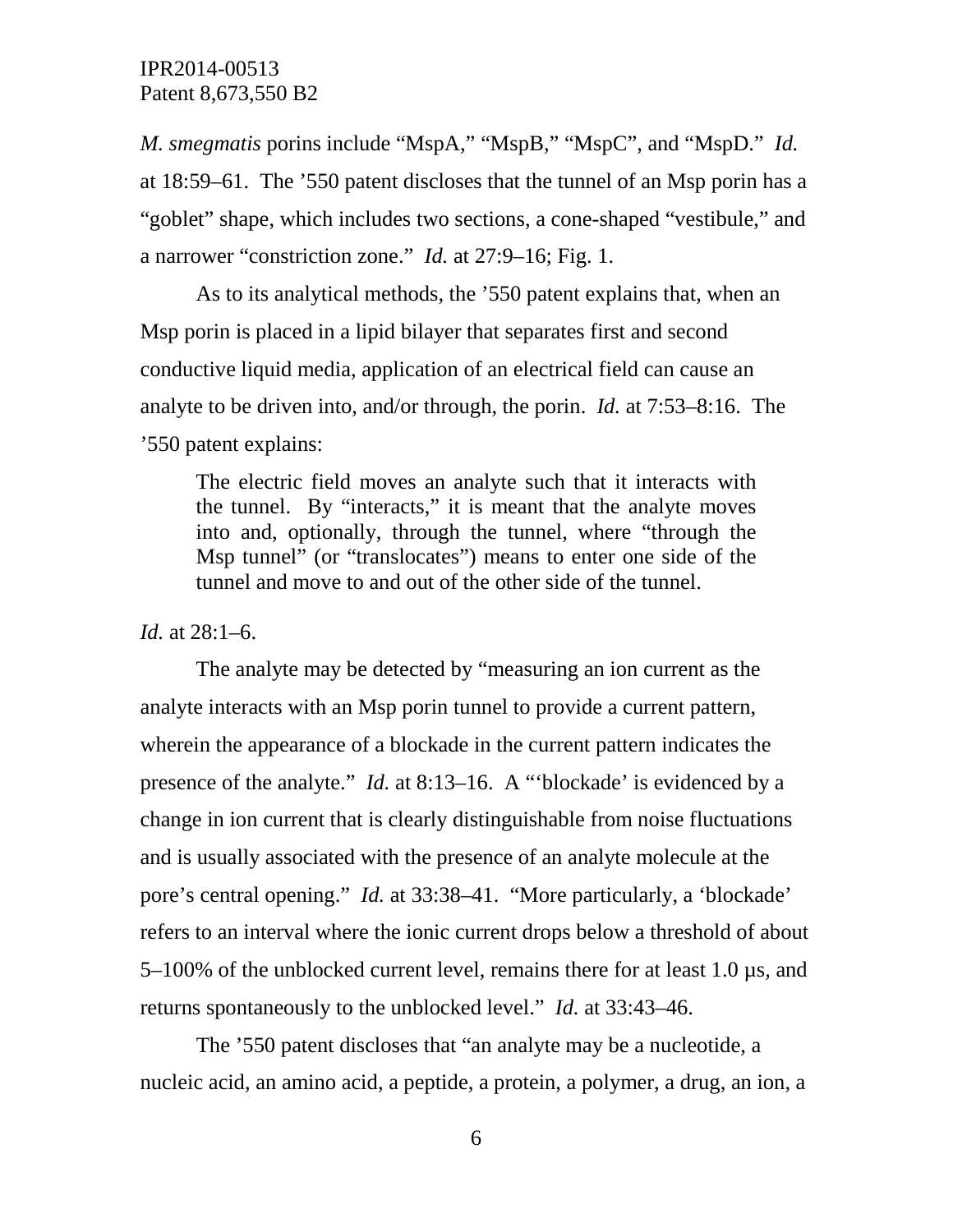*M. smegmatis* porins include "MspA," "MspB," "MspC", and "MspD." *Id.* at 18:59–61. The '550 patent discloses that the tunnel of an Msp porin has a "goblet" shape, which includes two sections, a cone-shaped "vestibule," and a narrower "constriction zone." *Id.* at 27:9–16; Fig. 1.

As to its analytical methods, the '550 patent explains that, when an Msp porin is placed in a lipid bilayer that separates first and second conductive liquid media, application of an electrical field can cause an analyte to be driven into, and/or through, the porin. *Id.* at 7:53–8:16. The '550 patent explains:

> The electric field moves an analyte such that it interacts with the tunnel. By "interacts," it is meant that the analyte moves into and, optionally, through the tunnel, where "through the Msp tunnel" (or "translocates") means to enter one side of the tunnel and move to and out of the other side of the tunnel.

*Id.* at 28:1–6.

The analyte may be detected by "measuring an ion current as the analyte interacts with an Msp porin tunnel to provide a current pattern, wherein the appearance of a blockade in the current pattern indicates the presence of the analyte." *Id.* at 8:13–16. A "'blockade' is evidenced by a change in ion current that is clearly distinguishable from noise fluctuations and is usually associated with the presence of an analyte molecule at the pore's central opening." *Id.* at 33:38–41. "More particularly, a 'blockade' refers to an interval where the ionic current drops below a threshold of about 5–100% of the unblocked current level, remains there for at least 1.0 µs, and returns spontaneously to the unblocked level." *Id.* at 33:43–46.

The '550 patent discloses that "an analyte may be a nucleotide, a nucleic acid, an amino acid, a peptide, a protein, a polymer, a drug, an ion, a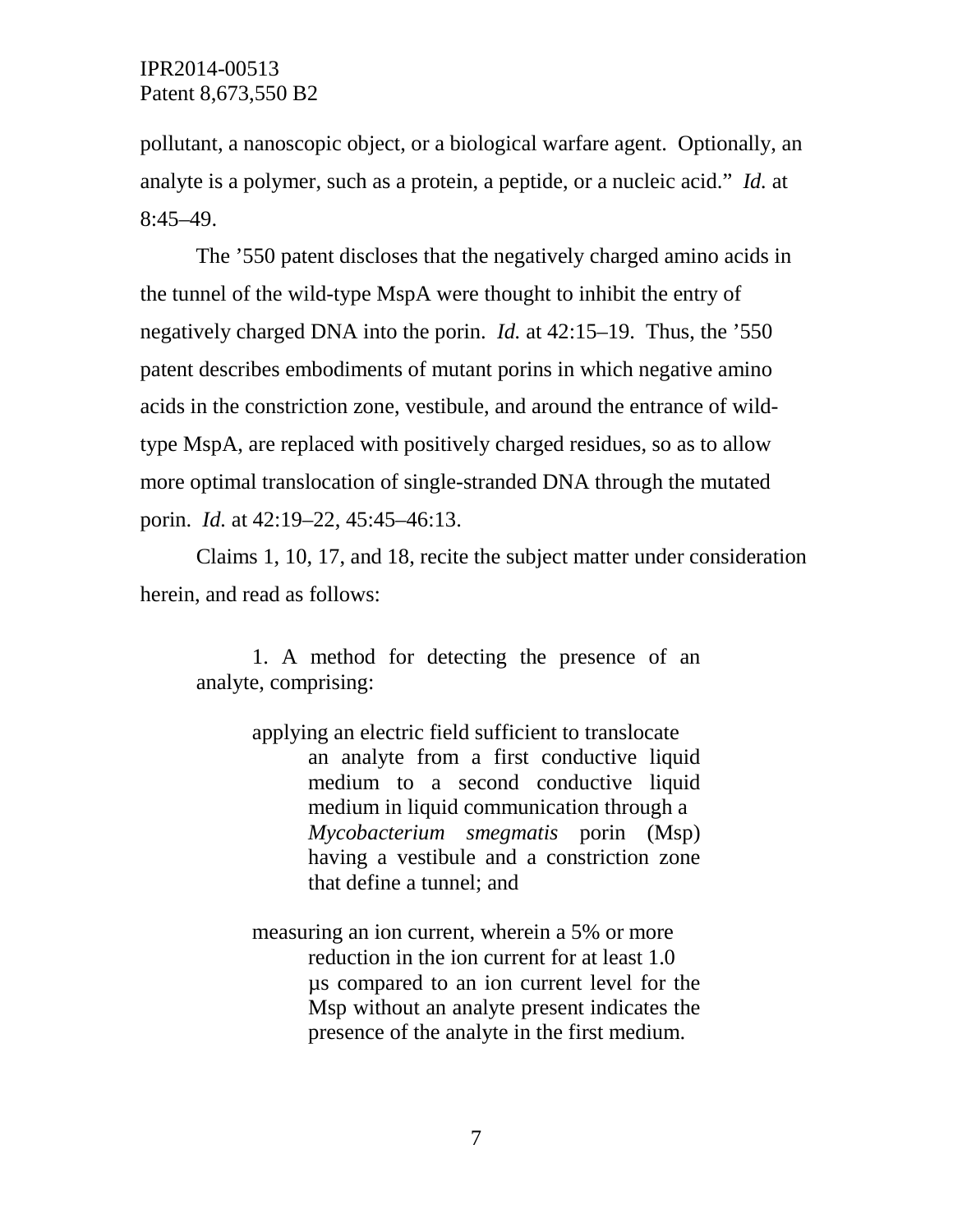pollutant, a nanoscopic object, or a biological warfare agent. Optionally, an analyte is a polymer, such as a protein, a peptide, or a nucleic acid." *Id.* at 8:45–49.

The '550 patent discloses that the negatively charged amino acids in the tunnel of the wild-type MspA were thought to inhibit the entry of negatively charged DNA into the porin. *Id.* at 42:15–19. Thus, the '550 patent describes embodiments of mutant porins in which negative amino acids in the constriction zone, vestibule, and around the entrance of wild-type MspA, are replaced with positively charged residues, so as to allow more optimal translocation of single-stranded DNA through the mutated porin. *Id.* at 42:19–22, 45:45–46:13.

Claims 1, 10, 17, and 18, recite the subject matter under consideration herein, and read as follows:

> 1. A method for detecting the presence of an analyte, comprising:
>
> applying an electric field sufficient to translocate an analyte from a first conductive liquid medium to a second conductive liquid medium in liquid communication through a *Mycobacterium smegmatis* porin (Msp) having a vestibule and a constriction zone that define a tunnel; and
>
> measuring an ion current, wherein a 5% or more reduction in the ion current for at least 1.0 μs compared to an ion current level for the Msp without an analyte present indicates the presence of the analyte in the first medium.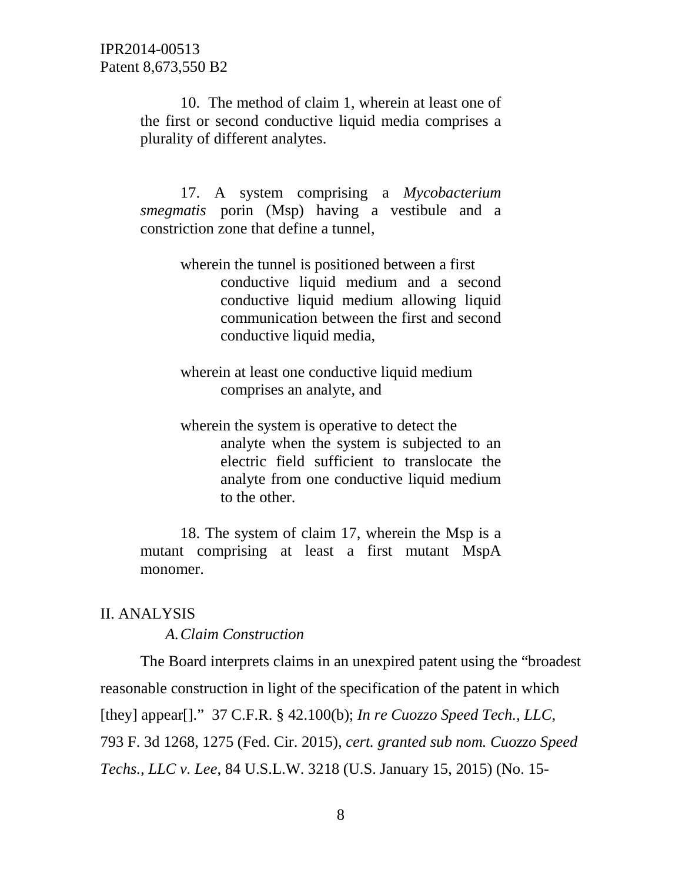10. The method of claim 1, wherein at least one of the first or second conductive liquid media comprises a plurality of different analytes.

17. A system comprising a *Mycobacterium smegmatis* porin (Msp) having a vestibule and a constriction zone that define a tunnel,

> wherein the tunnel is positioned between a first conductive liquid medium and a second conductive liquid medium allowing liquid communication between the first and second conductive liquid media,
>
> wherein at least one conductive liquid medium comprises an analyte, and
>
> wherein the system is operative to detect the analyte when the system is subjected to an electric field sufficient to translocate the analyte from one conductive liquid medium to the other.

18. The system of claim 17, wherein the Msp is a mutant comprising at least a first mutant MspA monomer.

## II. ANALYSIS

### *A. Claim Construction*

The Board interprets claims in an unexpired patent using the "broadest reasonable construction in light of the specification of the patent in which [they] appear[]." 37 C.F.R. § 42.100(b); *In re Cuozzo Speed Tech., LLC*, 793 F. 3d 1268, 1275 (Fed. Cir. 2015), *cert. granted sub nom. Cuozzo Speed Techs., LLC v. Lee*, 84 U.S.L.W. 3218 (U.S. January 15, 2015) (No. 15-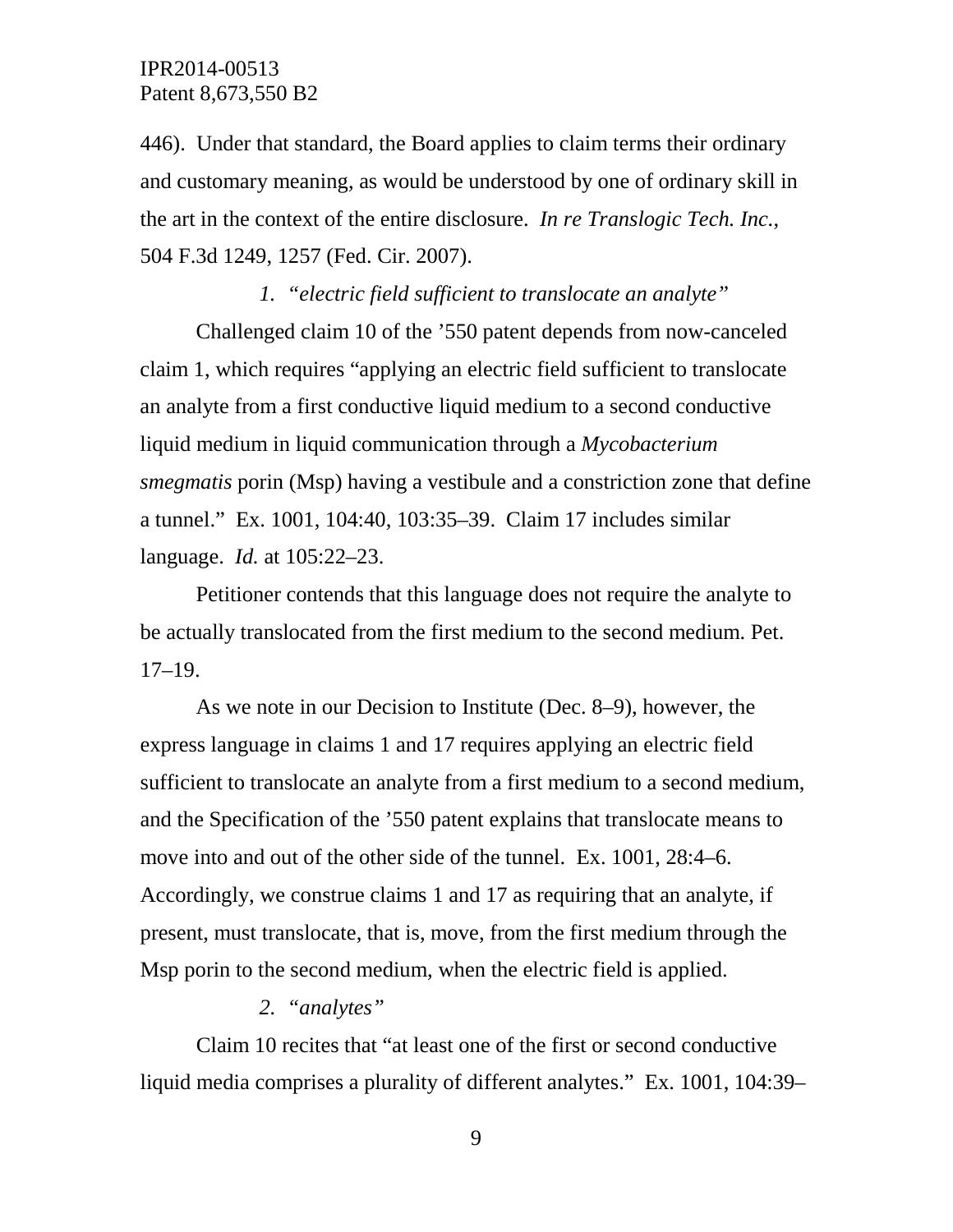446). Under that standard, the Board applies to claim terms their ordinary and customary meaning, as would be understood by one of ordinary skill in the art in the context of the entire disclosure. *In re Translogic Tech. Inc.*, 504 F.3d 1249, 1257 (Fed. Cir. 2007).

*1. "electric field sufficient to translocate an analyte"*

Challenged claim 10 of the '550 patent depends from now-canceled claim 1, which requires "applying an electric field sufficient to translocate an analyte from a first conductive liquid medium to a second conductive liquid medium in liquid communication through a *Mycobacterium smegmatis* porin (Msp) having a vestibule and a constriction zone that define a tunnel." Ex. 1001, 104:40, 103:35–39. Claim 17 includes similar language. *Id.* at 105:22–23.

Petitioner contends that this language does not require the analyte to be actually translocated from the first medium to the second medium. Pet. 17–19.

As we note in our Decision to Institute (Dec. 8–9), however, the express language in claims 1 and 17 requires applying an electric field sufficient to translocate an analyte from a first medium to a second medium, and the Specification of the '550 patent explains that translocate means to move into and out of the other side of the tunnel. Ex. 1001, 28:4–6. Accordingly, we construe claims 1 and 17 as requiring that an analyte, if present, must translocate, that is, move, from the first medium through the Msp porin to the second medium, when the electric field is applied.

*2. "analytes"*

Claim 10 recites that "at least one of the first or second conductive liquid media comprises a plurality of different analytes." Ex. 1001, 104:39–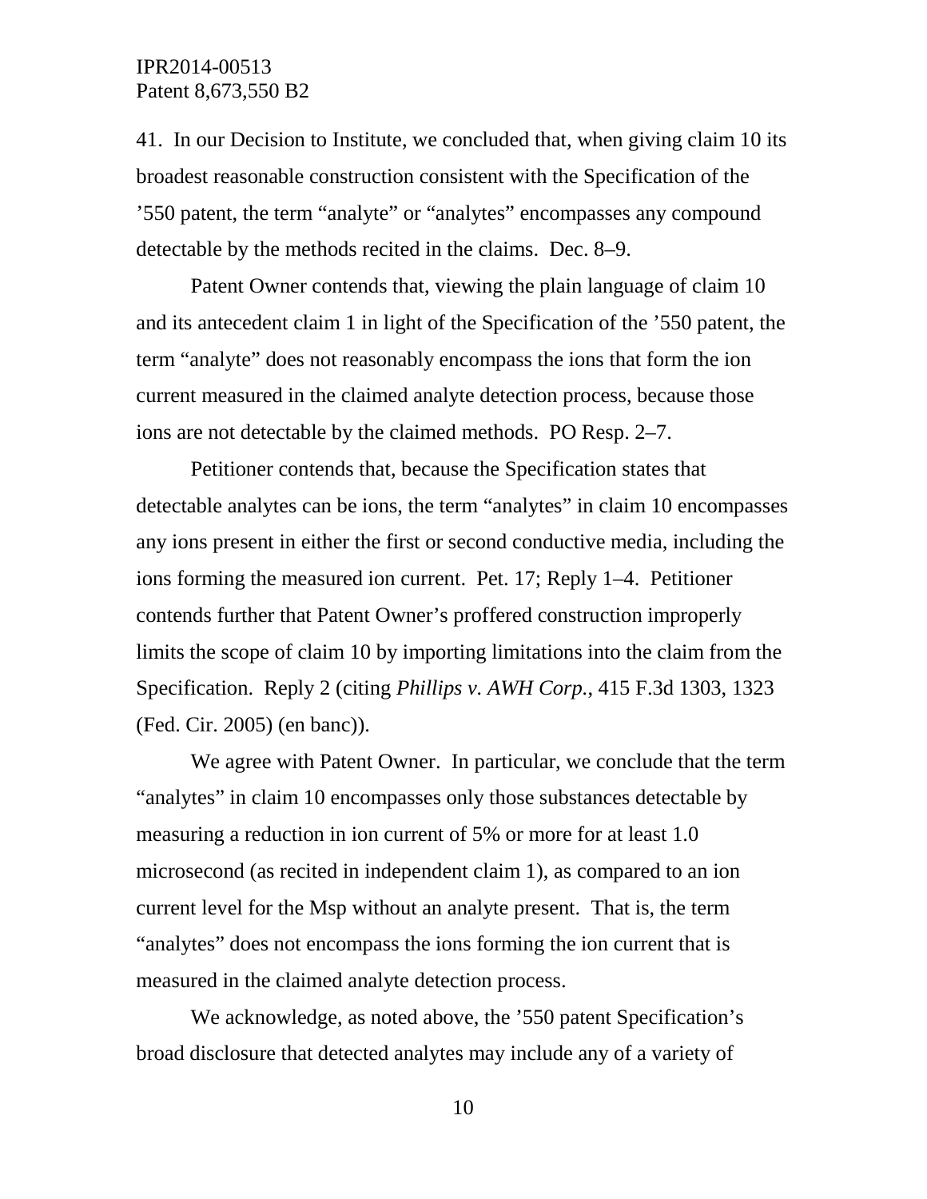41. In our Decision to Institute, we concluded that, when giving claim 10 its broadest reasonable construction consistent with the Specification of the ’550 patent, the term “analyte” or “analytes” encompasses any compound detectable by the methods recited in the claims. Dec. 8–9.

Patent Owner contends that, viewing the plain language of claim 10 and its antecedent claim 1 in light of the Specification of the ’550 patent, the term “analyte” does not reasonably encompass the ions that form the ion current measured in the claimed analyte detection process, because those ions are not detectable by the claimed methods. PO Resp. 2–7.

Petitioner contends that, because the Specification states that detectable analytes can be ions, the term “analytes” in claim 10 encompasses any ions present in either the first or second conductive media, including the ions forming the measured ion current. Pet. 17; Reply 1–4. Petitioner contends further that Patent Owner’s proffered construction improperly limits the scope of claim 10 by importing limitations into the claim from the Specification. Reply 2 (citing *Phillips v. AWH Corp.*, 415 F.3d 1303, 1323 (Fed. Cir. 2005) (en banc)).

We agree with Patent Owner. In particular, we conclude that the term “analytes” in claim 10 encompasses only those substances detectable by measuring a reduction in ion current of 5% or more for at least 1.0 microsecond (as recited in independent claim 1), as compared to an ion current level for the Msp without an analyte present. That is, the term “analytes” does not encompass the ions forming the ion current that is measured in the claimed analyte detection process.

We acknowledge, as noted above, the ’550 patent Specification’s broad disclosure that detected analytes may include any of a variety of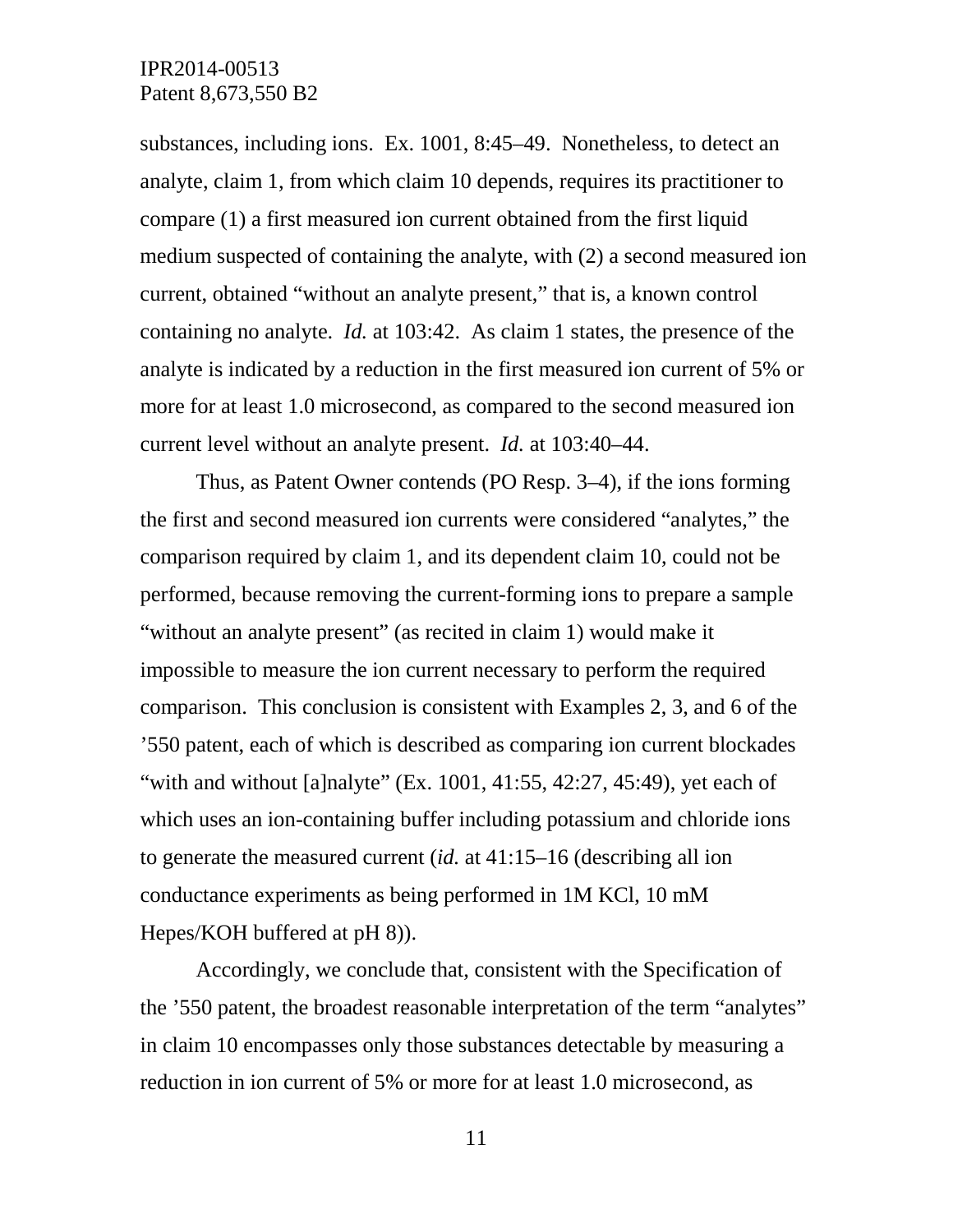substances, including ions. Ex. 1001, 8:45–49. Nonetheless, to detect an analyte, claim 1, from which claim 10 depends, requires its practitioner to compare (1) a first measured ion current obtained from the first liquid medium suspected of containing the analyte, with (2) a second measured ion current, obtained "without an analyte present," that is, a known control containing no analyte. *Id.* at 103:42. As claim 1 states, the presence of the analyte is indicated by a reduction in the first measured ion current of 5% or more for at least 1.0 microsecond, as compared to the second measured ion current level without an analyte present. *Id.* at 103:40–44.

Thus, as Patent Owner contends (PO Resp. 3–4), if the ions forming the first and second measured ion currents were considered "analytes," the comparison required by claim 1, and its dependent claim 10, could not be performed, because removing the current-forming ions to prepare a sample "without an analyte present" (as recited in claim 1) would make it impossible to measure the ion current necessary to perform the required comparison. This conclusion is consistent with Examples 2, 3, and 6 of the '550 patent, each of which is described as comparing ion current blockades "with and without [a]nalyte" (Ex. 1001, 41:55, 42:27, 45:49), yet each of which uses an ion-containing buffer including potassium and chloride ions to generate the measured current (*id.* at 41:15–16 (describing all ion conductance experiments as being performed in 1M KCl, 10 mM Hepes/KOH buffered at pH 8)).

Accordingly, we conclude that, consistent with the Specification of the '550 patent, the broadest reasonable interpretation of the term "analytes" in claim 10 encompasses only those substances detectable by measuring a reduction in ion current of 5% or more for at least 1.0 microsecond, as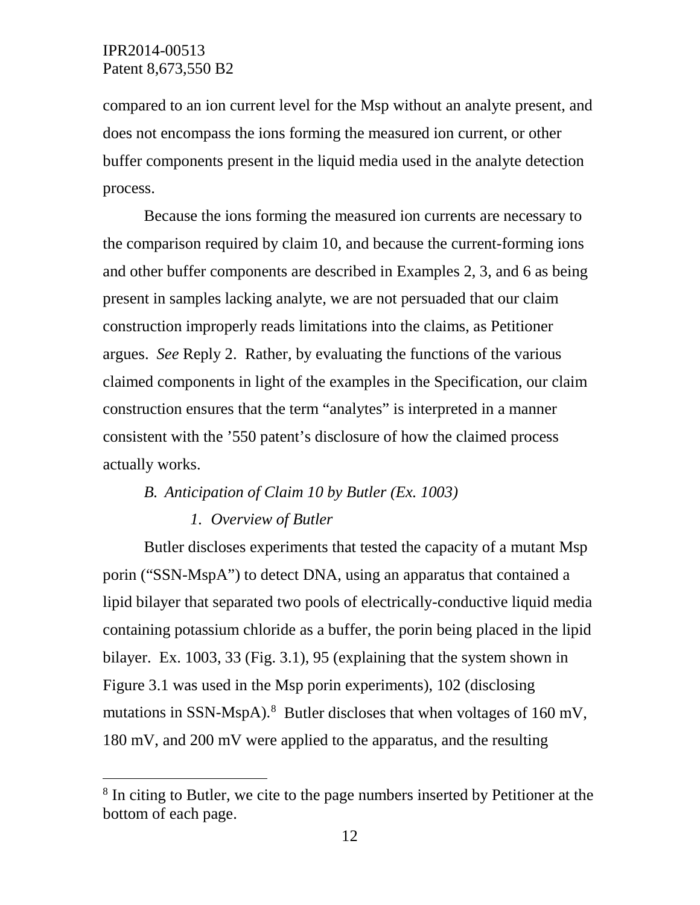compared to an ion current level for the Msp without an analyte present, and does not encompass the ions forming the measured ion current, or other buffer components present in the liquid media used in the analyte detection process.

Because the ions forming the measured ion currents are necessary to the comparison required by claim 10, and because the current-forming ions and other buffer components are described in Examples 2, 3, and 6 as being present in samples lacking analyte, we are not persuaded that our claim construction improperly reads limitations into the claims, as Petitioner argues. *See* Reply 2. Rather, by evaluating the functions of the various claimed components in light of the examples in the Specification, our claim construction ensures that the term "analytes" is interpreted in a manner consistent with the '550 patent's disclosure of how the claimed process actually works.

### *B. Anticipation of Claim 10 by Butler (Ex. 1003)*

#### *1. Overview of Butler*

Butler discloses experiments that tested the capacity of a mutant Msp porin ("SSN-MspA") to detect DNA, using an apparatus that contained a lipid bilayer that separated two pools of electrically-conductive liquid media containing potassium chloride as a buffer, the porin being placed in the lipid bilayer. Ex. 1003, 33 (Fig. 3.1), 95 (explaining that the system shown in Figure 3.1 was used in the Msp porin experiments), 102 (disclosing mutations in SSN-MspA).[8] Butler discloses that when voltages of 160 mV, 180 mV, and 200 mV were applied to the apparatus, and the resulting

[8] In citing to Butler, we cite to the page numbers inserted by Petitioner at the bottom of each page.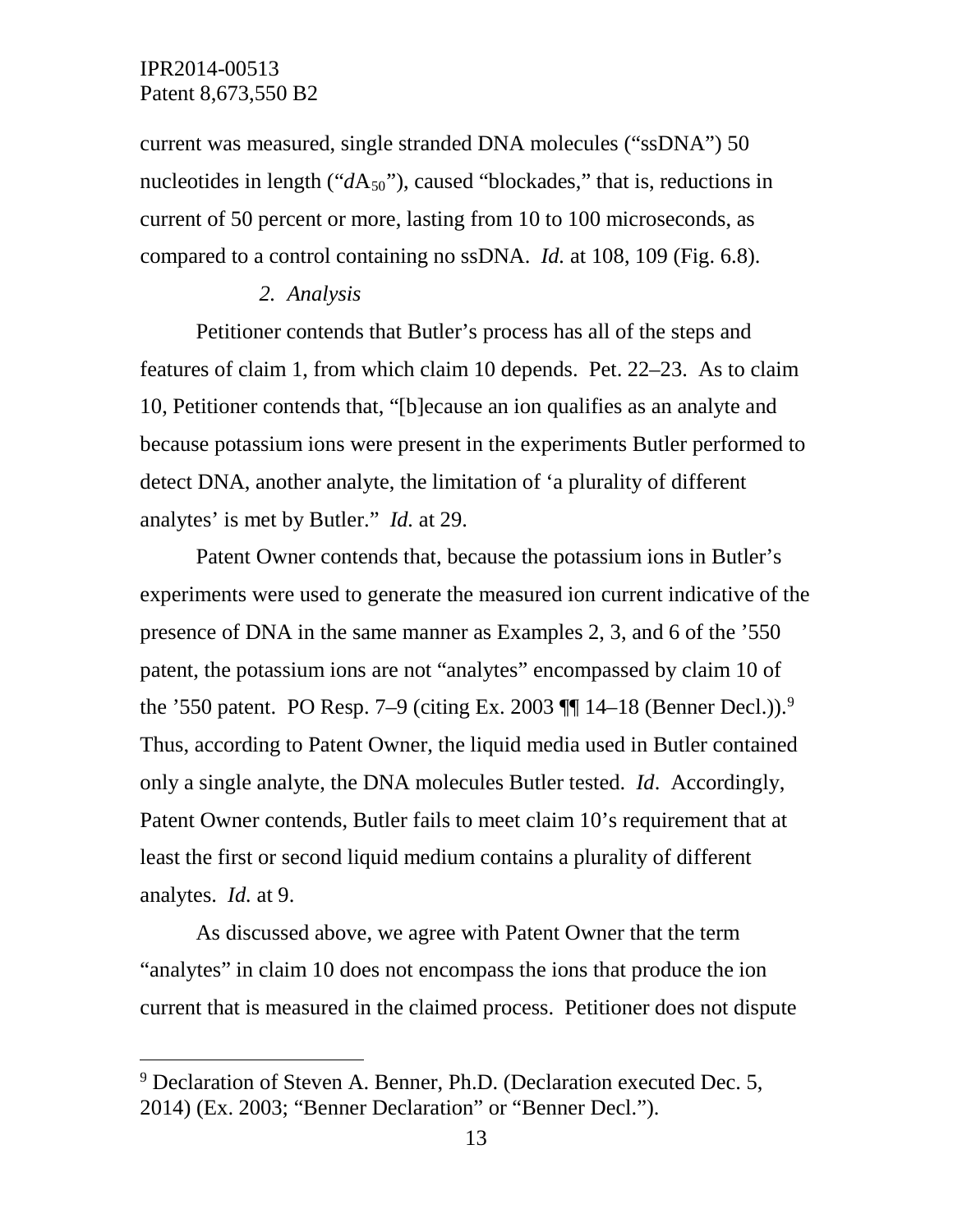current was measured, single stranded DNA molecules ("ssDNA") 50 nucleotides in length ("$dA_{50}$"), caused "blockades," that is, reductions in current of 50 percent or more, lasting from 10 to 100 microseconds, as compared to a control containing no ssDNA. *Id.* at 108, 109 (Fig. 6.8).

### *2. Analysis*

Petitioner contends that Butler's process has all of the steps and features of claim 1, from which claim 10 depends. Pet. 22–23. As to claim 10, Petitioner contends that, "[b]ecause an ion qualifies as an analyte and because potassium ions were present in the experiments Butler performed to detect DNA, another analyte, the limitation of 'a plurality of different analytes' is met by Butler." *Id.* at 29.

Patent Owner contends that, because the potassium ions in Butler's experiments were used to generate the measured ion current indicative of the presence of DNA in the same manner as Examples 2, 3, and 6 of the '550 patent, the potassium ions are not "analytes" encompassed by claim 10 of the '550 patent. PO Resp. 7–9 (citing Ex. 2003 ¶¶ 14–18 (Benner Decl.)).[9] Thus, according to Patent Owner, the liquid media used in Butler contained only a single analyte, the DNA molecules Butler tested. *Id*. Accordingly, Patent Owner contends, Butler fails to meet claim 10's requirement that at least the first or second liquid medium contains a plurality of different analytes. *Id.* at 9.

As discussed above, we agree with Patent Owner that the term "analytes" in claim 10 does not encompass the ions that produce the ion current that is measured in the claimed process. Petitioner does not dispute

---

[9] Declaration of Steven A. Benner, Ph.D. (Declaration executed Dec. 5, 2014) (Ex. 2003; "Benner Declaration" or "Benner Decl.").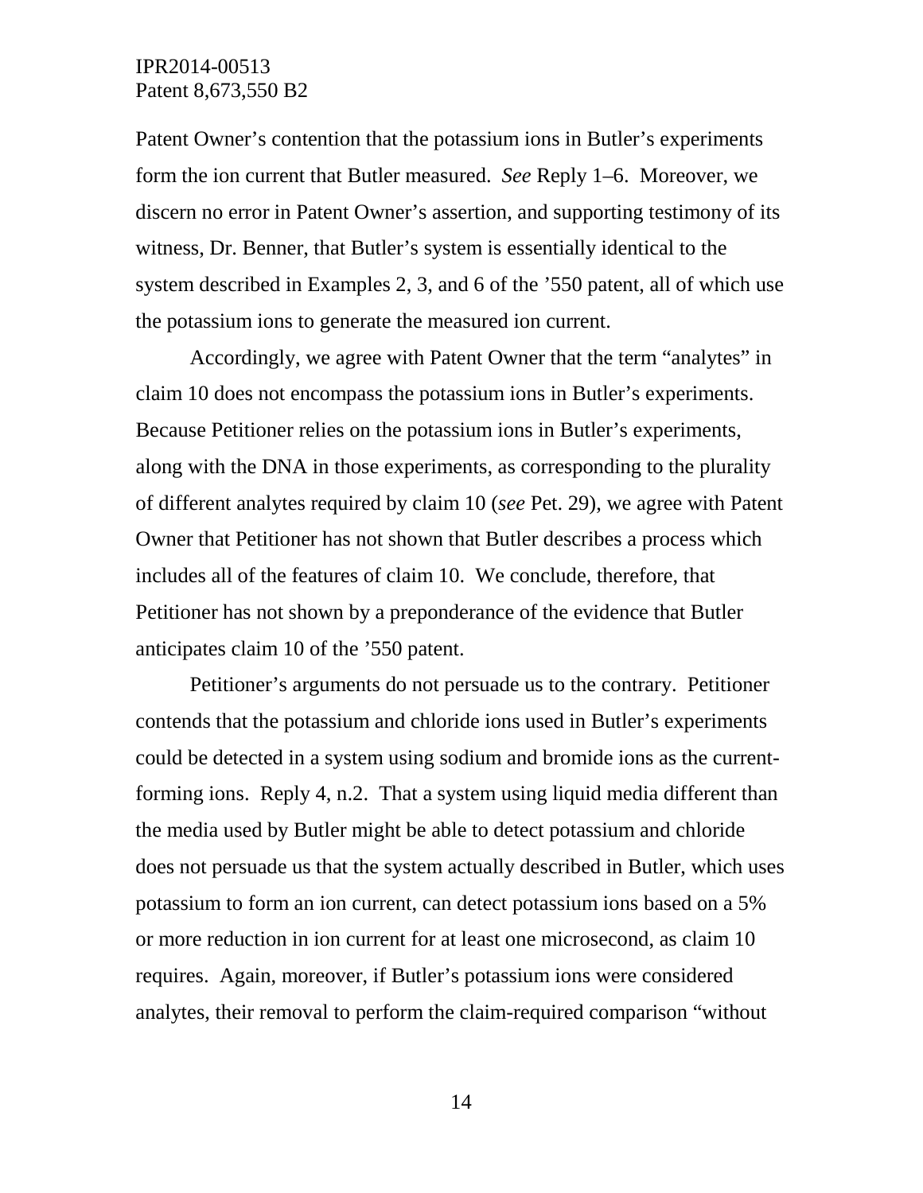Patent Owner's contention that the potassium ions in Butler's experiments form the ion current that Butler measured. *See* Reply 1–6. Moreover, we discern no error in Patent Owner's assertion, and supporting testimony of its witness, Dr. Benner, that Butler's system is essentially identical to the system described in Examples 2, 3, and 6 of the '550 patent, all of which use the potassium ions to generate the measured ion current.

Accordingly, we agree with Patent Owner that the term "analytes" in claim 10 does not encompass the potassium ions in Butler's experiments. Because Petitioner relies on the potassium ions in Butler's experiments, along with the DNA in those experiments, as corresponding to the plurality of different analytes required by claim 10 (*see* Pet. 29), we agree with Patent Owner that Petitioner has not shown that Butler describes a process which includes all of the features of claim 10. We conclude, therefore, that Petitioner has not shown by a preponderance of the evidence that Butler anticipates claim 10 of the '550 patent.

Petitioner's arguments do not persuade us to the contrary. Petitioner contends that the potassium and chloride ions used in Butler's experiments could be detected in a system using sodium and bromide ions as the current-forming ions. Reply 4, n.2. That a system using liquid media different than the media used by Butler might be able to detect potassium and chloride does not persuade us that the system actually described in Butler, which uses potassium to form an ion current, can detect potassium ions based on a 5% or more reduction in ion current for at least one microsecond, as claim 10 requires. Again, moreover, if Butler's potassium ions were considered analytes, their removal to perform the claim-required comparison "without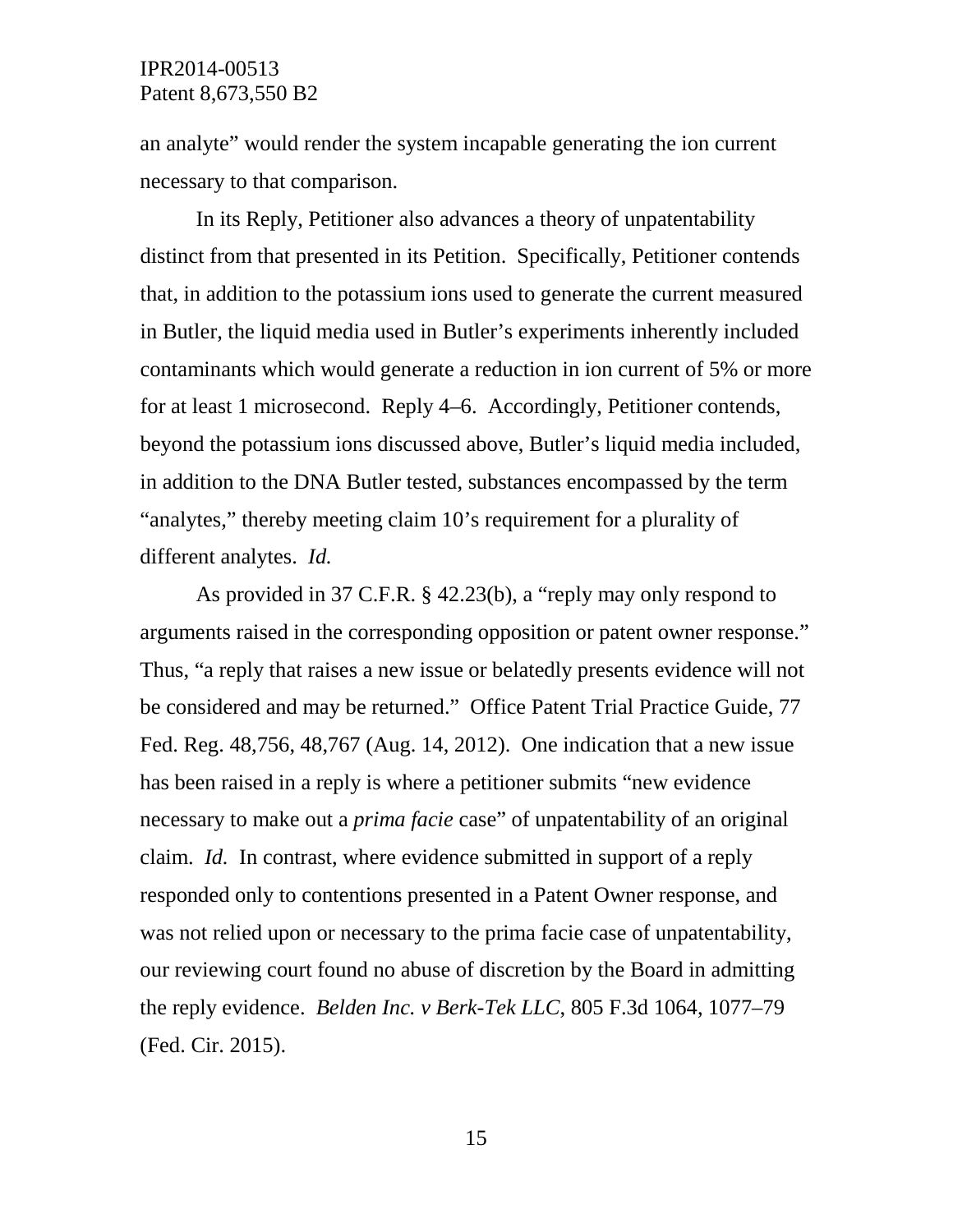an analyte" would render the system incapable generating the ion current necessary to that comparison.

In its Reply, Petitioner also advances a theory of unpatentability distinct from that presented in its Petition. Specifically, Petitioner contends that, in addition to the potassium ions used to generate the current measured in Butler, the liquid media used in Butler's experiments inherently included contaminants which would generate a reduction in ion current of 5% or more for at least 1 microsecond. Reply 4–6. Accordingly, Petitioner contends, beyond the potassium ions discussed above, Butler's liquid media included, in addition to the DNA Butler tested, substances encompassed by the term "analytes," thereby meeting claim 10's requirement for a plurality of different analytes. *Id.*

As provided in 37 C.F.R. § 42.23(b), a "reply may only respond to arguments raised in the corresponding opposition or patent owner response." Thus, "a reply that raises a new issue or belatedly presents evidence will not be considered and may be returned." Office Patent Trial Practice Guide, 77 Fed. Reg. 48,756, 48,767 (Aug. 14, 2012). One indication that a new issue has been raised in a reply is where a petitioner submits "new evidence necessary to make out a *prima facie* case" of unpatentability of an original claim. *Id.* In contrast, where evidence submitted in support of a reply responded only to contentions presented in a Patent Owner response, and was not relied upon or necessary to the prima facie case of unpatentability, our reviewing court found no abuse of discretion by the Board in admitting the reply evidence. *Belden Inc. v Berk-Tek LLC*, 805 F.3d 1064, 1077–79 (Fed. Cir. 2015).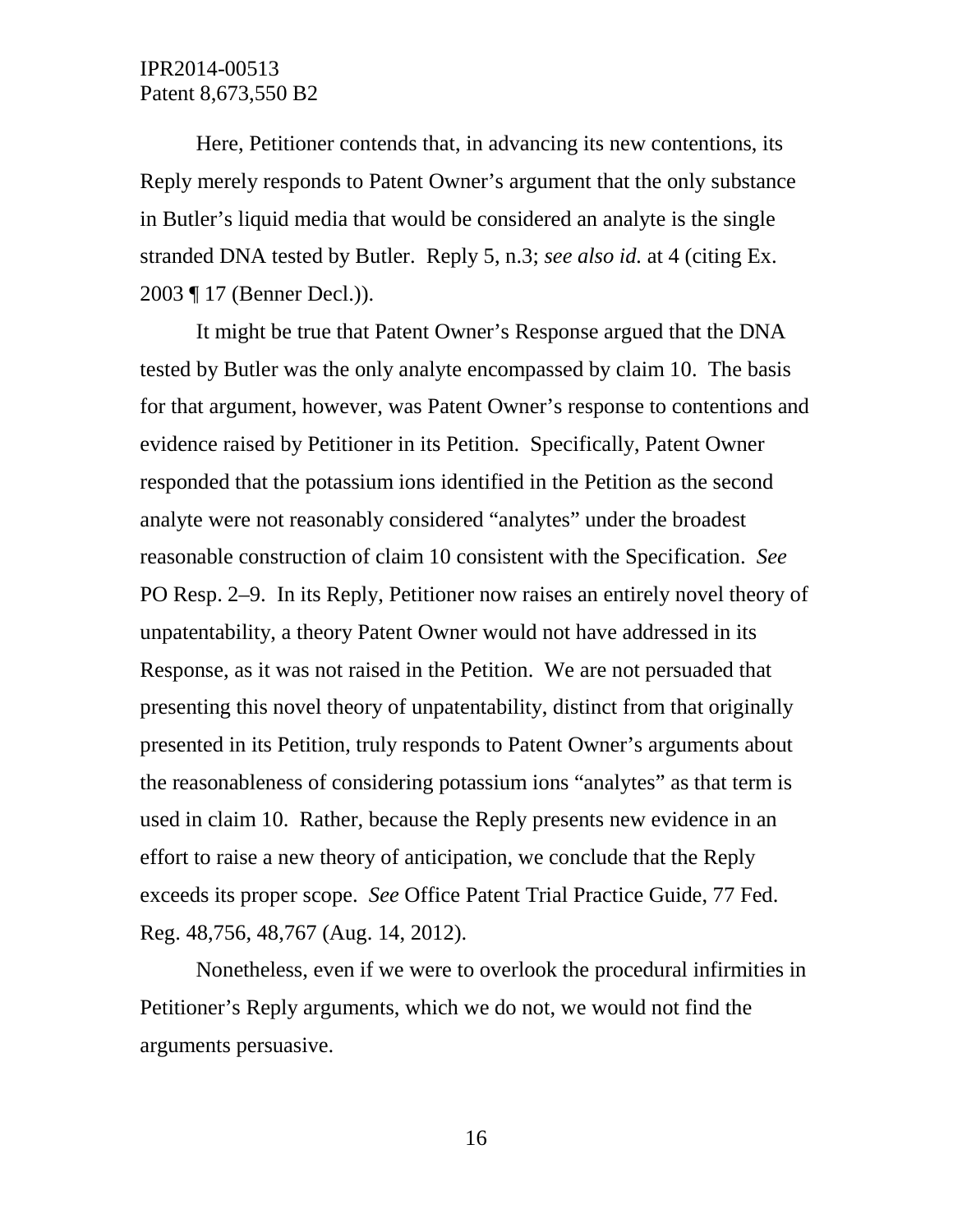Here, Petitioner contends that, in advancing its new contentions, its Reply merely responds to Patent Owner's argument that the only substance in Butler's liquid media that would be considered an analyte is the single stranded DNA tested by Butler. Reply 5, n.3; *see also id.* at 4 (citing Ex. 2003 ¶ 17 (Benner Decl.)).

It might be true that Patent Owner's Response argued that the DNA tested by Butler was the only analyte encompassed by claim 10. The basis for that argument, however, was Patent Owner's response to contentions and evidence raised by Petitioner in its Petition. Specifically, Patent Owner responded that the potassium ions identified in the Petition as the second analyte were not reasonably considered "analytes" under the broadest reasonable construction of claim 10 consistent with the Specification. *See* PO Resp. 2–9. In its Reply, Petitioner now raises an entirely novel theory of unpatentability, a theory Patent Owner would not have addressed in its Response, as it was not raised in the Petition. We are not persuaded that presenting this novel theory of unpatentability, distinct from that originally presented in its Petition, truly responds to Patent Owner's arguments about the reasonableness of considering potassium ions "analytes" as that term is used in claim 10. Rather, because the Reply presents new evidence in an effort to raise a new theory of anticipation, we conclude that the Reply exceeds its proper scope. *See* Office Patent Trial Practice Guide, 77 Fed. Reg. 48,756, 48,767 (Aug. 14, 2012).

Nonetheless, even if we were to overlook the procedural infirmities in Petitioner's Reply arguments, which we do not, we would not find the arguments persuasive.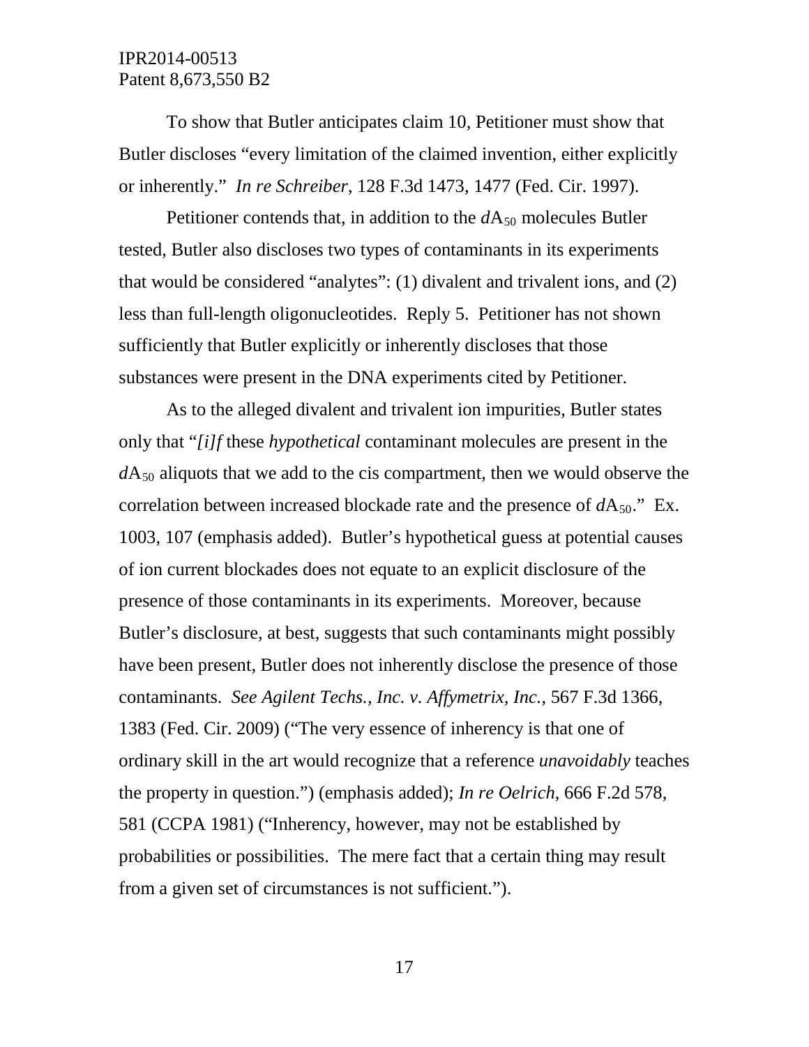To show that Butler anticipates claim 10, Petitioner must show that Butler discloses "every limitation of the claimed invention, either explicitly or inherently." *In re Schreiber*, 128 F.3d 1473, 1477 (Fed. Cir. 1997).

Petitioner contends that, in addition to the $dA_{50}$ molecules Butler tested, Butler also discloses two types of contaminants in its experiments that would be considered "analytes": (1) divalent and trivalent ions, and (2) less than full-length oligonucleotides. Reply 5. Petitioner has not shown sufficiently that Butler explicitly or inherently discloses that those substances were present in the DNA experiments cited by Petitioner.

As to the alleged divalent and trivalent ion impurities, Butler states only that "*[i]f* these *hypothetical* contaminant molecules are present in the $dA_{50}$ aliquots that we add to the cis compartment, then we would observe the correlation between increased blockade rate and the presence of $dA_{50}$." Ex. 1003, 107 (emphasis added). Butler's hypothetical guess at potential causes of ion current blockades does not equate to an explicit disclosure of the presence of those contaminants in its experiments. Moreover, because Butler's disclosure, at best, suggests that such contaminants might possibly have been present, Butler does not inherently disclose the presence of those contaminants. *See Agilent Techs., Inc. v. Affymetrix, Inc.*, 567 F.3d 1366, 1383 (Fed. Cir. 2009) ("The very essence of inherency is that one of ordinary skill in the art would recognize that a reference *unavoidably* teaches the property in question.") (emphasis added); *In re Oelrich*, 666 F.2d 578, 581 (CCPA 1981) ("Inherency, however, may not be established by probabilities or possibilities. The mere fact that a certain thing may result from a given set of circumstances is not sufficient.").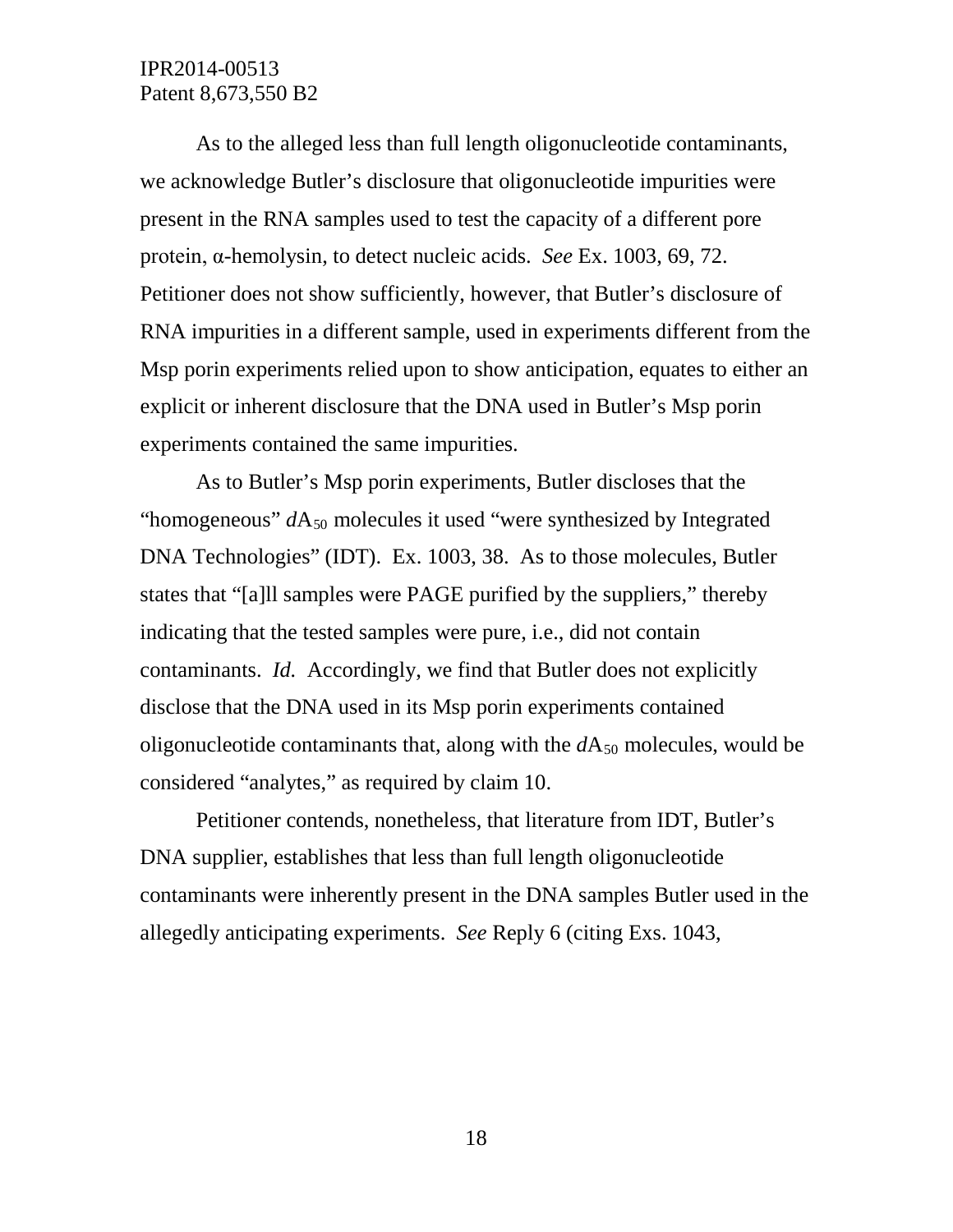As to the alleged less than full length oligonucleotide contaminants, we acknowledge Butler's disclosure that oligonucleotide impurities were present in the RNA samples used to test the capacity of a different pore protein, α-hemolysin, to detect nucleic acids. *See* Ex. 1003, 69, 72. Petitioner does not show sufficiently, however, that Butler's disclosure of RNA impurities in a different sample, used in experiments different from the Msp porin experiments relied upon to show anticipation, equates to either an explicit or inherent disclosure that the DNA used in Butler's Msp porin experiments contained the same impurities.

As to Butler's Msp porin experiments, Butler discloses that the "homogeneous" $dA_{50}$ molecules it used "were synthesized by Integrated DNA Technologies" (IDT). Ex. 1003, 38. As to those molecules, Butler states that "[a]ll samples were PAGE purified by the suppliers," thereby indicating that the tested samples were pure, i.e., did not contain contaminants. *Id.* Accordingly, we find that Butler does not explicitly disclose that the DNA used in its Msp porin experiments contained oligonucleotide contaminants that, along with the $dA_{50}$ molecules, would be considered "analytes," as required by claim 10.

Petitioner contends, nonetheless, that literature from IDT, Butler's DNA supplier, establishes that less than full length oligonucleotide contaminants were inherently present in the DNA samples Butler used in the allegedly anticipating experiments. *See* Reply 6 (citing Exs. 1043,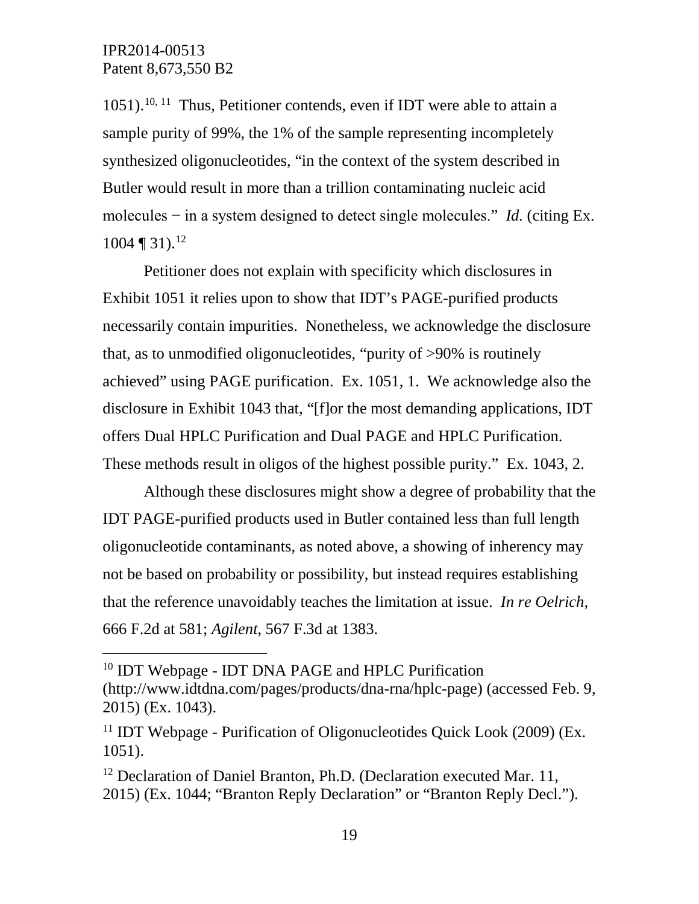1051).[10, 11] Thus, Petitioner contends, even if IDT were able to attain a sample purity of 99%, the 1% of the sample representing incompletely synthesized oligonucleotides, "in the context of the system described in Butler would result in more than a trillion contaminating nucleic acid molecules − in a system designed to detect single molecules." *Id.* (citing Ex. 1004 ¶ 31).[12]

Petitioner does not explain with specificity which disclosures in Exhibit 1051 it relies upon to show that IDT's PAGE-purified products necessarily contain impurities. Nonetheless, we acknowledge the disclosure that, as to unmodified oligonucleotides, "purity of >90% is routinely achieved" using PAGE purification. Ex. 1051, 1. We acknowledge also the disclosure in Exhibit 1043 that, "[f]or the most demanding applications, IDT offers Dual HPLC Purification and Dual PAGE and HPLC Purification. These methods result in oligos of the highest possible purity." Ex. 1043, 2.

Although these disclosures might show a degree of probability that the IDT PAGE-purified products used in Butler contained less than full length oligonucleotide contaminants, as noted above, a showing of inherency may not be based on probability or possibility, but instead requires establishing that the reference unavoidably teaches the limitation at issue. *In re Oelrich*, 666 F.2d at 581; *Agilent*, 567 F.3d at 1383.

---

[10] IDT Webpage - IDT DNA PAGE and HPLC Purification (http://www.idtdna.com/pages/products/dna-rna/hplc-page) (accessed Feb. 9, 2015) (Ex. 1043).

[11] IDT Webpage - Purification of Oligonucleotides Quick Look (2009) (Ex. 1051).

[12] Declaration of Daniel Branton, Ph.D. (Declaration executed Mar. 11, 2015) (Ex. 1044; "Branton Reply Declaration" or "Branton Reply Decl.").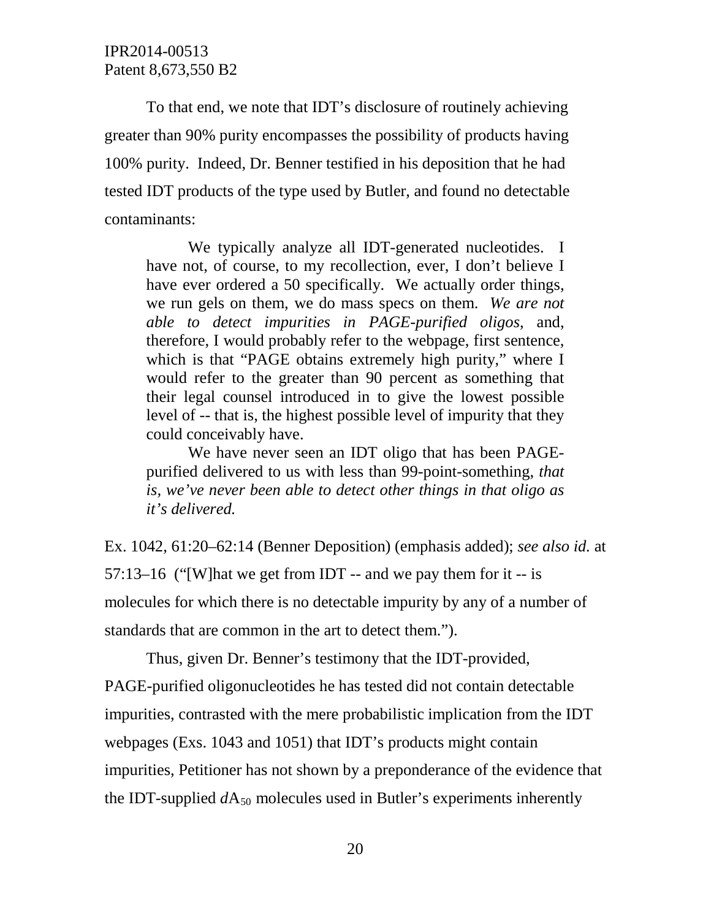To that end, we note that IDT's disclosure of routinely achieving greater than 90% purity encompasses the possibility of products having 100% purity. Indeed, Dr. Benner testified in his deposition that he had tested IDT products of the type used by Butler, and found no detectable contaminants:

> We typically analyze all IDT-generated nucleotides. I have not, of course, to my recollection, ever, I don't believe I have ever ordered a 50 specifically. We actually order things, we run gels on them, we do mass specs on them. *We are not able to detect impurities in PAGE-purified oligos*, and, therefore, I would probably refer to the webpage, first sentence, which is that "PAGE obtains extremely high purity," where I would refer to the greater than 90 percent as something that their legal counsel introduced in to give the lowest possible level of -- that is, the highest possible level of impurity that they could conceivably have.
>
> We have never seen an IDT oligo that has been PAGE-purified delivered to us with less than 99-point-something, *that is, we've never been able to detect other things in that oligo as it's delivered.*

Ex. 1042, 61:20–62:14 (Benner Deposition) (emphasis added); *see also id.* at 57:13–16 ("[W]hat we get from IDT -- and we pay them for it -- is molecules for which there is no detectable impurity by any of a number of standards that are common in the art to detect them.").

Thus, given Dr. Benner's testimony that the IDT-provided, PAGE-purified oligonucleotides he has tested did not contain detectable impurities, contrasted with the mere probabilistic implication from the IDT webpages (Exs. 1043 and 1051) that IDT's products might contain impurities, Petitioner has not shown by a preponderance of the evidence that the IDT-supplied $dA_{50}$ molecules used in Butler's experiments inherently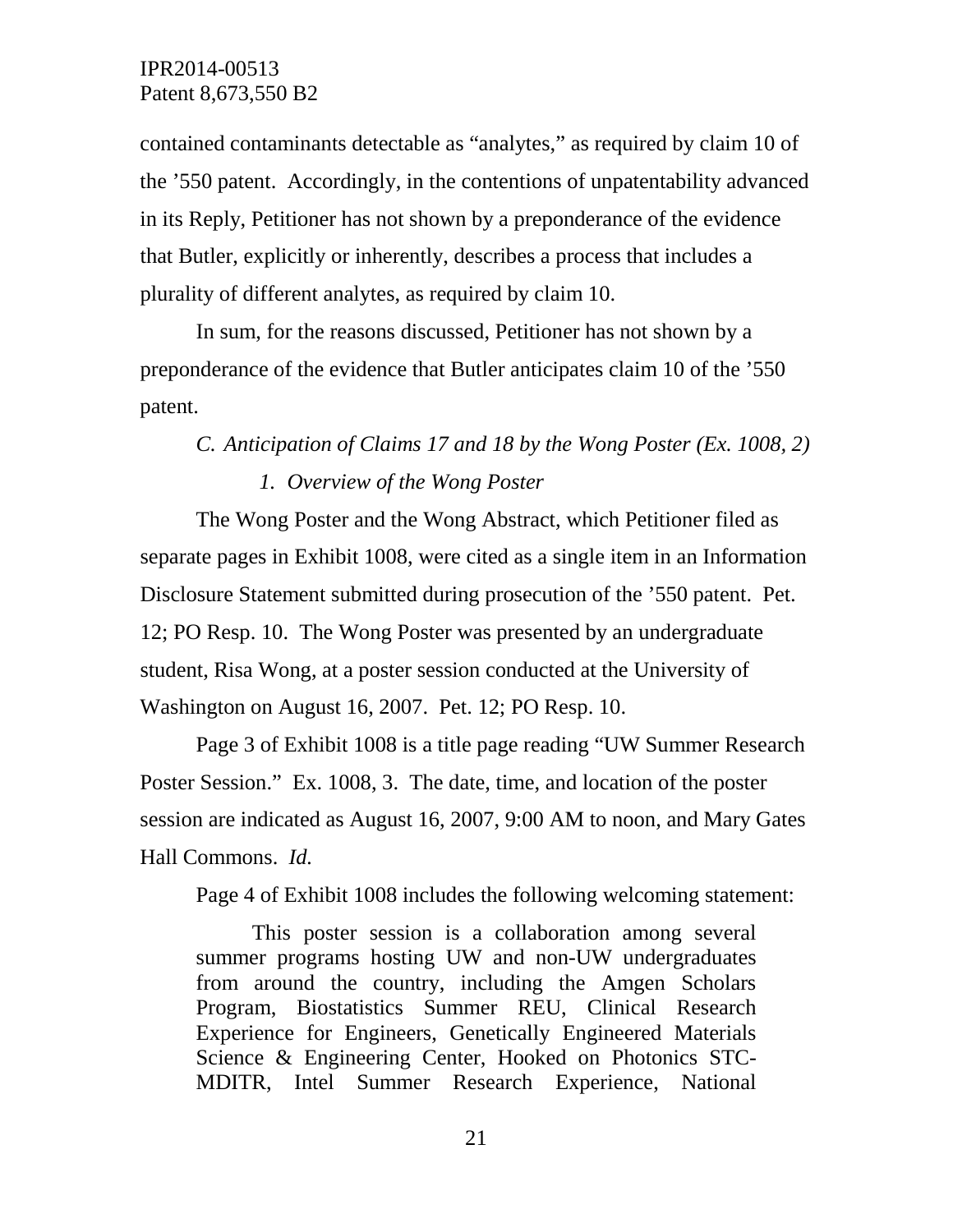contained contaminants detectable as "analytes," as required by claim 10 of the '550 patent. Accordingly, in the contentions of unpatentability advanced in its Reply, Petitioner has not shown by a preponderance of the evidence that Butler, explicitly or inherently, describes a process that includes a plurality of different analytes, as required by claim 10.

In sum, for the reasons discussed, Petitioner has not shown by a preponderance of the evidence that Butler anticipates claim 10 of the '550 patent.

### *C. Anticipation of Claims 17 and 18 by the Wong Poster (Ex. 1008, 2)*

#### *1. Overview of the Wong Poster*

The Wong Poster and the Wong Abstract, which Petitioner filed as separate pages in Exhibit 1008, were cited as a single item in an Information Disclosure Statement submitted during prosecution of the '550 patent. Pet. 12; PO Resp. 10. The Wong Poster was presented by an undergraduate student, Risa Wong, at a poster session conducted at the University of Washington on August 16, 2007. Pet. 12; PO Resp. 10.

Page 3 of Exhibit 1008 is a title page reading "UW Summer Research Poster Session." Ex. 1008, 3. The date, time, and location of the poster session are indicated as August 16, 2007, 9:00 AM to noon, and Mary Gates Hall Commons. *Id.*

Page 4 of Exhibit 1008 includes the following welcoming statement:

> This poster session is a collaboration among several summer programs hosting UW and non-UW undergraduates from around the country, including the Amgen Scholars Program, Biostatistics Summer REU, Clinical Research Experience for Engineers, Genetically Engineered Materials Science & Engineering Center, Hooked on Photonics STC-MDITR, Intel Summer Research Experience, National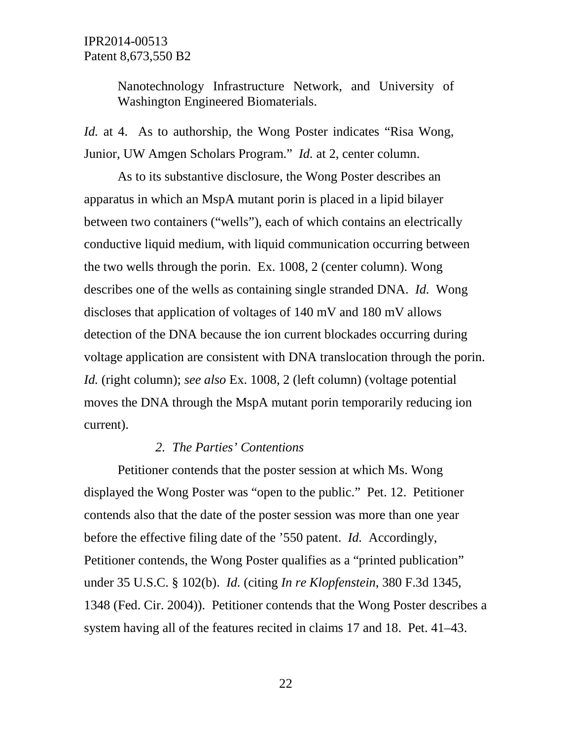> Nanotechnology Infrastructure Network, and University of Washington Engineered Biomaterials.

*Id.* at 4. As to authorship, the Wong Poster indicates "Risa Wong, Junior, UW Amgen Scholars Program." *Id.* at 2, center column.

As to its substantive disclosure, the Wong Poster describes an apparatus in which an MspA mutant porin is placed in a lipid bilayer between two containers ("wells"), each of which contains an electrically conductive liquid medium, with liquid communication occurring between the two wells through the porin. Ex. 1008, 2 (center column). Wong describes one of the wells as containing single stranded DNA. *Id.* Wong discloses that application of voltages of 140 mV and 180 mV allows detection of the DNA because the ion current blockades occurring during voltage application are consistent with DNA translocation through the porin. *Id.* (right column); *see also* Ex. 1008, 2 (left column) (voltage potential moves the DNA through the MspA mutant porin temporarily reducing ion current).

### *2. The Parties' Contentions*

Petitioner contends that the poster session at which Ms. Wong displayed the Wong Poster was "open to the public." Pet. 12. Petitioner contends also that the date of the poster session was more than one year before the effective filing date of the '550 patent. *Id.* Accordingly, Petitioner contends, the Wong Poster qualifies as a "printed publication" under 35 U.S.C. § 102(b). *Id.* (citing *In re Klopfenstein*, 380 F.3d 1345, 1348 (Fed. Cir. 2004)). Petitioner contends that the Wong Poster describes a system having all of the features recited in claims 17 and 18. Pet. 41–43.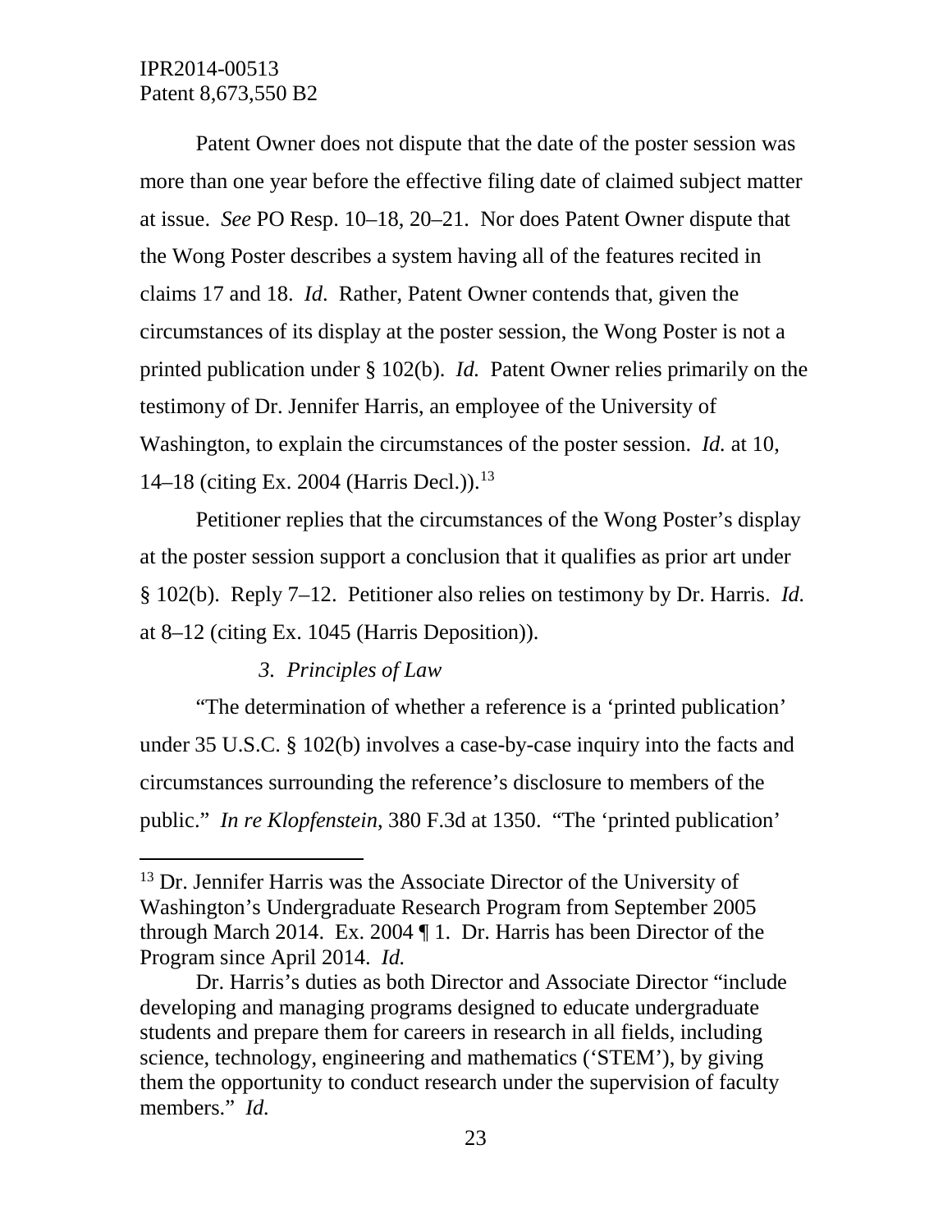Patent Owner does not dispute that the date of the poster session was more than one year before the effective filing date of claimed subject matter at issue. *See* PO Resp. 10–18, 20–21. Nor does Patent Owner dispute that the Wong Poster describes a system having all of the features recited in claims 17 and 18. *Id*. Rather, Patent Owner contends that, given the circumstances of its display at the poster session, the Wong Poster is not a printed publication under § 102(b). *Id.* Patent Owner relies primarily on the testimony of Dr. Jennifer Harris, an employee of the University of Washington, to explain the circumstances of the poster session. *Id.* at 10, 14–18 (citing Ex. 2004 (Harris Decl.)).[13]

Petitioner replies that the circumstances of the Wong Poster's display at the poster session support a conclusion that it qualifies as prior art under § 102(b). Reply 7–12. Petitioner also relies on testimony by Dr. Harris. *Id.* at 8–12 (citing Ex. 1045 (Harris Deposition)).

### *3. Principles of Law*

"The determination of whether a reference is a 'printed publication' under 35 U.S.C. § 102(b) involves a case-by-case inquiry into the facts and circumstances surrounding the reference's disclosure to members of the public." *In re Klopfenstein*, 380 F.3d at 1350. "The 'printed publication'

---

[13] Dr. Jennifer Harris was the Associate Director of the University of Washington's Undergraduate Research Program from September 2005 through March 2014. Ex. 2004 ¶ 1. Dr. Harris has been Director of the Program since April 2014. *Id.*

Dr. Harris's duties as both Director and Associate Director "include developing and managing programs designed to educate undergraduate students and prepare them for careers in research in all fields, including science, technology, engineering and mathematics ('STEM'), by giving them the opportunity to conduct research under the supervision of faculty members." *Id.*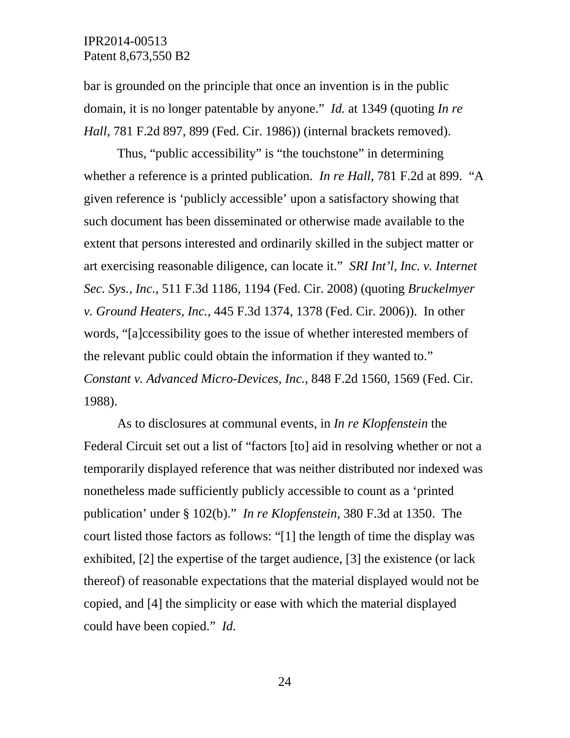bar is grounded on the principle that once an invention is in the public domain, it is no longer patentable by anyone." *Id.* at 1349 (quoting *In re Hall*, 781 F.2d 897, 899 (Fed. Cir. 1986)) (internal brackets removed).

Thus, "public accessibility" is "the touchstone" in determining whether a reference is a printed publication. *In re Hall*, 781 F.2d at 899. "A given reference is 'publicly accessible' upon a satisfactory showing that such document has been disseminated or otherwise made available to the extent that persons interested and ordinarily skilled in the subject matter or art exercising reasonable diligence, can locate it." *SRI Int'l, Inc. v. Internet Sec. Sys., Inc.*, 511 F.3d 1186, 1194 (Fed. Cir. 2008) (quoting *Bruckelmyer v. Ground Heaters, Inc.*, 445 F.3d 1374, 1378 (Fed. Cir. 2006)). In other words, "[a]ccessibility goes to the issue of whether interested members of the relevant public could obtain the information if they wanted to." *Constant v. Advanced Micro-Devices, Inc.*, 848 F.2d 1560, 1569 (Fed. Cir. 1988).

As to disclosures at communal events, in *In re Klopfenstein* the Federal Circuit set out a list of "factors [to] aid in resolving whether or not a temporarily displayed reference that was neither distributed nor indexed was nonetheless made sufficiently publicly accessible to count as a 'printed publication' under § 102(b)." *In re Klopfenstein*, 380 F.3d at 1350. The court listed those factors as follows: "[1] the length of time the display was exhibited, [2] the expertise of the target audience, [3] the existence (or lack thereof) of reasonable expectations that the material displayed would not be copied, and [4] the simplicity or ease with which the material displayed could have been copied." *Id.*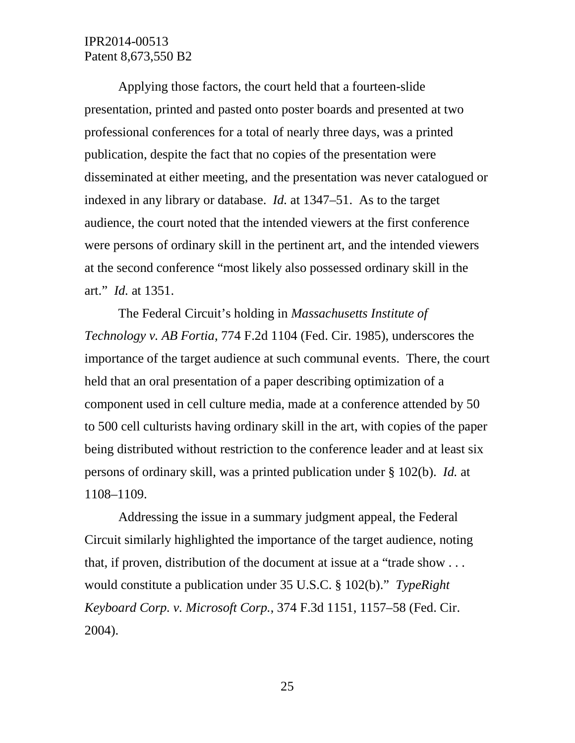Applying those factors, the court held that a fourteen-slide presentation, printed and pasted onto poster boards and presented at two professional conferences for a total of nearly three days, was a printed publication, despite the fact that no copies of the presentation were disseminated at either meeting, and the presentation was never catalogued or indexed in any library or database. *Id.* at 1347–51. As to the target audience, the court noted that the intended viewers at the first conference were persons of ordinary skill in the pertinent art, and the intended viewers at the second conference "most likely also possessed ordinary skill in the art." *Id.* at 1351.

The Federal Circuit's holding in *Massachusetts Institute of Technology v. AB Fortia*, 774 F.2d 1104 (Fed. Cir. 1985), underscores the importance of the target audience at such communal events. There, the court held that an oral presentation of a paper describing optimization of a component used in cell culture media, made at a conference attended by 50 to 500 cell culturists having ordinary skill in the art, with copies of the paper being distributed without restriction to the conference leader and at least six persons of ordinary skill, was a printed publication under § 102(b). *Id.* at 1108–1109.

Addressing the issue in a summary judgment appeal, the Federal Circuit similarly highlighted the importance of the target audience, noting that, if proven, distribution of the document at issue at a "trade show . . . would constitute a publication under 35 U.S.C. § 102(b)." *TypeRight Keyboard Corp. v. Microsoft Corp.*, 374 F.3d 1151, 1157–58 (Fed. Cir. 2004).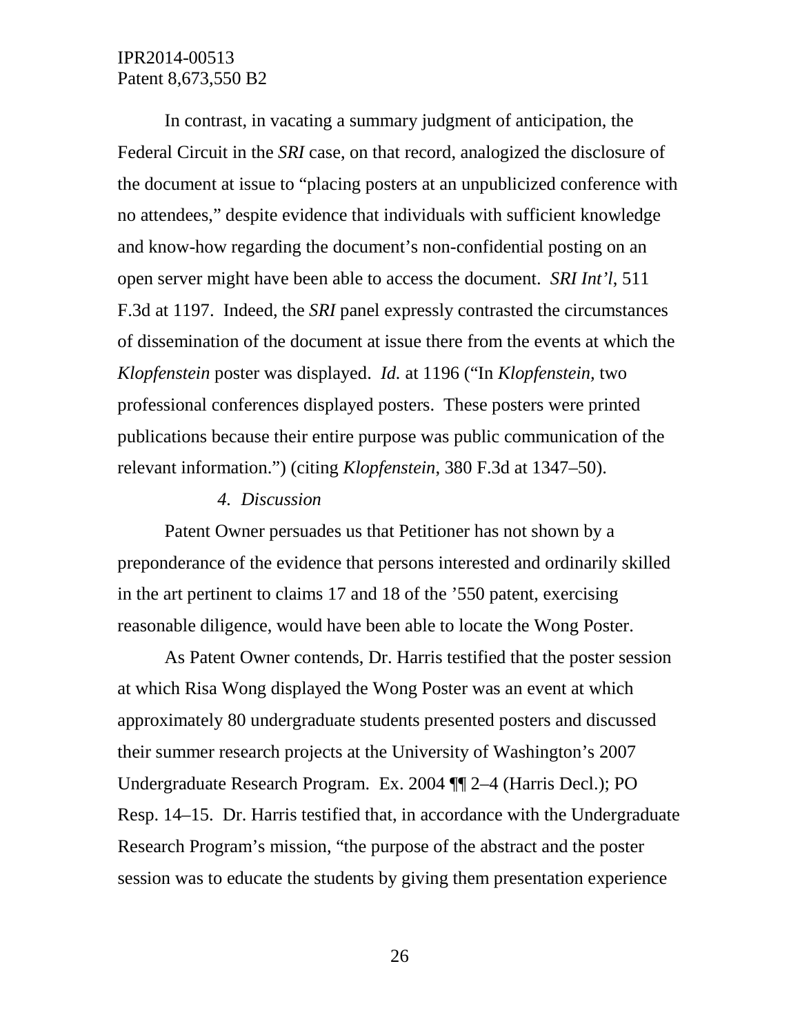In contrast, in vacating a summary judgment of anticipation, the Federal Circuit in the *SRI* case, on that record, analogized the disclosure of the document at issue to "placing posters at an unpublicized conference with no attendees," despite evidence that individuals with sufficient knowledge and know-how regarding the document's non-confidential posting on an open server might have been able to access the document. *SRI Int'l*, 511 F.3d at 1197. Indeed, the *SRI* panel expressly contrasted the circumstances of dissemination of the document at issue there from the events at which the *Klopfenstein* poster was displayed. *Id.* at 1196 ("In *Klopfenstein*, two professional conferences displayed posters. These posters were printed publications because their entire purpose was public communication of the relevant information.") (citing *Klopfenstein*, 380 F.3d at 1347–50).

*4. Discussion*

Patent Owner persuades us that Petitioner has not shown by a preponderance of the evidence that persons interested and ordinarily skilled in the art pertinent to claims 17 and 18 of the '550 patent, exercising reasonable diligence, would have been able to locate the Wong Poster.

As Patent Owner contends, Dr. Harris testified that the poster session at which Risa Wong displayed the Wong Poster was an event at which approximately 80 undergraduate students presented posters and discussed their summer research projects at the University of Washington's 2007 Undergraduate Research Program. Ex. 2004 ¶¶ 2–4 (Harris Decl.); PO Resp. 14–15. Dr. Harris testified that, in accordance with the Undergraduate Research Program's mission, "the purpose of the abstract and the poster session was to educate the students by giving them presentation experience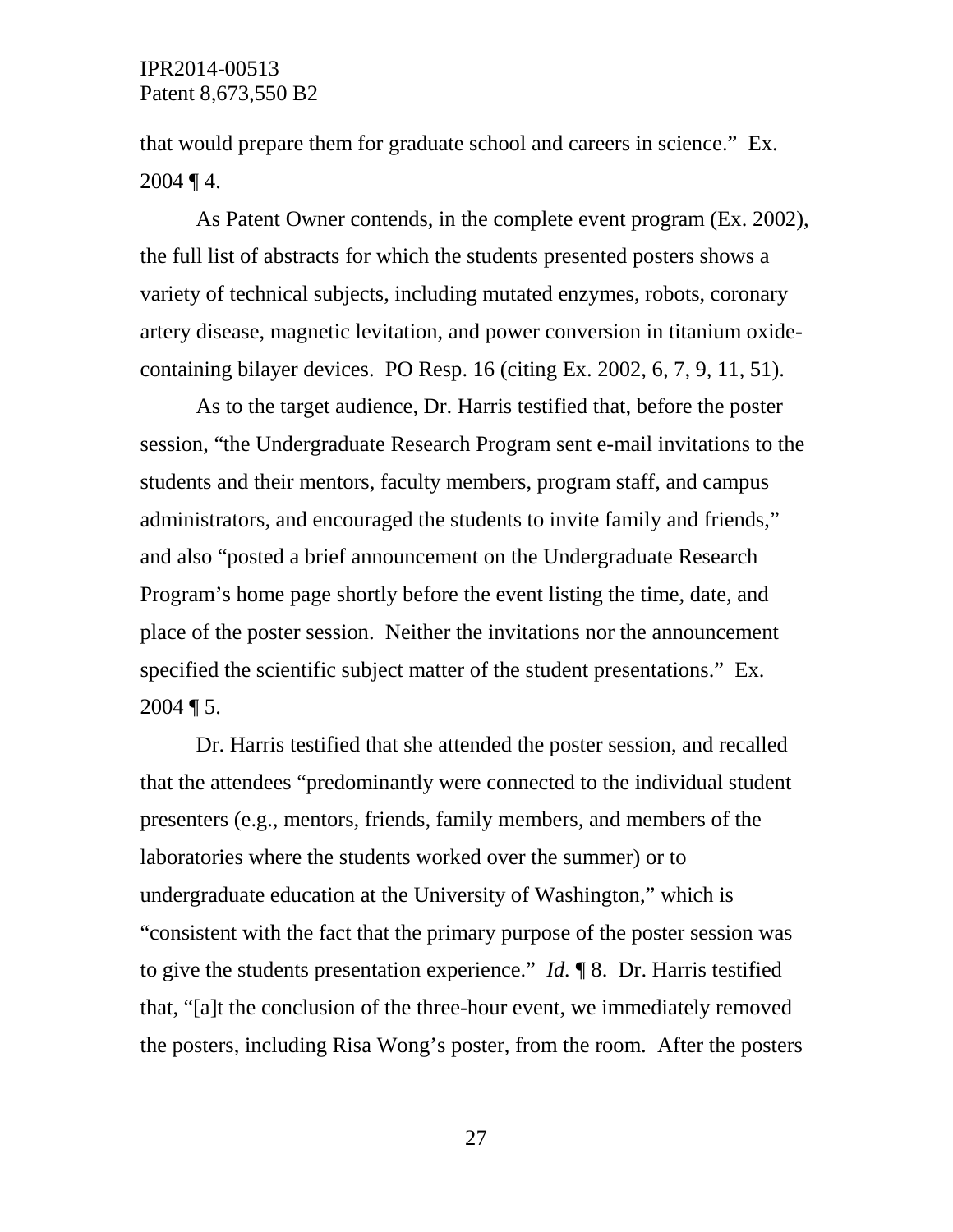that would prepare them for graduate school and careers in science." Ex. 2004 ¶ 4.

As Patent Owner contends, in the complete event program (Ex. 2002), the full list of abstracts for which the students presented posters shows a variety of technical subjects, including mutated enzymes, robots, coronary artery disease, magnetic levitation, and power conversion in titanium oxide-containing bilayer devices. PO Resp. 16 (citing Ex. 2002, 6, 7, 9, 11, 51).

As to the target audience, Dr. Harris testified that, before the poster session, "the Undergraduate Research Program sent e-mail invitations to the students and their mentors, faculty members, program staff, and campus administrators, and encouraged the students to invite family and friends," and also "posted a brief announcement on the Undergraduate Research Program's home page shortly before the event listing the time, date, and place of the poster session. Neither the invitations nor the announcement specified the scientific subject matter of the student presentations." Ex. 2004 ¶ 5.

Dr. Harris testified that she attended the poster session, and recalled that the attendees "predominantly were connected to the individual student presenters (e.g., mentors, friends, family members, and members of the laboratories where the students worked over the summer) or to undergraduate education at the University of Washington," which is "consistent with the fact that the primary purpose of the poster session was to give the students presentation experience." *Id.* ¶ 8. Dr. Harris testified that, "[a]t the conclusion of the three-hour event, we immediately removed the posters, including Risa Wong's poster, from the room. After the posters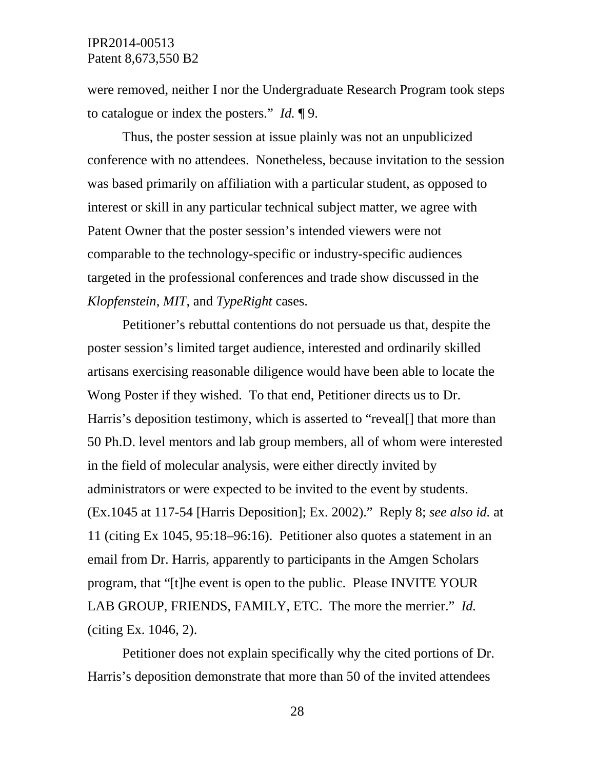were removed, neither I nor the Undergraduate Research Program took steps to catalogue or index the posters." *Id.* ¶ 9.

Thus, the poster session at issue plainly was not an unpublicized conference with no attendees. Nonetheless, because invitation to the session was based primarily on affiliation with a particular student, as opposed to interest or skill in any particular technical subject matter, we agree with Patent Owner that the poster session's intended viewers were not comparable to the technology-specific or industry-specific audiences targeted in the professional conferences and trade show discussed in the *Klopfenstein*, *MIT*, and *TypeRight* cases.

Petitioner's rebuttal contentions do not persuade us that, despite the poster session's limited target audience, interested and ordinarily skilled artisans exercising reasonable diligence would have been able to locate the Wong Poster if they wished. To that end, Petitioner directs us to Dr. Harris's deposition testimony, which is asserted to "reveal[] that more than 50 Ph.D. level mentors and lab group members, all of whom were interested in the field of molecular analysis, were either directly invited by administrators or were expected to be invited to the event by students. (Ex.1045 at 117-54 [Harris Deposition]; Ex. 2002)." Reply 8; *see also id.* at 11 (citing Ex 1045, 95:18–96:16). Petitioner also quotes a statement in an email from Dr. Harris, apparently to participants in the Amgen Scholars program, that "[t]he event is open to the public. Please INVITE YOUR LAB GROUP, FRIENDS, FAMILY, ETC. The more the merrier." *Id.* (citing Ex. 1046, 2).

Petitioner does not explain specifically why the cited portions of Dr. Harris's deposition demonstrate that more than 50 of the invited attendees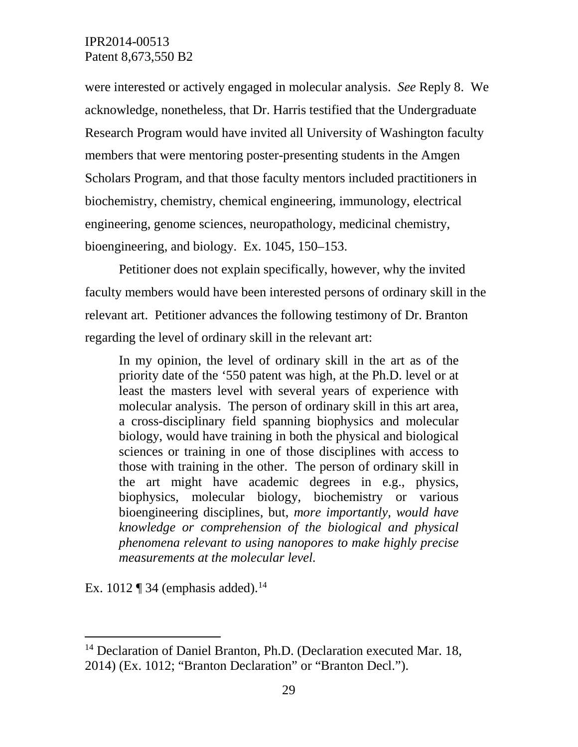were interested or actively engaged in molecular analysis. *See* Reply 8. We acknowledge, nonetheless, that Dr. Harris testified that the Undergraduate Research Program would have invited all University of Washington faculty members that were mentoring poster-presenting students in the Amgen Scholars Program, and that those faculty mentors included practitioners in biochemistry, chemistry, chemical engineering, immunology, electrical engineering, genome sciences, neuropathology, medicinal chemistry, bioengineering, and biology. Ex. 1045, 150–153.

Petitioner does not explain specifically, however, why the invited faculty members would have been interested persons of ordinary skill in the relevant art. Petitioner advances the following testimony of Dr. Branton regarding the level of ordinary skill in the relevant art:

> In my opinion, the level of ordinary skill in the art as of the priority date of the '550 patent was high, at the Ph.D. level or at least the masters level with several years of experience with molecular analysis. The person of ordinary skill in this art area, a cross-disciplinary field spanning biophysics and molecular biology, would have training in both the physical and biological sciences or training in one of those disciplines with access to those with training in the other. The person of ordinary skill in the art might have academic degrees in e.g., physics, biophysics, molecular biology, biochemistry or various bioengineering disciplines, but, *more importantly, would have knowledge or comprehension of the biological and physical phenomena relevant to using nanopores to make highly precise measurements at the molecular level.*

Ex. 1012 ¶ 34 (emphasis added).[14]

---

[14] Declaration of Daniel Branton, Ph.D. (Declaration executed Mar. 18, 2014) (Ex. 1012; "Branton Declaration" or "Branton Decl.").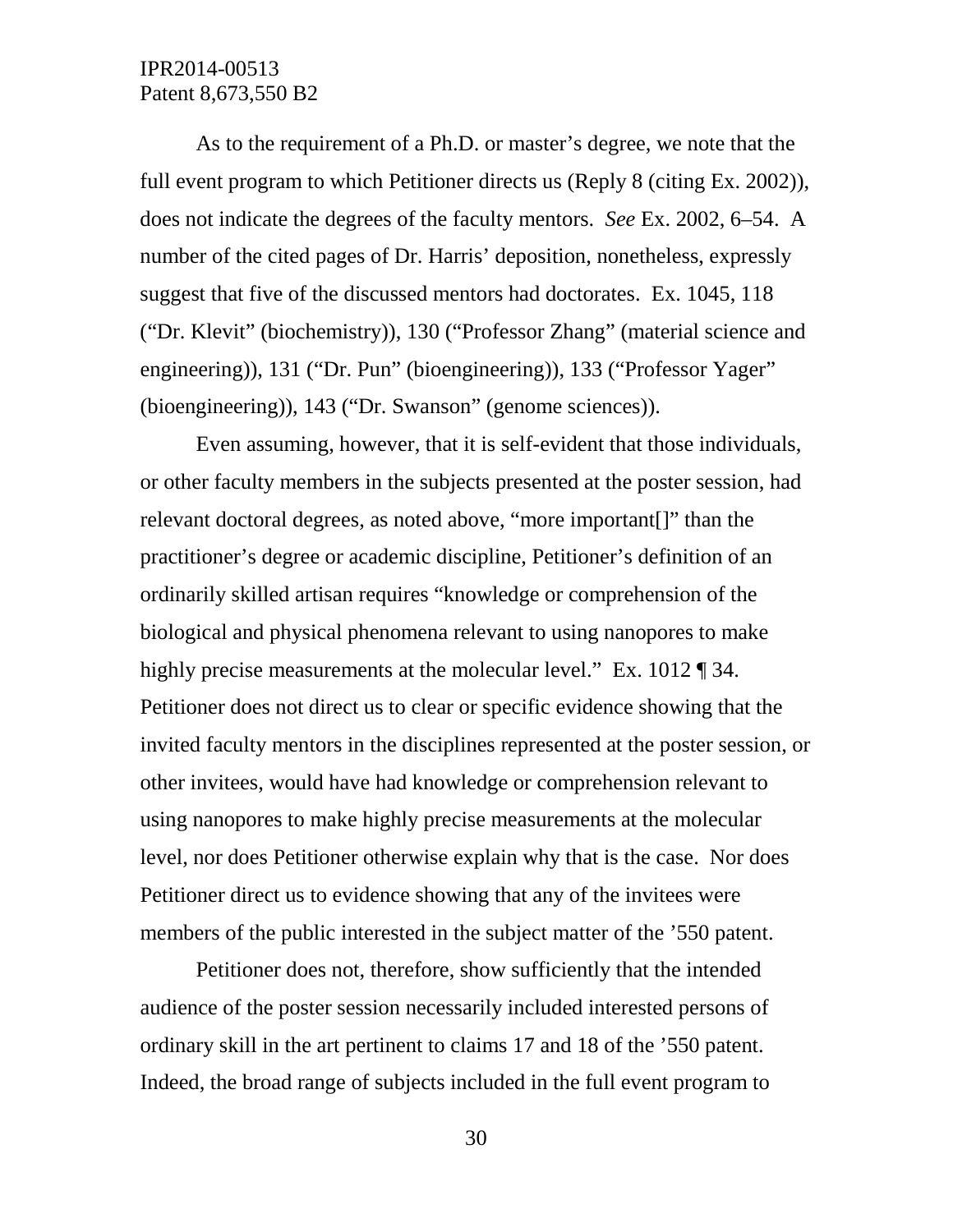As to the requirement of a Ph.D. or master's degree, we note that the full event program to which Petitioner directs us (Reply 8 (citing Ex. 2002)), does not indicate the degrees of the faculty mentors. *See* Ex. 2002, 6–54. A number of the cited pages of Dr. Harris' deposition, nonetheless, expressly suggest that five of the discussed mentors had doctorates. Ex. 1045, 118 ("Dr. Klevit" (biochemistry)), 130 ("Professor Zhang" (material science and engineering)), 131 ("Dr. Pun" (bioengineering)), 133 ("Professor Yager" (bioengineering)), 143 ("Dr. Swanson" (genome sciences)).

Even assuming, however, that it is self-evident that those individuals, or other faculty members in the subjects presented at the poster session, had relevant doctoral degrees, as noted above, "more important[]" than the practitioner's degree or academic discipline, Petitioner's definition of an ordinarily skilled artisan requires "knowledge or comprehension of the biological and physical phenomena relevant to using nanopores to make highly precise measurements at the molecular level." Ex. 1012 ¶ 34. Petitioner does not direct us to clear or specific evidence showing that the invited faculty mentors in the disciplines represented at the poster session, or other invitees, would have had knowledge or comprehension relevant to using nanopores to make highly precise measurements at the molecular level, nor does Petitioner otherwise explain why that is the case. Nor does Petitioner direct us to evidence showing that any of the invitees were members of the public interested in the subject matter of the '550 patent.

Petitioner does not, therefore, show sufficiently that the intended audience of the poster session necessarily included interested persons of ordinary skill in the art pertinent to claims 17 and 18 of the '550 patent. Indeed, the broad range of subjects included in the full event program to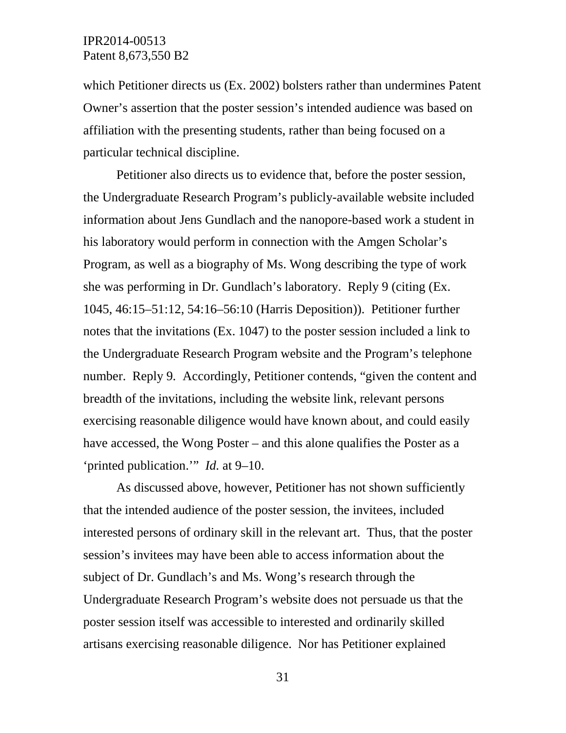which Petitioner directs us (Ex. 2002) bolsters rather than undermines Patent Owner's assertion that the poster session's intended audience was based on affiliation with the presenting students, rather than being focused on a particular technical discipline.

Petitioner also directs us to evidence that, before the poster session, the Undergraduate Research Program's publicly-available website included information about Jens Gundlach and the nanopore-based work a student in his laboratory would perform in connection with the Amgen Scholar's Program, as well as a biography of Ms. Wong describing the type of work she was performing in Dr. Gundlach's laboratory. Reply 9 (citing (Ex. 1045, 46:15–51:12, 54:16–56:10 (Harris Deposition)). Petitioner further notes that the invitations (Ex. 1047) to the poster session included a link to the Undergraduate Research Program website and the Program's telephone number. Reply 9. Accordingly, Petitioner contends, "given the content and breadth of the invitations, including the website link, relevant persons exercising reasonable diligence would have known about, and could easily have accessed, the Wong Poster – and this alone qualifies the Poster as a 'printed publication.'" *Id.* at 9–10.

As discussed above, however, Petitioner has not shown sufficiently that the intended audience of the poster session, the invitees, included interested persons of ordinary skill in the relevant art. Thus, that the poster session's invitees may have been able to access information about the subject of Dr. Gundlach's and Ms. Wong's research through the Undergraduate Research Program's website does not persuade us that the poster session itself was accessible to interested and ordinarily skilled artisans exercising reasonable diligence. Nor has Petitioner explained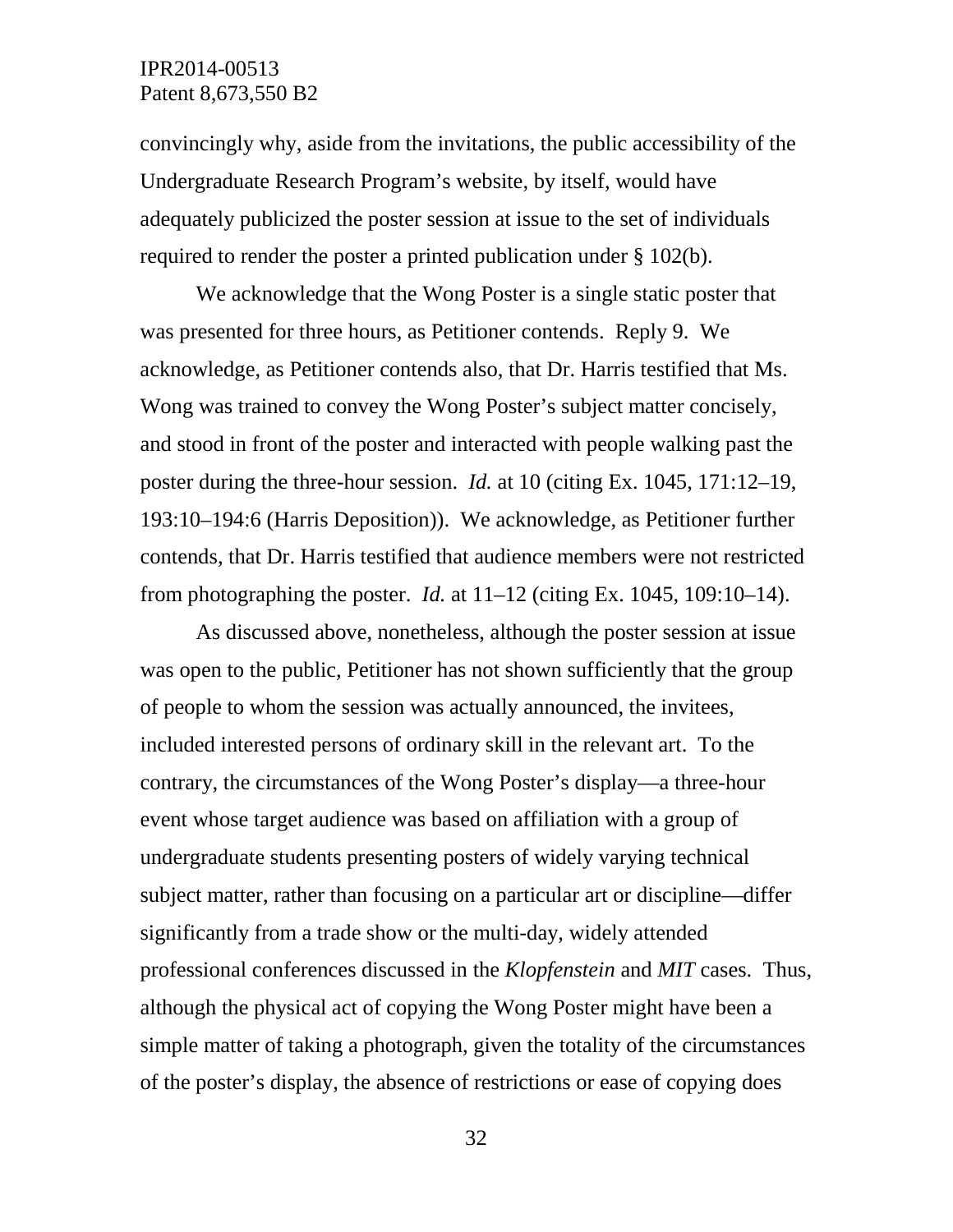convincingly why, aside from the invitations, the public accessibility of the Undergraduate Research Program's website, by itself, would have adequately publicized the poster session at issue to the set of individuals required to render the poster a printed publication under § 102(b).

We acknowledge that the Wong Poster is a single static poster that was presented for three hours, as Petitioner contends. Reply 9. We acknowledge, as Petitioner contends also, that Dr. Harris testified that Ms. Wong was trained to convey the Wong Poster's subject matter concisely, and stood in front of the poster and interacted with people walking past the poster during the three-hour session. *Id.* at 10 (citing Ex. 1045, 171:12–19, 193:10–194:6 (Harris Deposition)). We acknowledge, as Petitioner further contends, that Dr. Harris testified that audience members were not restricted from photographing the poster. *Id.* at 11–12 (citing Ex. 1045, 109:10–14).

As discussed above, nonetheless, although the poster session at issue was open to the public, Petitioner has not shown sufficiently that the group of people to whom the session was actually announced, the invitees, included interested persons of ordinary skill in the relevant art. To the contrary, the circumstances of the Wong Poster's display—a three-hour event whose target audience was based on affiliation with a group of undergraduate students presenting posters of widely varying technical subject matter, rather than focusing on a particular art or discipline—differ significantly from a trade show or the multi-day, widely attended professional conferences discussed in the *Klopfenstein* and *MIT* cases. Thus, although the physical act of copying the Wong Poster might have been a simple matter of taking a photograph, given the totality of the circumstances of the poster's display, the absence of restrictions or ease of copying does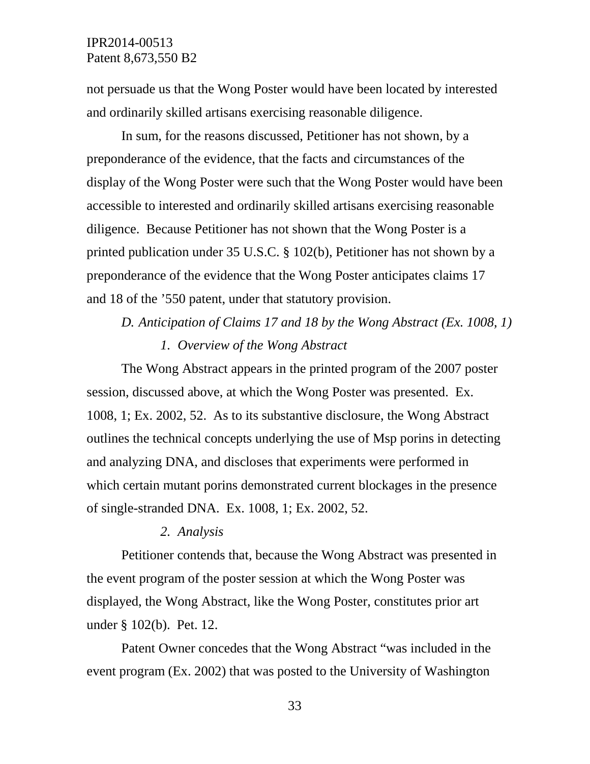not persuade us that the Wong Poster would have been located by interested and ordinarily skilled artisans exercising reasonable diligence.

In sum, for the reasons discussed, Petitioner has not shown, by a preponderance of the evidence, that the facts and circumstances of the display of the Wong Poster were such that the Wong Poster would have been accessible to interested and ordinarily skilled artisans exercising reasonable diligence. Because Petitioner has not shown that the Wong Poster is a printed publication under 35 U.S.C. § 102(b), Petitioner has not shown by a preponderance of the evidence that the Wong Poster anticipates claims 17 and 18 of the ’550 patent, under that statutory provision.

### *D. Anticipation of Claims 17 and 18 by the Wong Abstract (Ex. 1008, 1)*

#### *1. Overview of the Wong Abstract*

The Wong Abstract appears in the printed program of the 2007 poster session, discussed above, at which the Wong Poster was presented. Ex. 1008, 1; Ex. 2002, 52. As to its substantive disclosure, the Wong Abstract outlines the technical concepts underlying the use of Msp porins in detecting and analyzing DNA, and discloses that experiments were performed in which certain mutant porins demonstrated current blockages in the presence of single-stranded DNA. Ex. 1008, 1; Ex. 2002, 52.

#### *2. Analysis*

Petitioner contends that, because the Wong Abstract was presented in the event program of the poster session at which the Wong Poster was displayed, the Wong Abstract, like the Wong Poster, constitutes prior art under § 102(b). Pet. 12.

Patent Owner concedes that the Wong Abstract “was included in the event program (Ex. 2002) that was posted to the University of Washington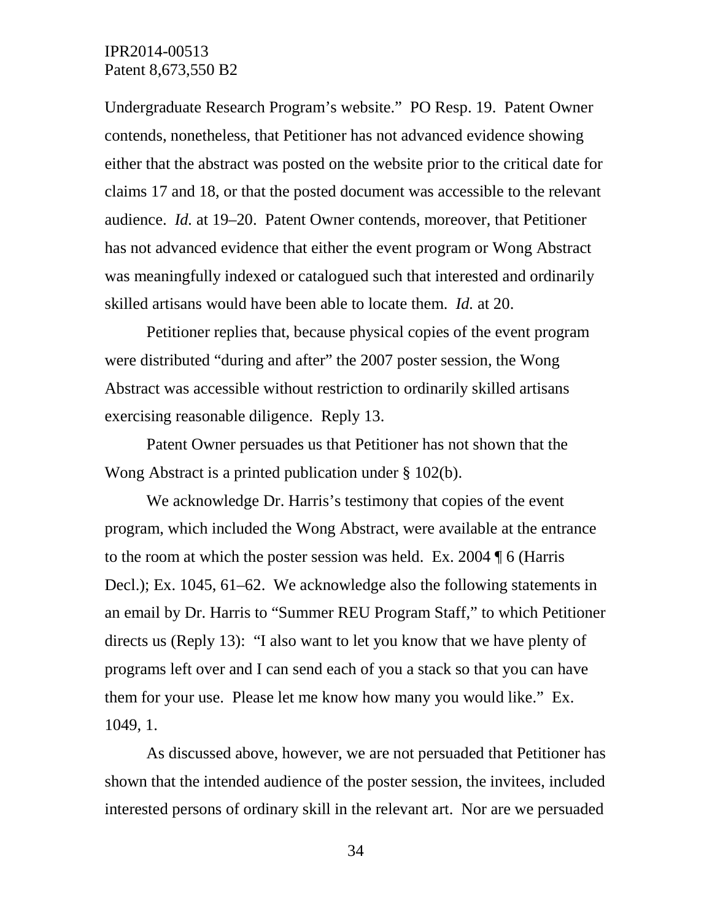Undergraduate Research Program's website." PO Resp. 19. Patent Owner contends, nonetheless, that Petitioner has not advanced evidence showing either that the abstract was posted on the website prior to the critical date for claims 17 and 18, or that the posted document was accessible to the relevant audience. *Id.* at 19–20. Patent Owner contends, moreover, that Petitioner has not advanced evidence that either the event program or Wong Abstract was meaningfully indexed or catalogued such that interested and ordinarily skilled artisans would have been able to locate them. *Id.* at 20.

Petitioner replies that, because physical copies of the event program were distributed "during and after" the 2007 poster session, the Wong Abstract was accessible without restriction to ordinarily skilled artisans exercising reasonable diligence. Reply 13.

Patent Owner persuades us that Petitioner has not shown that the Wong Abstract is a printed publication under § 102(b).

We acknowledge Dr. Harris's testimony that copies of the event program, which included the Wong Abstract, were available at the entrance to the room at which the poster session was held. Ex. 2004 ¶ 6 (Harris Decl.); Ex. 1045, 61–62. We acknowledge also the following statements in an email by Dr. Harris to "Summer REU Program Staff," to which Petitioner directs us (Reply 13): "I also want to let you know that we have plenty of programs left over and I can send each of you a stack so that you can have them for your use. Please let me know how many you would like." Ex. 1049, 1.

As discussed above, however, we are not persuaded that Petitioner has shown that the intended audience of the poster session, the invitees, included interested persons of ordinary skill in the relevant art. Nor are we persuaded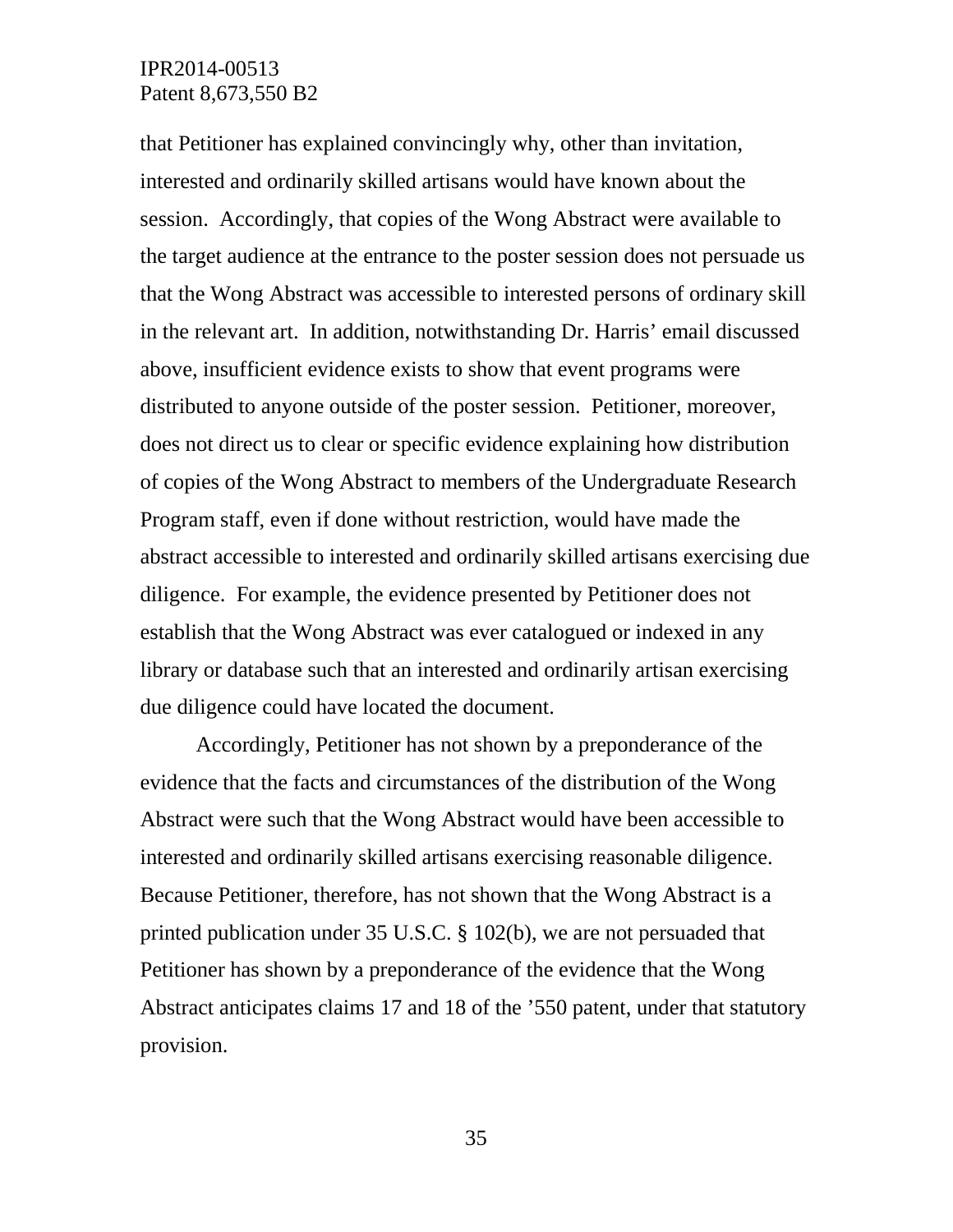that Petitioner has explained convincingly why, other than invitation, interested and ordinarily skilled artisans would have known about the session. Accordingly, that copies of the Wong Abstract were available to the target audience at the entrance to the poster session does not persuade us that the Wong Abstract was accessible to interested persons of ordinary skill in the relevant art. In addition, notwithstanding Dr. Harris' email discussed above, insufficient evidence exists to show that event programs were distributed to anyone outside of the poster session. Petitioner, moreover, does not direct us to clear or specific evidence explaining how distribution of copies of the Wong Abstract to members of the Undergraduate Research Program staff, even if done without restriction, would have made the abstract accessible to interested and ordinarily skilled artisans exercising due diligence. For example, the evidence presented by Petitioner does not establish that the Wong Abstract was ever catalogued or indexed in any library or database such that an interested and ordinarily artisan exercising due diligence could have located the document.

Accordingly, Petitioner has not shown by a preponderance of the evidence that the facts and circumstances of the distribution of the Wong Abstract were such that the Wong Abstract would have been accessible to interested and ordinarily skilled artisans exercising reasonable diligence. Because Petitioner, therefore, has not shown that the Wong Abstract is a printed publication under 35 U.S.C. § 102(b), we are not persuaded that Petitioner has shown by a preponderance of the evidence that the Wong Abstract anticipates claims 17 and 18 of the '550 patent, under that statutory provision.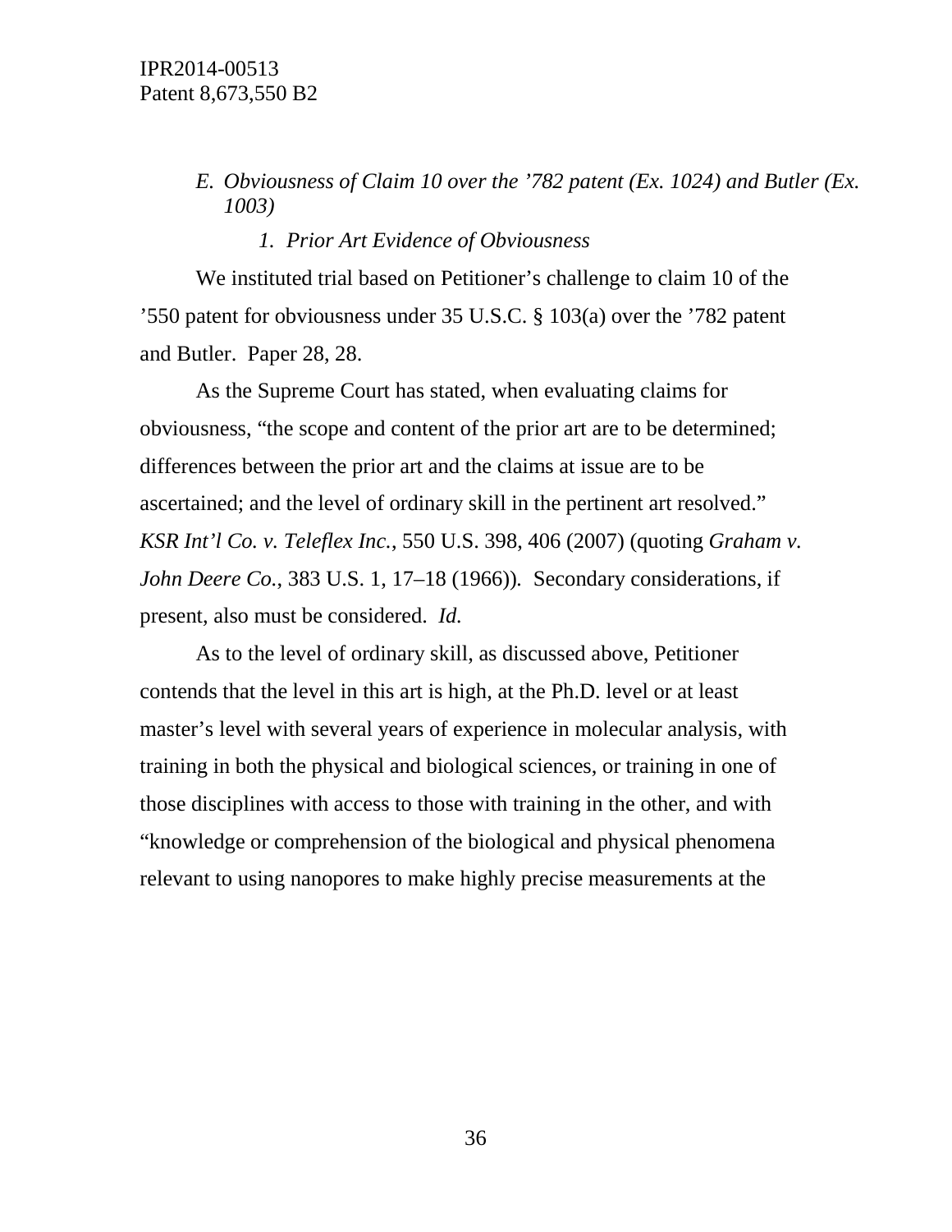*E. Obviousness of Claim 10 over the ’782 patent (Ex. 1024) and Butler (Ex. 1003)*

*1. Prior Art Evidence of Obviousness*

We instituted trial based on Petitioner’s challenge to claim 10 of the ’550 patent for obviousness under 35 U.S.C. § 103(a) over the ’782 patent and Butler. Paper 28, 28.

As the Supreme Court has stated, when evaluating claims for obviousness, “the scope and content of the prior art are to be determined; differences between the prior art and the claims at issue are to be ascertained; and the level of ordinary skill in the pertinent art resolved.” *KSR Int’l Co. v. Teleflex Inc.*, 550 U.S. 398, 406 (2007) (quoting *Graham v. John Deere Co.*, 383 U.S. 1, 17–18 (1966)). Secondary considerations, if present, also must be considered. *Id.*

As to the level of ordinary skill, as discussed above, Petitioner contends that the level in this art is high, at the Ph.D. level or at least master’s level with several years of experience in molecular analysis, with training in both the physical and biological sciences, or training in one of those disciplines with access to those with training in the other, and with “knowledge or comprehension of the biological and physical phenomena relevant to using nanopores to make highly precise measurements at the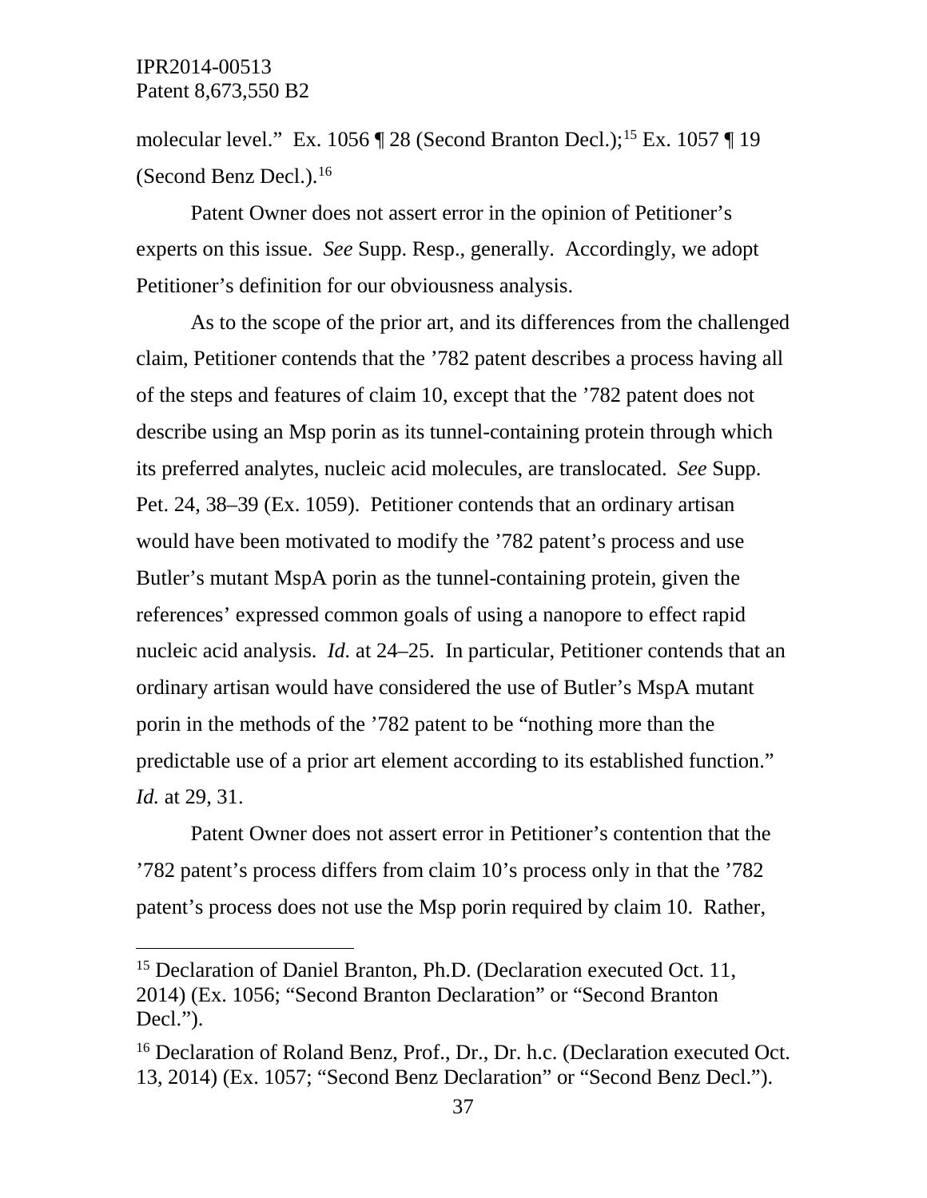molecular level." Ex. 1056 ¶ 28 (Second Branton Decl.);[15] Ex. 1057 ¶ 19 (Second Benz Decl.).[16]

Patent Owner does not assert error in the opinion of Petitioner's experts on this issue. *See* Supp. Resp., generally. Accordingly, we adopt Petitioner's definition for our obviousness analysis.

As to the scope of the prior art, and its differences from the challenged claim, Petitioner contends that the '782 patent describes a process having all of the steps and features of claim 10, except that the '782 patent does not describe using an Msp porin as its tunnel-containing protein through which its preferred analytes, nucleic acid molecules, are translocated. *See* Supp. Pet. 24, 38–39 (Ex. 1059). Petitioner contends that an ordinary artisan would have been motivated to modify the '782 patent's process and use Butler's mutant MspA porin as the tunnel-containing protein, given the references' expressed common goals of using a nanopore to effect rapid nucleic acid analysis. *Id.* at 24–25. In particular, Petitioner contends that an ordinary artisan would have considered the use of Butler's MspA mutant porin in the methods of the '782 patent to be "nothing more than the predictable use of a prior art element according to its established function." *Id.* at 29, 31.

Patent Owner does not assert error in Petitioner's contention that the '782 patent's process differs from claim 10's process only in that the '782 patent's process does not use the Msp porin required by claim 10. Rather,

---

[15] Declaration of Daniel Branton, Ph.D. (Declaration executed Oct. 11, 2014) (Ex. 1056; "Second Branton Declaration" or "Second Branton Decl.").

[16] Declaration of Roland Benz, Prof., Dr., Dr. h.c. (Declaration executed Oct. 13, 2014) (Ex. 1057; "Second Benz Declaration" or "Second Benz Decl.").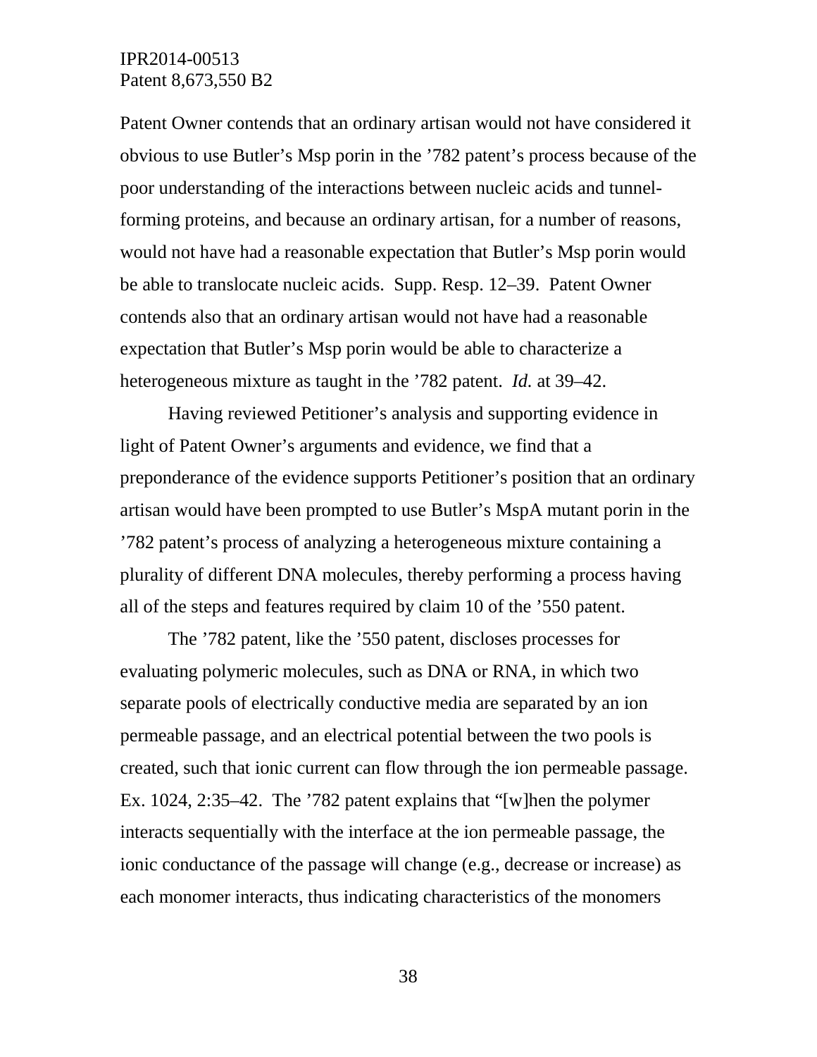Patent Owner contends that an ordinary artisan would not have considered it obvious to use Butler's Msp porin in the '782 patent's process because of the poor understanding of the interactions between nucleic acids and tunnel-forming proteins, and because an ordinary artisan, for a number of reasons, would not have had a reasonable expectation that Butler's Msp porin would be able to translocate nucleic acids. Supp. Resp. 12–39. Patent Owner contends also that an ordinary artisan would not have had a reasonable expectation that Butler's Msp porin would be able to characterize a heterogeneous mixture as taught in the '782 patent. *Id.* at 39–42.

Having reviewed Petitioner's analysis and supporting evidence in light of Patent Owner's arguments and evidence, we find that a preponderance of the evidence supports Petitioner's position that an ordinary artisan would have been prompted to use Butler's MspA mutant porin in the '782 patent's process of analyzing a heterogeneous mixture containing a plurality of different DNA molecules, thereby performing a process having all of the steps and features required by claim 10 of the '550 patent.

The '782 patent, like the '550 patent, discloses processes for evaluating polymeric molecules, such as DNA or RNA, in which two separate pools of electrically conductive media are separated by an ion permeable passage, and an electrical potential between the two pools is created, such that ionic current can flow through the ion permeable passage. Ex. 1024, 2:35–42. The '782 patent explains that "[w]hen the polymer interacts sequentially with the interface at the ion permeable passage, the ionic conductance of the passage will change (e.g., decrease or increase) as each monomer interacts, thus indicating characteristics of the monomers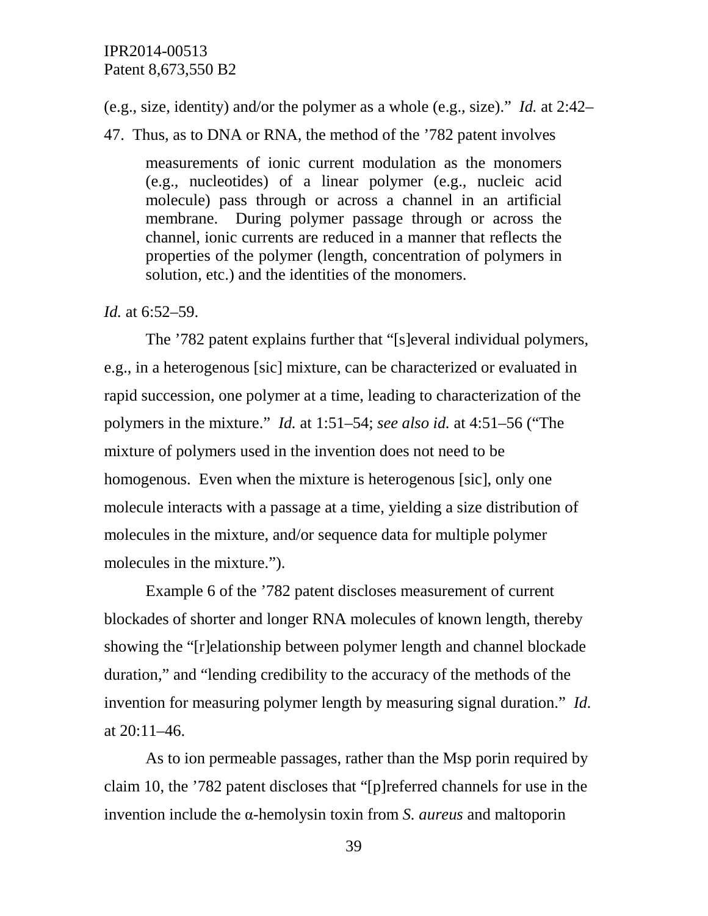(e.g., size, identity) and/or the polymer as a whole (e.g., size)." *Id.* at 2:42–47. Thus, as to DNA or RNA, the method of the '782 patent involves

> measurements of ionic current modulation as the monomers (e.g., nucleotides) of a linear polymer (e.g., nucleic acid molecule) pass through or across a channel in an artificial membrane. During polymer passage through or across the channel, ionic currents are reduced in a manner that reflects the properties of the polymer (length, concentration of polymers in solution, etc.) and the identities of the monomers.

*Id.* at 6:52–59.

The '782 patent explains further that "[s]everal individual polymers, e.g., in a heterogenous [sic] mixture, can be characterized or evaluated in rapid succession, one polymer at a time, leading to characterization of the polymers in the mixture." *Id.* at 1:51–54; *see also id.* at 4:51–56 ("The mixture of polymers used in the invention does not need to be homogenous. Even when the mixture is heterogenous [sic], only one molecule interacts with a passage at a time, yielding a size distribution of molecules in the mixture, and/or sequence data for multiple polymer molecules in the mixture.").

Example 6 of the '782 patent discloses measurement of current blockades of shorter and longer RNA molecules of known length, thereby showing the "[r]elationship between polymer length and channel blockade duration," and "lending credibility to the accuracy of the methods of the invention for measuring polymer length by measuring signal duration." *Id.* at 20:11–46.

As to ion permeable passages, rather than the Msp porin required by claim 10, the '782 patent discloses that "[p]referred channels for use in the invention include the α-hemolysin toxin from *S. aureus* and maltoporin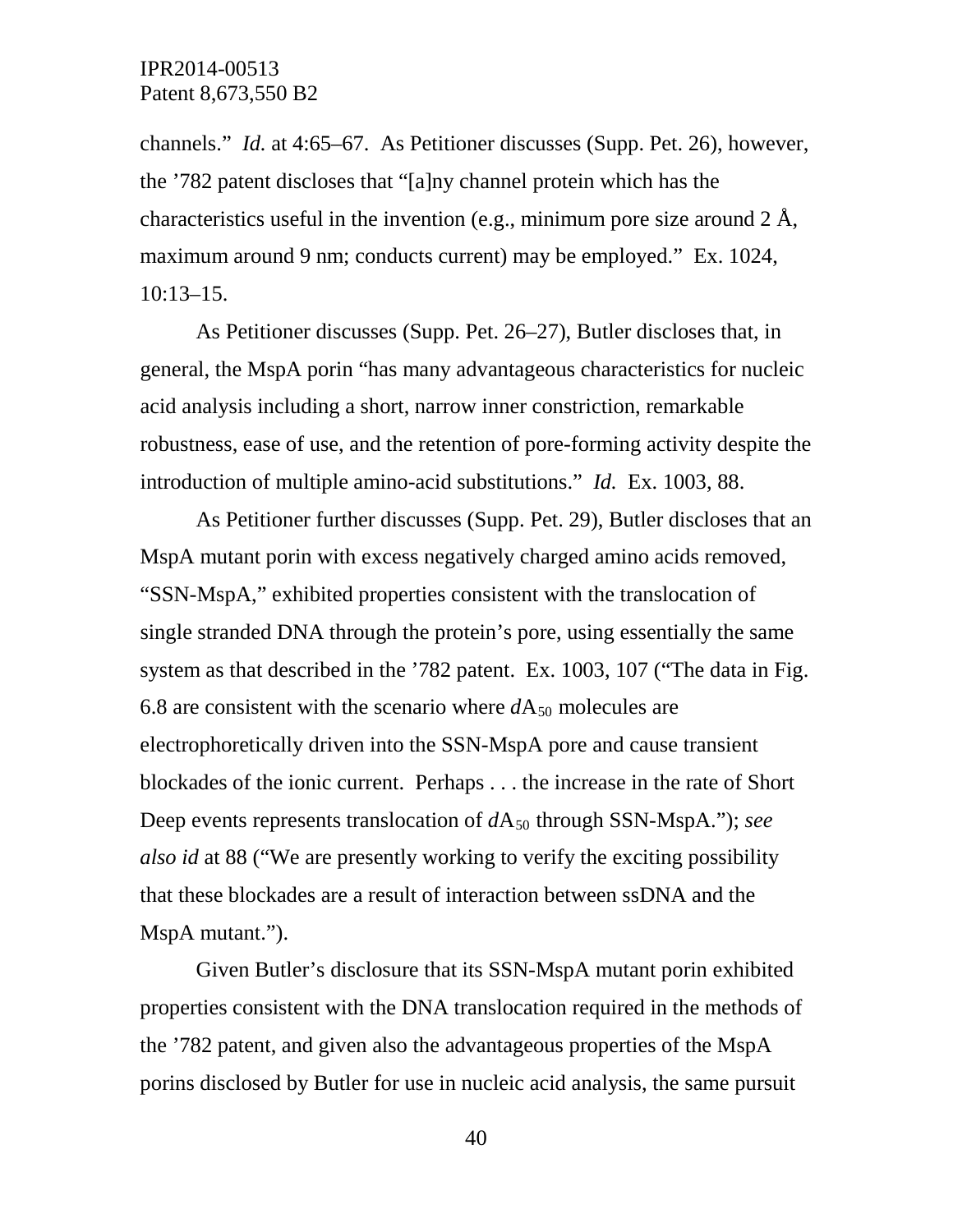channels." *Id.* at 4:65–67. As Petitioner discusses (Supp. Pet. 26), however, the '782 patent discloses that "[a]ny channel protein which has the characteristics useful in the invention (e.g., minimum pore size around 2 Å, maximum around 9 nm; conducts current) may be employed." Ex. 1024, 10:13–15.

As Petitioner discusses (Supp. Pet. 26–27), Butler discloses that, in general, the MspA porin "has many advantageous characteristics for nucleic acid analysis including a short, narrow inner constriction, remarkable robustness, ease of use, and the retention of pore-forming activity despite the introduction of multiple amino-acid substitutions." *Id.* Ex. 1003, 88.

As Petitioner further discusses (Supp. Pet. 29), Butler discloses that an MspA mutant porin with excess negatively charged amino acids removed, "SSN-MspA," exhibited properties consistent with the translocation of single stranded DNA through the protein's pore, using essentially the same system as that described in the '782 patent. Ex. 1003, 107 ("The data in Fig. 6.8 are consistent with the scenario where $dA_{50}$ molecules are electrophoretically driven into the SSN-MspA pore and cause transient blockades of the ionic current. Perhaps . . . the increase in the rate of Short Deep events represents translocation of $dA_{50}$ through SSN-MspA."); *see also id* at 88 ("We are presently working to verify the exciting possibility that these blockades are a result of interaction between ssDNA and the MspA mutant.").

Given Butler's disclosure that its SSN-MspA mutant porin exhibited properties consistent with the DNA translocation required in the methods of the '782 patent, and given also the advantageous properties of the MspA porins disclosed by Butler for use in nucleic acid analysis, the same pursuit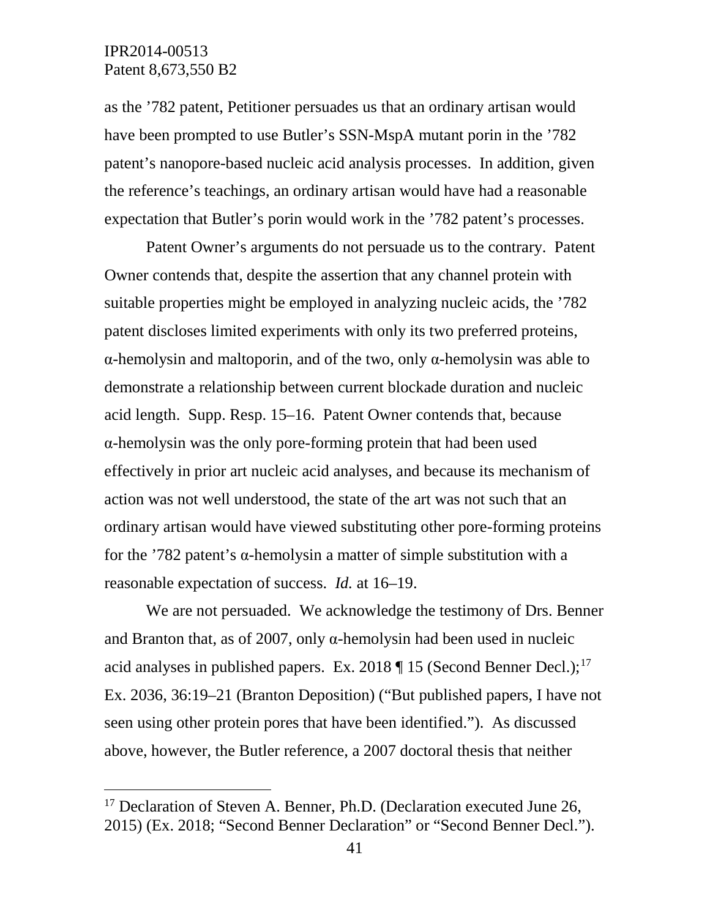as the ’782 patent, Petitioner persuades us that an ordinary artisan would have been prompted to use Butler’s SSN-MspA mutant porin in the ’782 patent’s nanopore-based nucleic acid analysis processes. In addition, given the reference’s teachings, an ordinary artisan would have had a reasonable expectation that Butler’s porin would work in the ’782 patent’s processes.

Patent Owner’s arguments do not persuade us to the contrary. Patent Owner contends that, despite the assertion that any channel protein with suitable properties might be employed in analyzing nucleic acids, the ’782 patent discloses limited experiments with only its two preferred proteins, α-hemolysin and maltoporin, and of the two, only α-hemolysin was able to demonstrate a relationship between current blockade duration and nucleic acid length. Supp. Resp. 15–16. Patent Owner contends that, because α-hemolysin was the only pore-forming protein that had been used effectively in prior art nucleic acid analyses, and because its mechanism of action was not well understood, the state of the art was not such that an ordinary artisan would have viewed substituting other pore-forming proteins for the ’782 patent’s α-hemolysin a matter of simple substitution with a reasonable expectation of success. *Id.* at 16–19.

We are not persuaded. We acknowledge the testimony of Drs. Benner and Branton that, as of 2007, only α-hemolysin had been used in nucleic acid analyses in published papers. Ex. 2018 ¶ 15 (Second Benner Decl.);[17] Ex. 2036, 36:19–21 (Branton Deposition) (“But published papers, I have not seen using other protein pores that have been identified.”). As discussed above, however, the Butler reference, a 2007 doctoral thesis that neither

[17] Declaration of Steven A. Benner, Ph.D. (Declaration executed June 26, 2015) (Ex. 2018; “Second Benner Declaration” or “Second Benner Decl.”).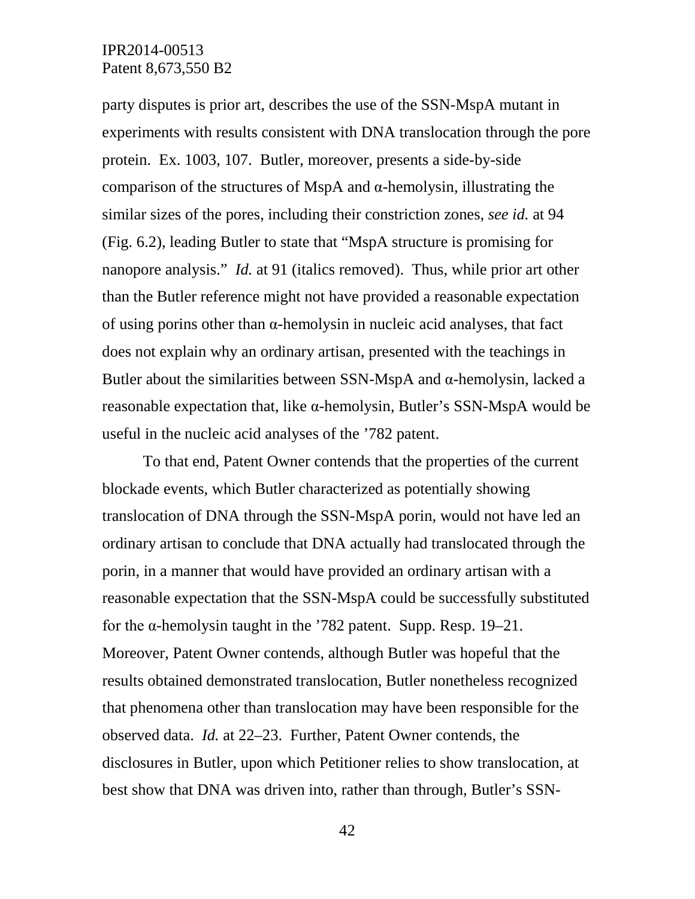party disputes is prior art, describes the use of the SSN-MspA mutant in experiments with results consistent with DNA translocation through the pore protein. Ex. 1003, 107. Butler, moreover, presents a side-by-side comparison of the structures of MspA and α-hemolysin, illustrating the similar sizes of the pores, including their constriction zones, *see id.* at 94 (Fig. 6.2), leading Butler to state that "MspA structure is promising for nanopore analysis." *Id.* at 91 (italics removed). Thus, while prior art other than the Butler reference might not have provided a reasonable expectation of using porins other than α-hemolysin in nucleic acid analyses, that fact does not explain why an ordinary artisan, presented with the teachings in Butler about the similarities between SSN-MspA and α-hemolysin, lacked a reasonable expectation that, like α-hemolysin, Butler's SSN-MspA would be useful in the nucleic acid analyses of the '782 patent.

To that end, Patent Owner contends that the properties of the current blockade events, which Butler characterized as potentially showing translocation of DNA through the SSN-MspA porin, would not have led an ordinary artisan to conclude that DNA actually had translocated through the porin, in a manner that would have provided an ordinary artisan with a reasonable expectation that the SSN-MspA could be successfully substituted for the α-hemolysin taught in the '782 patent. Supp. Resp. 19–21. Moreover, Patent Owner contends, although Butler was hopeful that the results obtained demonstrated translocation, Butler nonetheless recognized that phenomena other than translocation may have been responsible for the observed data. *Id.* at 22–23. Further, Patent Owner contends, the disclosures in Butler, upon which Petitioner relies to show translocation, at best show that DNA was driven into, rather than through, Butler's SSN-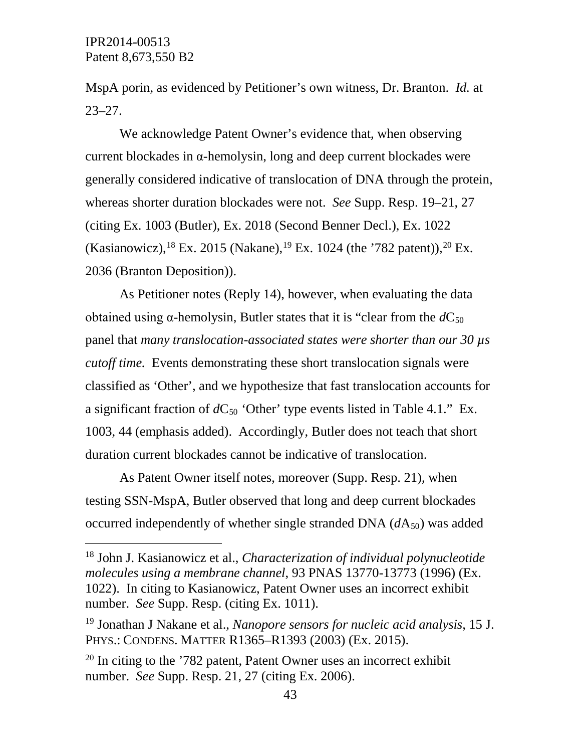MspA porin, as evidenced by Petitioner's own witness, Dr. Branton. *Id.* at 23–27.

We acknowledge Patent Owner's evidence that, when observing current blockades in α-hemolysin, long and deep current blockades were generally considered indicative of translocation of DNA through the protein, whereas shorter duration blockades were not. *See* Supp. Resp. 19–21, 27 (citing Ex. 1003 (Butler), Ex. 2018 (Second Benner Decl.), Ex. 1022 (Kasianowicz),[18] Ex. 2015 (Nakane),[19] Ex. 1024 (the '782 patent)),[20] Ex. 2036 (Branton Deposition)).

As Petitioner notes (Reply 14), however, when evaluating the data obtained using α-hemolysin, Butler states that it is "clear from the $dC_{50}$ panel that *many translocation-associated states were shorter than our 30 μs cutoff time.* Events demonstrating these short translocation signals were classified as 'Other', and we hypothesize that fast translocation accounts for a significant fraction of $dC_{50}$ 'Other' type events listed in Table 4.1." Ex. 1003, 44 (emphasis added). Accordingly, Butler does not teach that short duration current blockades cannot be indicative of translocation.

As Patent Owner itself notes, moreover (Supp. Resp. 21), when testing SSN-MspA, Butler observed that long and deep current blockades occurred independently of whether single stranded DNA ($dA_{50}$) was added

---

[18] John J. Kasianowicz et al., *Characterization of individual polynucleotide molecules using a membrane channel*, 93 PNAS 13770-13773 (1996) (Ex. 1022). In citing to Kasianowicz, Patent Owner uses an incorrect exhibit number. *See* Supp. Resp. (citing Ex. 1011).

[19] Jonathan J Nakane et al., *Nanopore sensors for nucleic acid analysis*, 15 J. PHYS.: CONDENS. MATTER R1365–R1393 (2003) (Ex. 2015).

[20] In citing to the '782 patent, Patent Owner uses an incorrect exhibit number. *See* Supp. Resp. 21, 27 (citing Ex. 2006).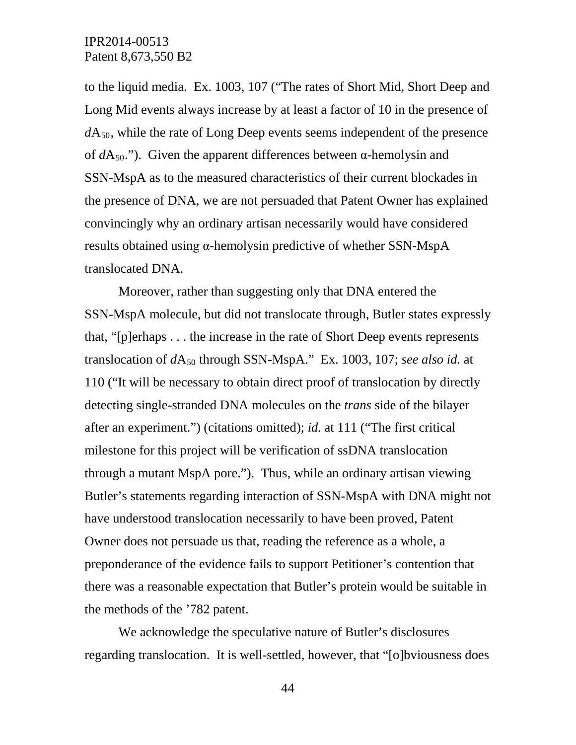to the liquid media. Ex. 1003, 107 ("The rates of Short Mid, Short Deep and Long Mid events always increase by at least a factor of 10 in the presence of *d*$A_{50}$, while the rate of Long Deep events seems independent of the presence of *d*$A_{50}$."). Given the apparent differences between α-hemolysin and SSN-MspA as to the measured characteristics of their current blockades in the presence of DNA, we are not persuaded that Patent Owner has explained convincingly why an ordinary artisan necessarily would have considered results obtained using α-hemolysin predictive of whether SSN-MspA translocated DNA.

Moreover, rather than suggesting only that DNA entered the SSN-MspA molecule, but did not translocate through, Butler states expressly that, "[p]erhaps . . . the increase in the rate of Short Deep events represents translocation of *d*$A_{50}$ through SSN-MspA." Ex. 1003, 107; *see also id.* at 110 ("It will be necessary to obtain direct proof of translocation by directly detecting single-stranded DNA molecules on the *trans* side of the bilayer after an experiment.") (citations omitted); *id.* at 111 ("The first critical milestone for this project will be verification of ssDNA translocation through a mutant MspA pore."). Thus, while an ordinary artisan viewing Butler's statements regarding interaction of SSN-MspA with DNA might not have understood translocation necessarily to have been proved, Patent Owner does not persuade us that, reading the reference as a whole, a preponderance of the evidence fails to support Petitioner's contention that there was a reasonable expectation that Butler's protein would be suitable in the methods of the '782 patent.

We acknowledge the speculative nature of Butler's disclosures regarding translocation. It is well-settled, however, that "[o]bviousness does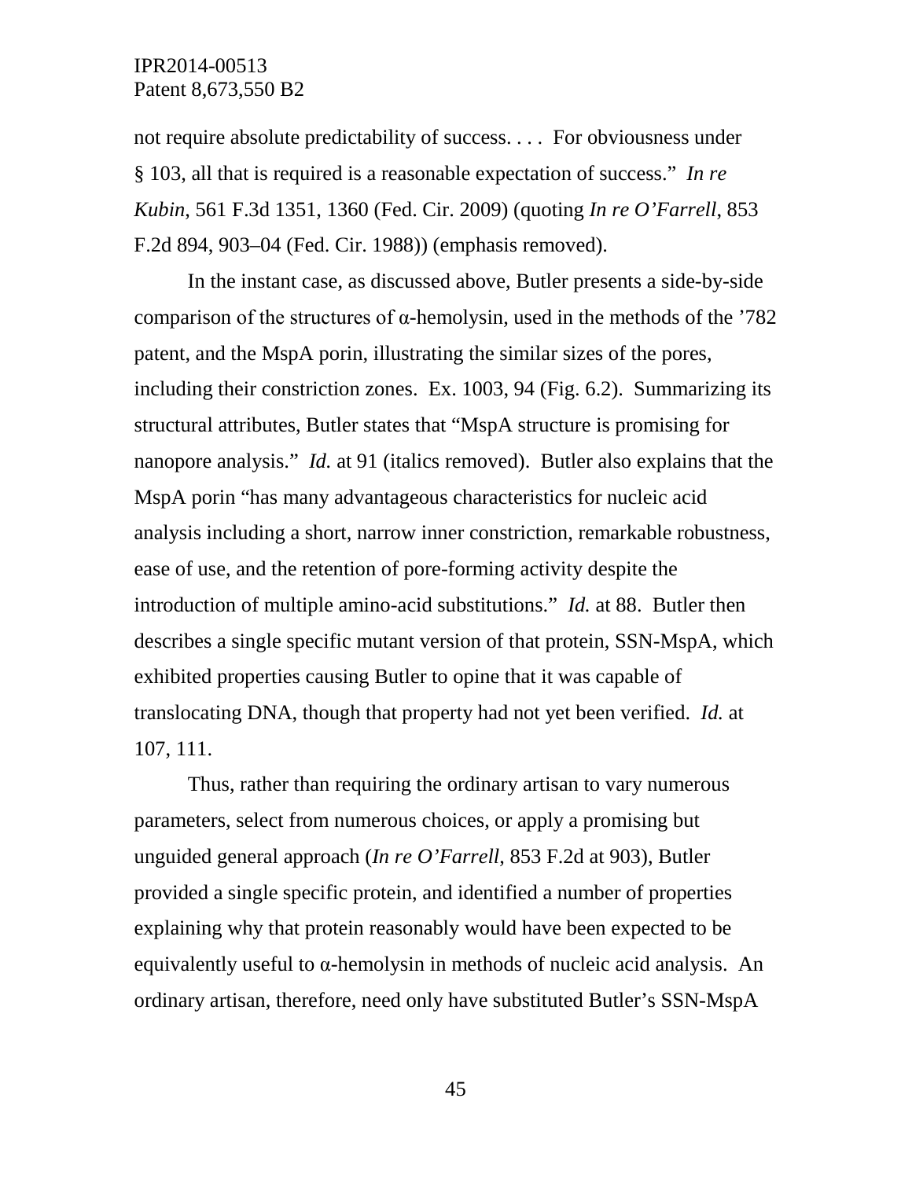not require absolute predictability of success. . . . For obviousness under § 103, all that is required is a reasonable expectation of success." *In re Kubin*, 561 F.3d 1351, 1360 (Fed. Cir. 2009) (quoting *In re O'Farrell*, 853 F.2d 894, 903–04 (Fed. Cir. 1988)) (emphasis removed).

In the instant case, as discussed above, Butler presents a side-by-side comparison of the structures of α-hemolysin, used in the methods of the '782 patent, and the MspA porin, illustrating the similar sizes of the pores, including their constriction zones. Ex. 1003, 94 (Fig. 6.2). Summarizing its structural attributes, Butler states that "MspA structure is promising for nanopore analysis." *Id.* at 91 (italics removed). Butler also explains that the MspA porin "has many advantageous characteristics for nucleic acid analysis including a short, narrow inner constriction, remarkable robustness, ease of use, and the retention of pore-forming activity despite the introduction of multiple amino-acid substitutions." *Id.* at 88. Butler then describes a single specific mutant version of that protein, SSN-MspA, which exhibited properties causing Butler to opine that it was capable of translocating DNA, though that property had not yet been verified. *Id.* at 107, 111.

Thus, rather than requiring the ordinary artisan to vary numerous parameters, select from numerous choices, or apply a promising but unguided general approach (*In re O'Farrell*, 853 F.2d at 903), Butler provided a single specific protein, and identified a number of properties explaining why that protein reasonably would have been expected to be equivalently useful to α-hemolysin in methods of nucleic acid analysis. An ordinary artisan, therefore, need only have substituted Butler's SSN-MspA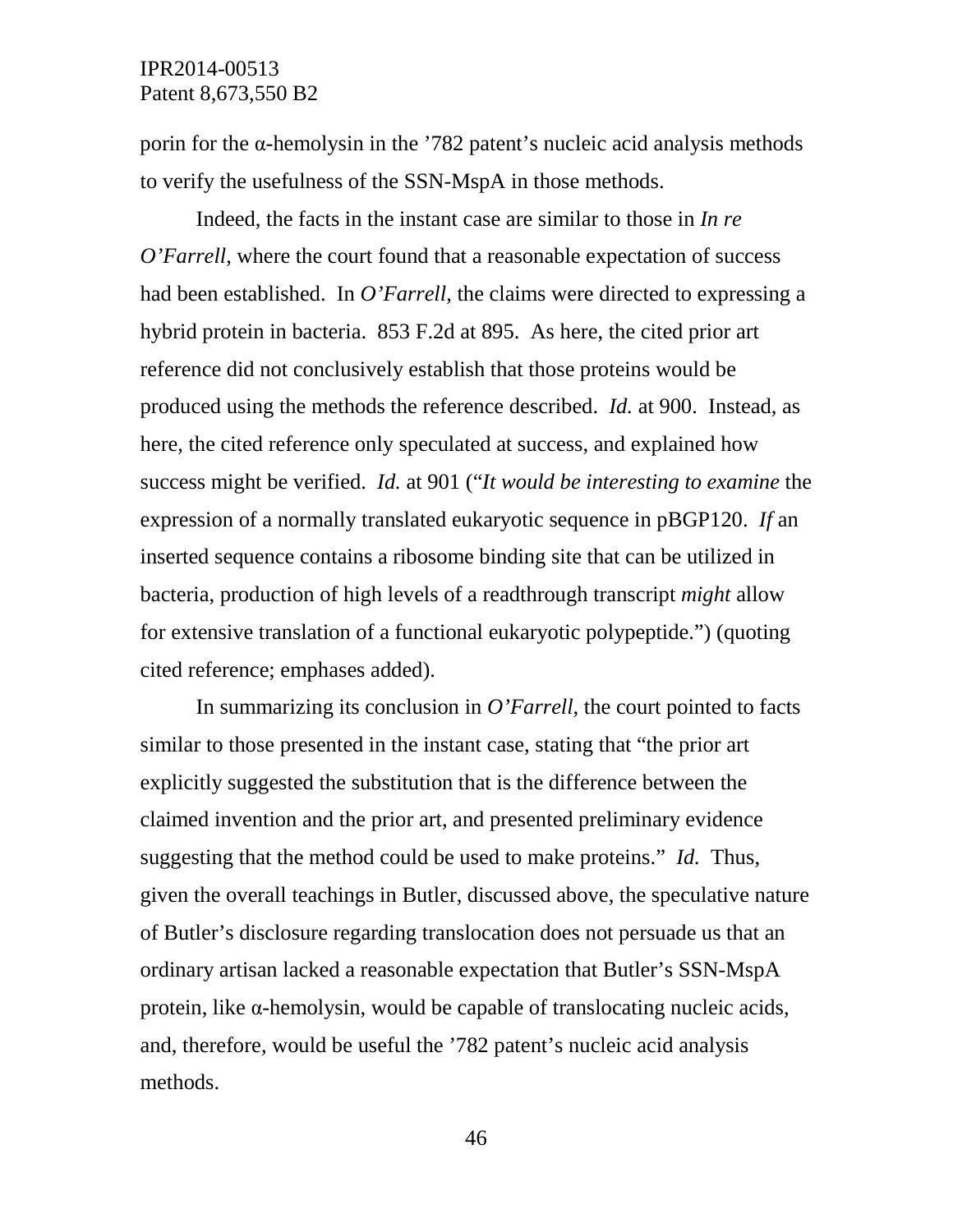porin for the α-hemolysin in the ’782 patent’s nucleic acid analysis methods to verify the usefulness of the SSN-MspA in those methods.

Indeed, the facts in the instant case are similar to those in *In re O’Farrell*, where the court found that a reasonable expectation of success had been established. In *O’Farrell*, the claims were directed to expressing a hybrid protein in bacteria. 853 F.2d at 895. As here, the cited prior art reference did not conclusively establish that those proteins would be produced using the methods the reference described. *Id.* at 900. Instead, as here, the cited reference only speculated at success, and explained how success might be verified. *Id.* at 901 (“*It would be interesting to examine* the expression of a normally translated eukaryotic sequence in pBGP120. *If* an inserted sequence contains a ribosome binding site that can be utilized in bacteria, production of high levels of a readthrough transcript *might* allow for extensive translation of a functional eukaryotic polypeptide.”) (quoting cited reference; emphases added).

In summarizing its conclusion in *O’Farrell*, the court pointed to facts similar to those presented in the instant case, stating that “the prior art explicitly suggested the substitution that is the difference between the claimed invention and the prior art, and presented preliminary evidence suggesting that the method could be used to make proteins.” *Id.* Thus, given the overall teachings in Butler, discussed above, the speculative nature of Butler’s disclosure regarding translocation does not persuade us that an ordinary artisan lacked a reasonable expectation that Butler’s SSN-MspA protein, like α-hemolysin, would be capable of translocating nucleic acids, and, therefore, would be useful the ’782 patent’s nucleic acid analysis methods.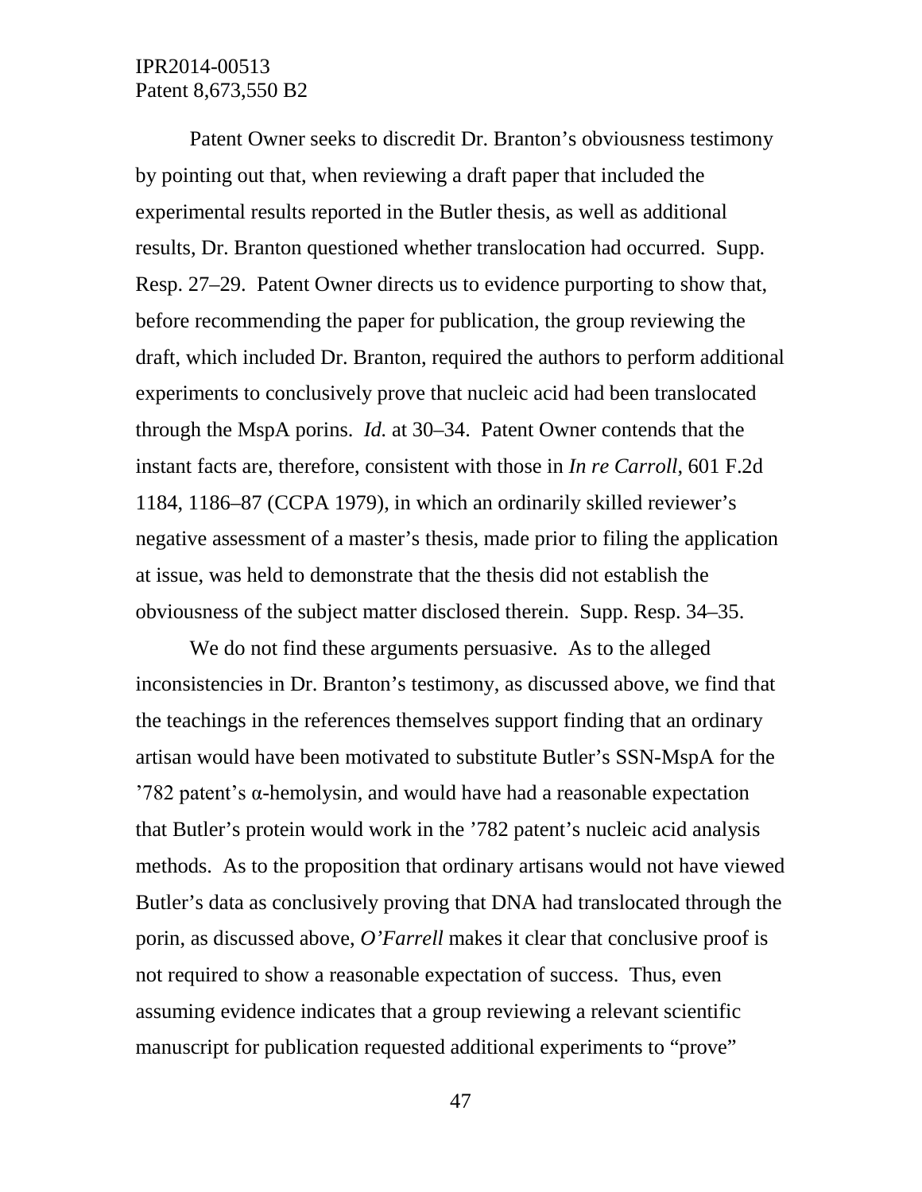Patent Owner seeks to discredit Dr. Branton's obviousness testimony by pointing out that, when reviewing a draft paper that included the experimental results reported in the Butler thesis, as well as additional results, Dr. Branton questioned whether translocation had occurred. Supp. Resp. 27–29. Patent Owner directs us to evidence purporting to show that, before recommending the paper for publication, the group reviewing the draft, which included Dr. Branton, required the authors to perform additional experiments to conclusively prove that nucleic acid had been translocated through the MspA porins. *Id.* at 30–34. Patent Owner contends that the instant facts are, therefore, consistent with those in *In re Carroll*, 601 F.2d 1184, 1186–87 (CCPA 1979), in which an ordinarily skilled reviewer's negative assessment of a master's thesis, made prior to filing the application at issue, was held to demonstrate that the thesis did not establish the obviousness of the subject matter disclosed therein. Supp. Resp. 34–35.

We do not find these arguments persuasive. As to the alleged inconsistencies in Dr. Branton's testimony, as discussed above, we find that the teachings in the references themselves support finding that an ordinary artisan would have been motivated to substitute Butler's SSN-MspA for the '782 patent's α-hemolysin, and would have had a reasonable expectation that Butler's protein would work in the '782 patent's nucleic acid analysis methods. As to the proposition that ordinary artisans would not have viewed Butler's data as conclusively proving that DNA had translocated through the porin, as discussed above, *O'Farrell* makes it clear that conclusive proof is not required to show a reasonable expectation of success. Thus, even assuming evidence indicates that a group reviewing a relevant scientific manuscript for publication requested additional experiments to "prove"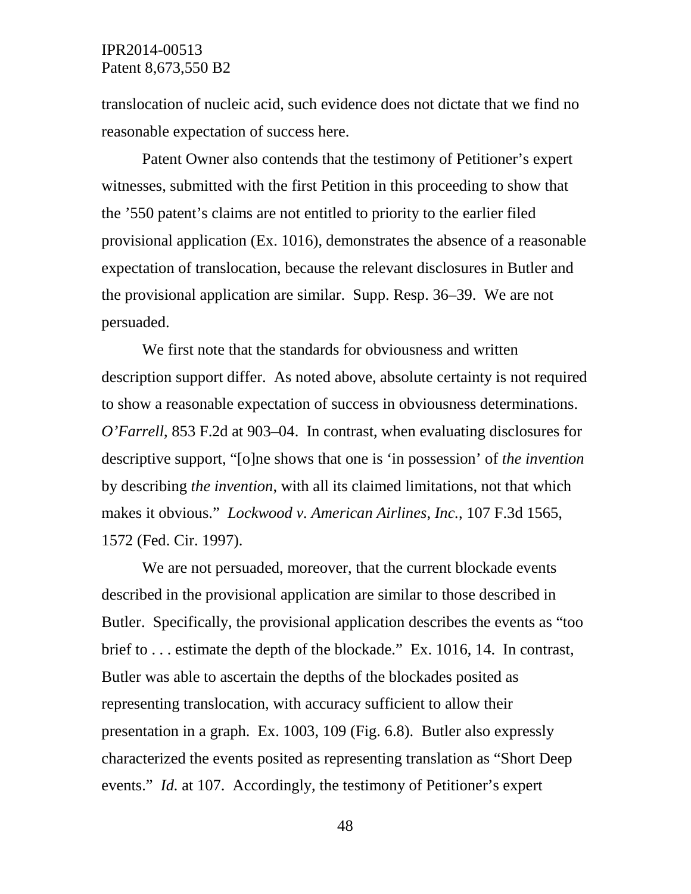translocation of nucleic acid, such evidence does not dictate that we find no reasonable expectation of success here.

Patent Owner also contends that the testimony of Petitioner's expert witnesses, submitted with the first Petition in this proceeding to show that the '550 patent's claims are not entitled to priority to the earlier filed provisional application (Ex. 1016), demonstrates the absence of a reasonable expectation of translocation, because the relevant disclosures in Butler and the provisional application are similar. Supp. Resp. 36–39. We are not persuaded.

We first note that the standards for obviousness and written description support differ. As noted above, absolute certainty is not required to show a reasonable expectation of success in obviousness determinations. *O'Farrell*, 853 F.2d at 903–04. In contrast, when evaluating disclosures for descriptive support, "[o]ne shows that one is 'in possession' of *the invention* by describing *the invention*, with all its claimed limitations, not that which makes it obvious." *Lockwood v. American Airlines, Inc.*, 107 F.3d 1565, 1572 (Fed. Cir. 1997).

We are not persuaded, moreover, that the current blockade events described in the provisional application are similar to those described in Butler. Specifically, the provisional application describes the events as "too brief to . . . estimate the depth of the blockade." Ex. 1016, 14. In contrast, Butler was able to ascertain the depths of the blockades posited as representing translocation, with accuracy sufficient to allow their presentation in a graph. Ex. 1003, 109 (Fig. 6.8). Butler also expressly characterized the events posited as representing translation as "Short Deep events." *Id.* at 107. Accordingly, the testimony of Petitioner's expert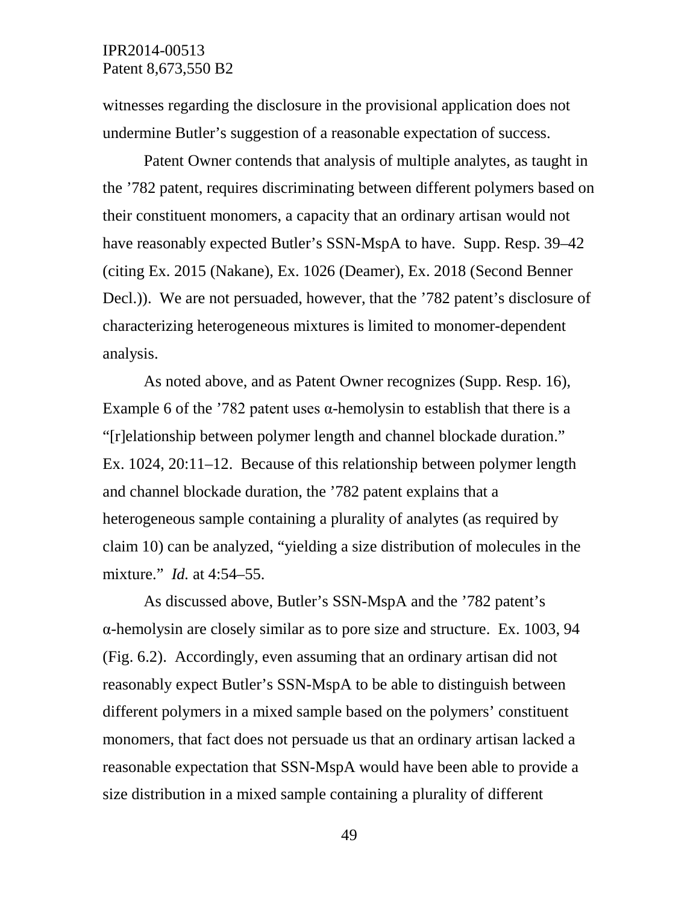witnesses regarding the disclosure in the provisional application does not undermine Butler's suggestion of a reasonable expectation of success.

Patent Owner contends that analysis of multiple analytes, as taught in the '782 patent, requires discriminating between different polymers based on their constituent monomers, a capacity that an ordinary artisan would not have reasonably expected Butler's SSN-MspA to have. Supp. Resp. 39–42 (citing Ex. 2015 (Nakane), Ex. 1026 (Deamer), Ex. 2018 (Second Benner Decl.)). We are not persuaded, however, that the '782 patent's disclosure of characterizing heterogeneous mixtures is limited to monomer-dependent analysis.

As noted above, and as Patent Owner recognizes (Supp. Resp. 16), Example 6 of the '782 patent uses α-hemolysin to establish that there is a "[r]elationship between polymer length and channel blockade duration." Ex. 1024, 20:11–12. Because of this relationship between polymer length and channel blockade duration, the '782 patent explains that a heterogeneous sample containing a plurality of analytes (as required by claim 10) can be analyzed, "yielding a size distribution of molecules in the mixture." *Id.* at 4:54–55.

As discussed above, Butler's SSN-MspA and the '782 patent's α-hemolysin are closely similar as to pore size and structure. Ex. 1003, 94 (Fig. 6.2). Accordingly, even assuming that an ordinary artisan did not reasonably expect Butler's SSN-MspA to be able to distinguish between different polymers in a mixed sample based on the polymers' constituent monomers, that fact does not persuade us that an ordinary artisan lacked a reasonable expectation that SSN-MspA would have been able to provide a size distribution in a mixed sample containing a plurality of different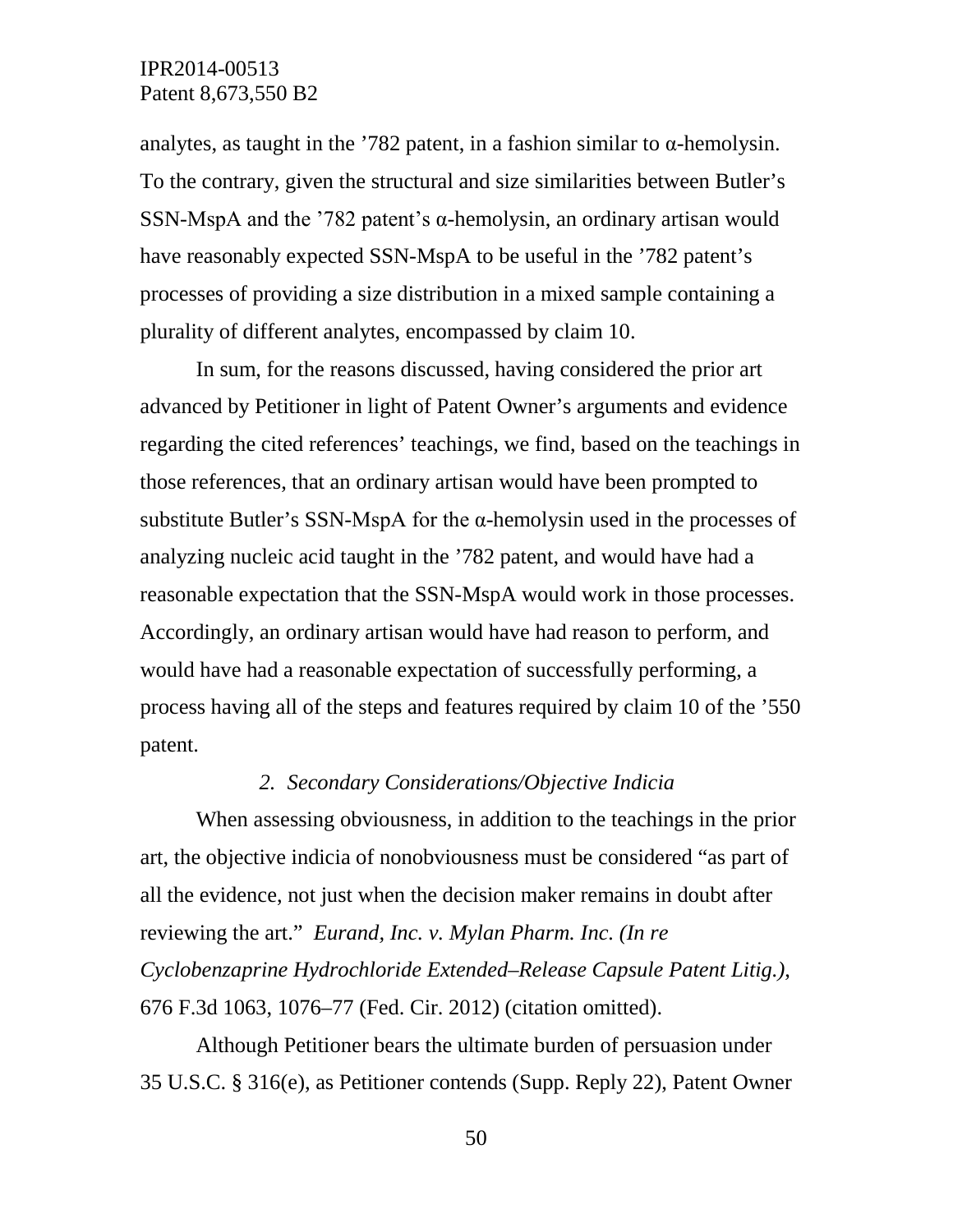analytes, as taught in the ’782 patent, in a fashion similar to α-hemolysin. To the contrary, given the structural and size similarities between Butler’s SSN-MspA and the ’782 patent’s α-hemolysin, an ordinary artisan would have reasonably expected SSN-MspA to be useful in the ’782 patent’s processes of providing a size distribution in a mixed sample containing a plurality of different analytes, encompassed by claim 10.

In sum, for the reasons discussed, having considered the prior art advanced by Petitioner in light of Patent Owner’s arguments and evidence regarding the cited references’ teachings, we find, based on the teachings in those references, that an ordinary artisan would have been prompted to substitute Butler’s SSN-MspA for the α-hemolysin used in the processes of analyzing nucleic acid taught in the ’782 patent, and would have had a reasonable expectation that the SSN-MspA would work in those processes. Accordingly, an ordinary artisan would have had reason to perform, and would have had a reasonable expectation of successfully performing, a process having all of the steps and features required by claim 10 of the ’550 patent.

*2. Secondary Considerations/Objective Indicia*

When assessing obviousness, in addition to the teachings in the prior art, the objective indicia of nonobviousness must be considered “as part of all the evidence, not just when the decision maker remains in doubt after reviewing the art.” *Eurand, Inc. v. Mylan Pharm. Inc. (In re Cyclobenzaprine Hydrochloride Extended–Release Capsule Patent Litig.)*, 676 F.3d 1063, 1076–77 (Fed. Cir. 2012) (citation omitted).

Although Petitioner bears the ultimate burden of persuasion under 35 U.S.C. § 316(e), as Petitioner contends (Supp. Reply 22), Patent Owner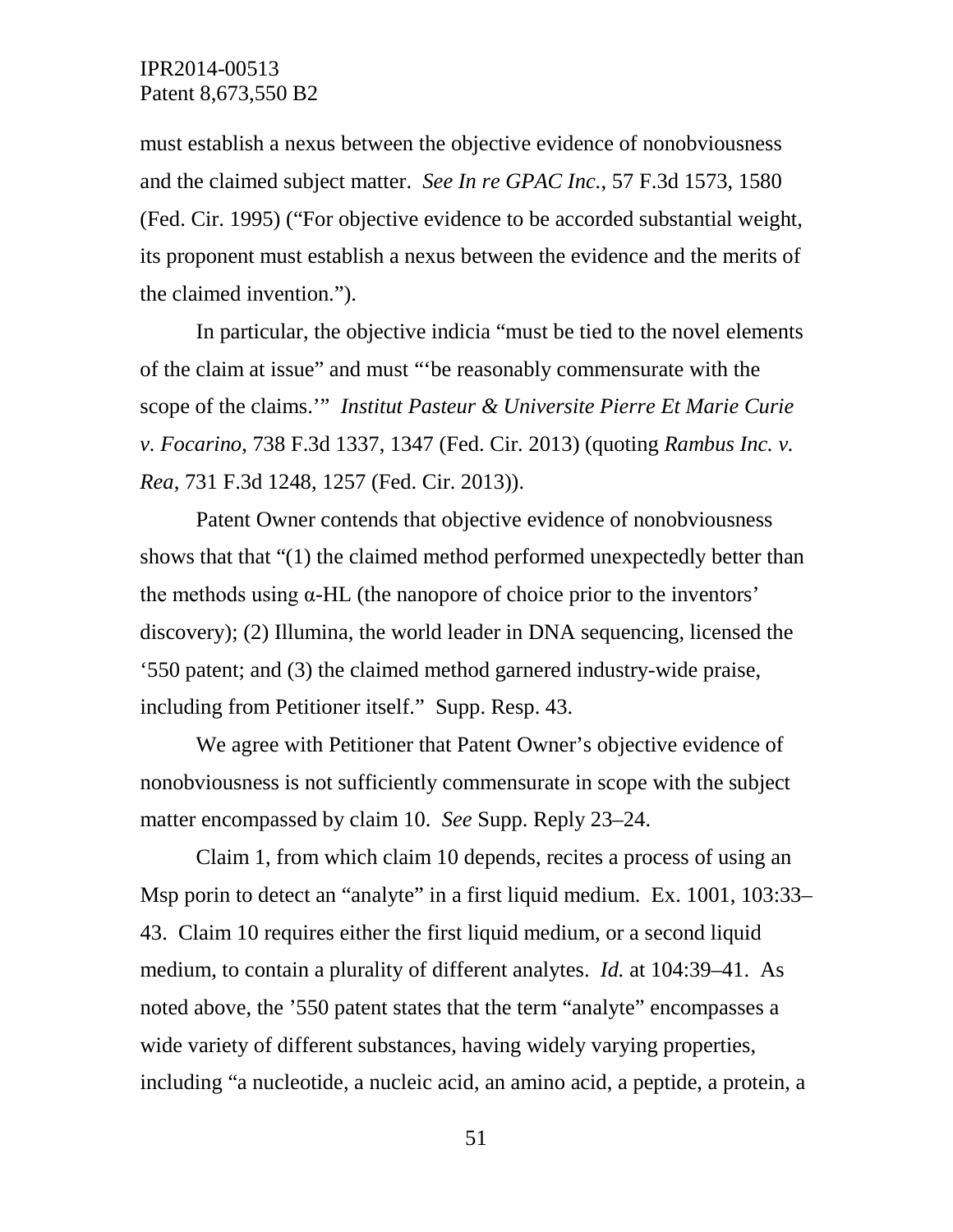must establish a nexus between the objective evidence of nonobviousness and the claimed subject matter. *See In re GPAC Inc.*, 57 F.3d 1573, 1580 (Fed. Cir. 1995) ("For objective evidence to be accorded substantial weight, its proponent must establish a nexus between the evidence and the merits of the claimed invention.").

In particular, the objective indicia "must be tied to the novel elements of the claim at issue" and must "'be reasonably commensurate with the scope of the claims.'" *Institut Pasteur & Universite Pierre Et Marie Curie v. Focarino*, 738 F.3d 1337, 1347 (Fed. Cir. 2013) (quoting *Rambus Inc. v. Rea*, 731 F.3d 1248, 1257 (Fed. Cir. 2013)).

Patent Owner contends that objective evidence of nonobviousness shows that that "(1) the claimed method performed unexpectedly better than the methods using α-HL (the nanopore of choice prior to the inventors' discovery); (2) Illumina, the world leader in DNA sequencing, licensed the '550 patent; and (3) the claimed method garnered industry-wide praise, including from Petitioner itself." Supp. Resp. 43.

We agree with Petitioner that Patent Owner's objective evidence of nonobviousness is not sufficiently commensurate in scope with the subject matter encompassed by claim 10. *See* Supp. Reply 23–24.

Claim 1, from which claim 10 depends, recites a process of using an Msp porin to detect an "analyte" in a first liquid medium. Ex. 1001, 103:33–43. Claim 10 requires either the first liquid medium, or a second liquid medium, to contain a plurality of different analytes. *Id.* at 104:39–41. As noted above, the '550 patent states that the term "analyte" encompasses a wide variety of different substances, having widely varying properties, including "a nucleotide, a nucleic acid, an amino acid, a peptide, a protein, a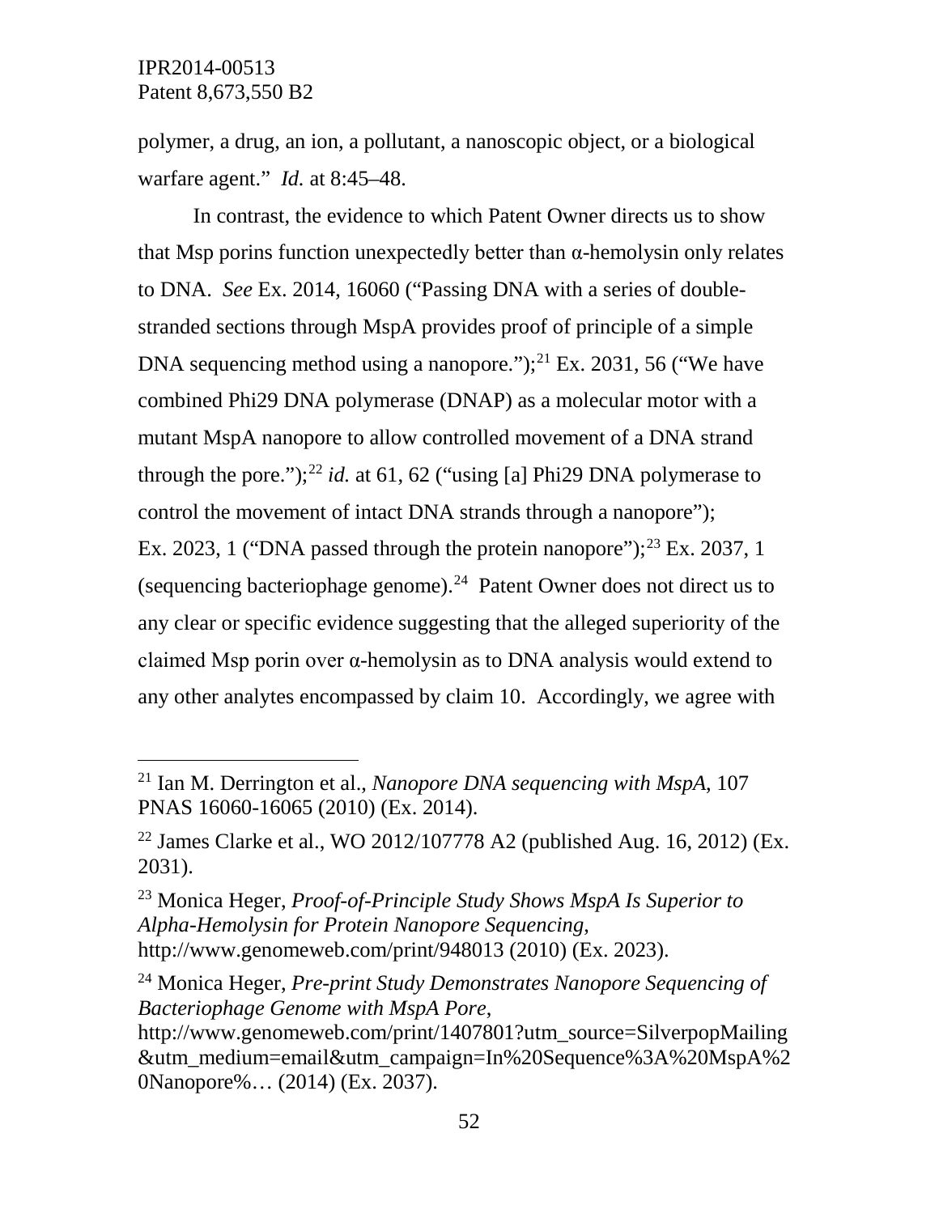polymer, a drug, an ion, a pollutant, a nanoscopic object, or a biological warfare agent." *Id.* at 8:45–48.

In contrast, the evidence to which Patent Owner directs us to show that Msp porins function unexpectedly better than α-hemolysin only relates to DNA. *See* Ex. 2014, 16060 ("Passing DNA with a series of double-stranded sections through MspA provides proof of principle of a simple DNA sequencing method using a nanopore.");[21] Ex. 2031, 56 ("We have combined Phi29 DNA polymerase (DNAP) as a molecular motor with a mutant MspA nanopore to allow controlled movement of a DNA strand through the pore.");[22] *id.* at 61, 62 ("using [a] Phi29 DNA polymerase to control the movement of intact DNA strands through a nanopore"); Ex. 2023, 1 ("DNA passed through the protein nanopore");[23] Ex. 2037, 1 (sequencing bacteriophage genome).[24] Patent Owner does not direct us to any clear or specific evidence suggesting that the alleged superiority of the claimed Msp porin over α-hemolysin as to DNA analysis would extend to any other analytes encompassed by claim 10. Accordingly, we agree with

---

[21] Ian M. Derrington et al., *Nanopore DNA sequencing with MspA*, 107 PNAS 16060-16065 (2010) (Ex. 2014).

[22] James Clarke et al., WO 2012/107778 A2 (published Aug. 16, 2012) (Ex. 2031).

[23] Monica Heger, *Proof-of-Principle Study Shows MspA Is Superior to Alpha-Hemolysin for Protein Nanopore Sequencing*, http://www.genomeweb.com/print/948013 (2010) (Ex. 2023).

[24] Monica Heger, *Pre-print Study Demonstrates Nanopore Sequencing of Bacteriophage Genome with MspA Pore*, http://www.genomeweb.com/print/1407801?utm_source=SilverpopMailing&utm_medium=email&utm_campaign=In%20Sequence%3A%20MspA%20Nanopore%… (2014) (Ex. 2037).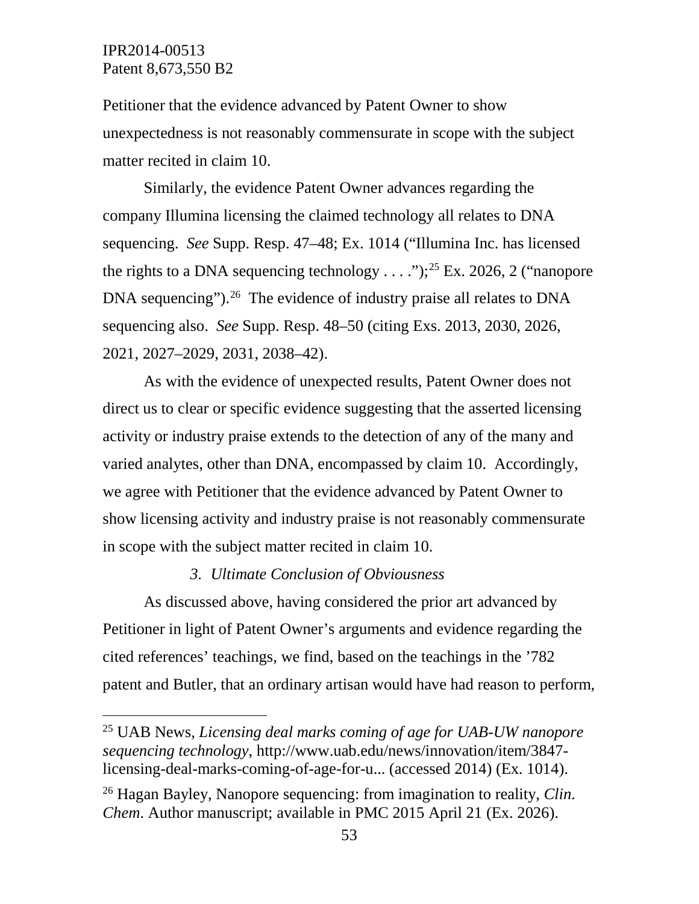Petitioner that the evidence advanced by Patent Owner to show unexpectedness is not reasonably commensurate in scope with the subject matter recited in claim 10.

Similarly, the evidence Patent Owner advances regarding the company Illumina licensing the claimed technology all relates to DNA sequencing. *See* Supp. Resp. 47–48; Ex. 1014 ("Illumina Inc. has licensed the rights to a DNA sequencing technology . . . .");[25] Ex. 2026, 2 ("nanopore DNA sequencing").[26] The evidence of industry praise all relates to DNA sequencing also. *See* Supp. Resp. 48–50 (citing Exs. 2013, 2030, 2026, 2021, 2027–2029, 2031, 2038–42).

As with the evidence of unexpected results, Patent Owner does not direct us to clear or specific evidence suggesting that the asserted licensing activity or industry praise extends to the detection of any of the many and varied analytes, other than DNA, encompassed by claim 10. Accordingly, we agree with Petitioner that the evidence advanced by Patent Owner to show licensing activity and industry praise is not reasonably commensurate in scope with the subject matter recited in claim 10.

### *3. Ultimate Conclusion of Obviousness*

As discussed above, having considered the prior art advanced by Petitioner in light of Patent Owner's arguments and evidence regarding the cited references' teachings, we find, based on the teachings in the '782 patent and Butler, that an ordinary artisan would have had reason to perform,

---

[25] UAB News, *Licensing deal marks coming of age for UAB-UW nanopore sequencing technology*, http://www.uab.edu/news/innovation/item/3847-licensing-deal-marks-coming-of-age-for-u... (accessed 2014) (Ex. 1014).

[26] Hagan Bayley, Nanopore sequencing: from imagination to reality, *Clin. Chem*. Author manuscript; available in PMC 2015 April 21 (Ex. 2026).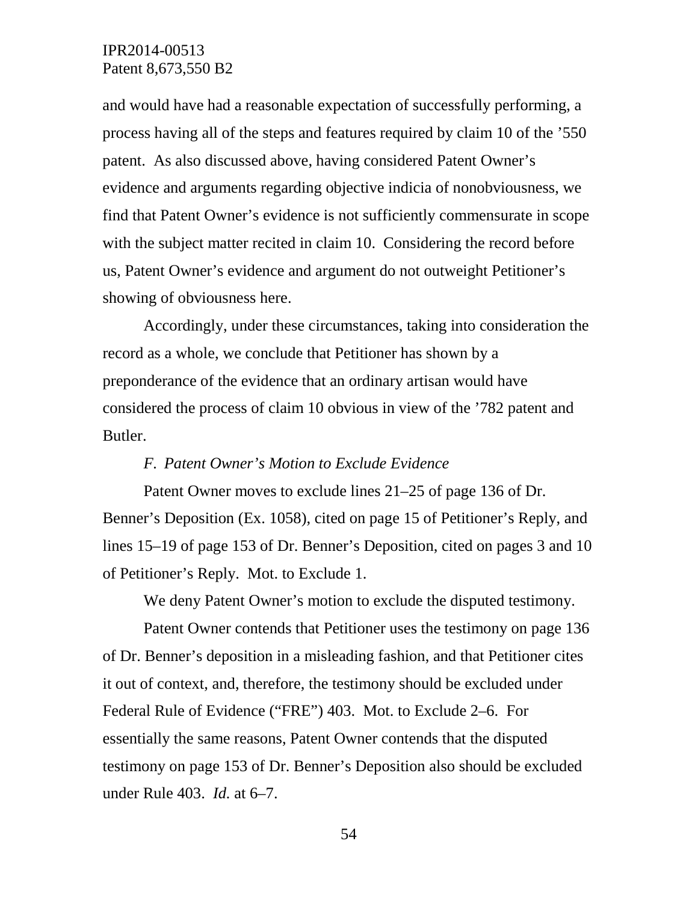and would have had a reasonable expectation of successfully performing, a process having all of the steps and features required by claim 10 of the ’550 patent. As also discussed above, having considered Patent Owner’s evidence and arguments regarding objective indicia of nonobviousness, we find that Patent Owner’s evidence is not sufficiently commensurate in scope with the subject matter recited in claim 10. Considering the record before us, Patent Owner’s evidence and argument do not outweight Petitioner’s showing of obviousness here.

Accordingly, under these circumstances, taking into consideration the record as a whole, we conclude that Petitioner has shown by a preponderance of the evidence that an ordinary artisan would have considered the process of claim 10 obvious in view of the ’782 patent and Butler.

### *F. Patent Owner’s Motion to Exclude Evidence*

Patent Owner moves to exclude lines 21–25 of page 136 of Dr. Benner’s Deposition (Ex. 1058), cited on page 15 of Petitioner’s Reply, and lines 15–19 of page 153 of Dr. Benner’s Deposition, cited on pages 3 and 10 of Petitioner’s Reply. Mot. to Exclude 1.

We deny Patent Owner’s motion to exclude the disputed testimony.

Patent Owner contends that Petitioner uses the testimony on page 136 of Dr. Benner’s deposition in a misleading fashion, and that Petitioner cites it out of context, and, therefore, the testimony should be excluded under Federal Rule of Evidence (“FRE”) 403. Mot. to Exclude 2–6. For essentially the same reasons, Patent Owner contends that the disputed testimony on page 153 of Dr. Benner’s Deposition also should be excluded under Rule 403. *Id.* at 6–7.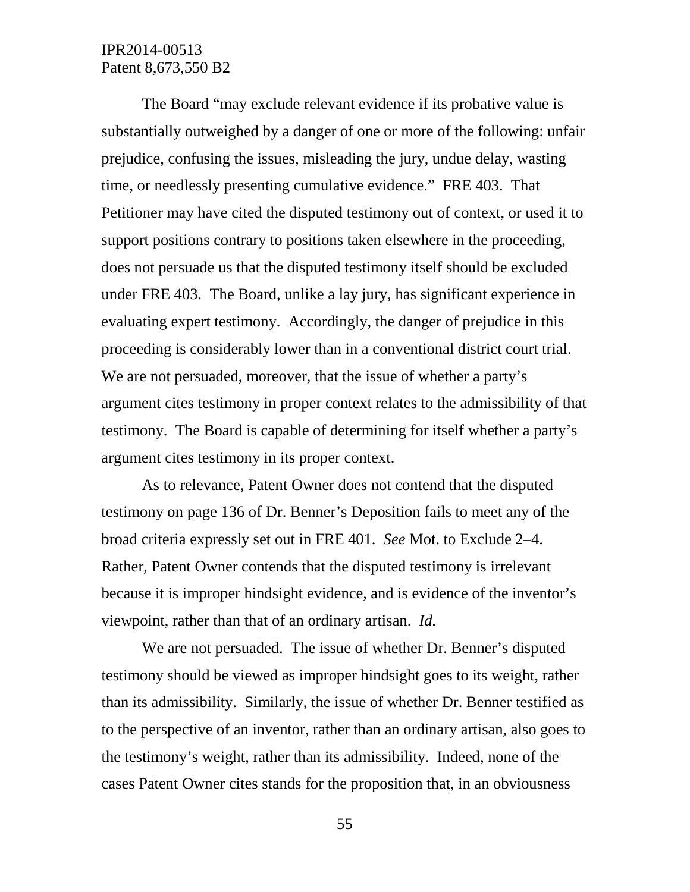The Board "may exclude relevant evidence if its probative value is substantially outweighed by a danger of one or more of the following: unfair prejudice, confusing the issues, misleading the jury, undue delay, wasting time, or needlessly presenting cumulative evidence." FRE 403. That Petitioner may have cited the disputed testimony out of context, or used it to support positions contrary to positions taken elsewhere in the proceeding, does not persuade us that the disputed testimony itself should be excluded under FRE 403. The Board, unlike a lay jury, has significant experience in evaluating expert testimony. Accordingly, the danger of prejudice in this proceeding is considerably lower than in a conventional district court trial. We are not persuaded, moreover, that the issue of whether a party's argument cites testimony in proper context relates to the admissibility of that testimony. The Board is capable of determining for itself whether a party's argument cites testimony in its proper context.

As to relevance, Patent Owner does not contend that the disputed testimony on page 136 of Dr. Benner's Deposition fails to meet any of the broad criteria expressly set out in FRE 401. *See* Mot. to Exclude 2–4. Rather, Patent Owner contends that the disputed testimony is irrelevant because it is improper hindsight evidence, and is evidence of the inventor's viewpoint, rather than that of an ordinary artisan. *Id.*

We are not persuaded. The issue of whether Dr. Benner's disputed testimony should be viewed as improper hindsight goes to its weight, rather than its admissibility. Similarly, the issue of whether Dr. Benner testified as to the perspective of an inventor, rather than an ordinary artisan, also goes to the testimony's weight, rather than its admissibility. Indeed, none of the cases Patent Owner cites stands for the proposition that, in an obviousness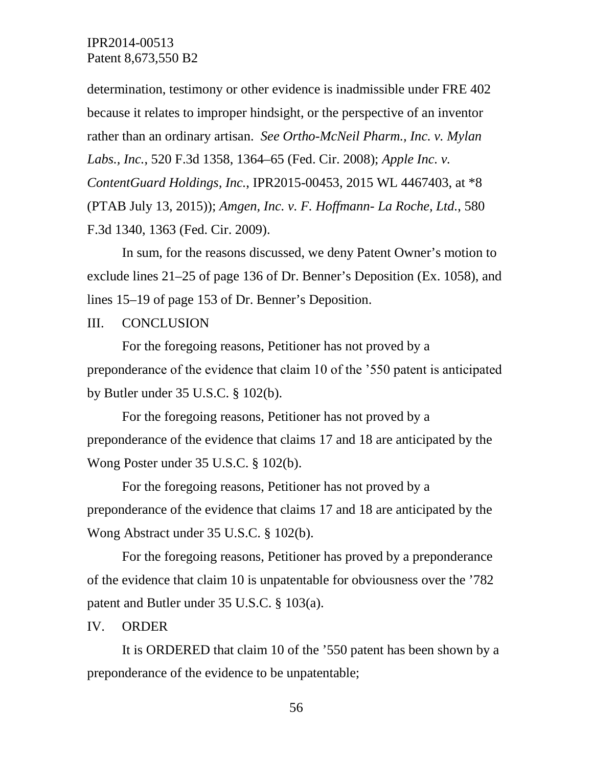determination, testimony or other evidence is inadmissible under FRE 402 because it relates to improper hindsight, or the perspective of an inventor rather than an ordinary artisan. *See Ortho-McNeil Pharm., Inc. v. Mylan Labs., Inc.*, 520 F.3d 1358, 1364–65 (Fed. Cir. 2008); *Apple Inc. v. ContentGuard Holdings, Inc.*, IPR2015-00453, 2015 WL 4467403, at *8 (PTAB July 13, 2015)); *Amgen, Inc. v. F. Hoffmann- La Roche, Ltd.*, 580 F.3d 1340, 1363 (Fed. Cir. 2009).

In sum, for the reasons discussed, we deny Patent Owner's motion to exclude lines 21–25 of page 136 of Dr. Benner's Deposition (Ex. 1058), and lines 15–19 of page 153 of Dr. Benner's Deposition.

## III. CONCLUSION

For the foregoing reasons, Petitioner has not proved by a preponderance of the evidence that claim 10 of the '550 patent is anticipated by Butler under 35 U.S.C. § 102(b).

For the foregoing reasons, Petitioner has not proved by a preponderance of the evidence that claims 17 and 18 are anticipated by the Wong Poster under 35 U.S.C. § 102(b).

For the foregoing reasons, Petitioner has not proved by a preponderance of the evidence that claims 17 and 18 are anticipated by the Wong Abstract under 35 U.S.C. § 102(b).

For the foregoing reasons, Petitioner has proved by a preponderance of the evidence that claim 10 is unpatentable for obviousness over the '782 patent and Butler under 35 U.S.C. § 103(a).

## IV. ORDER

It is ORDERED that claim 10 of the '550 patent has been shown by a preponderance of the evidence to be unpatentable;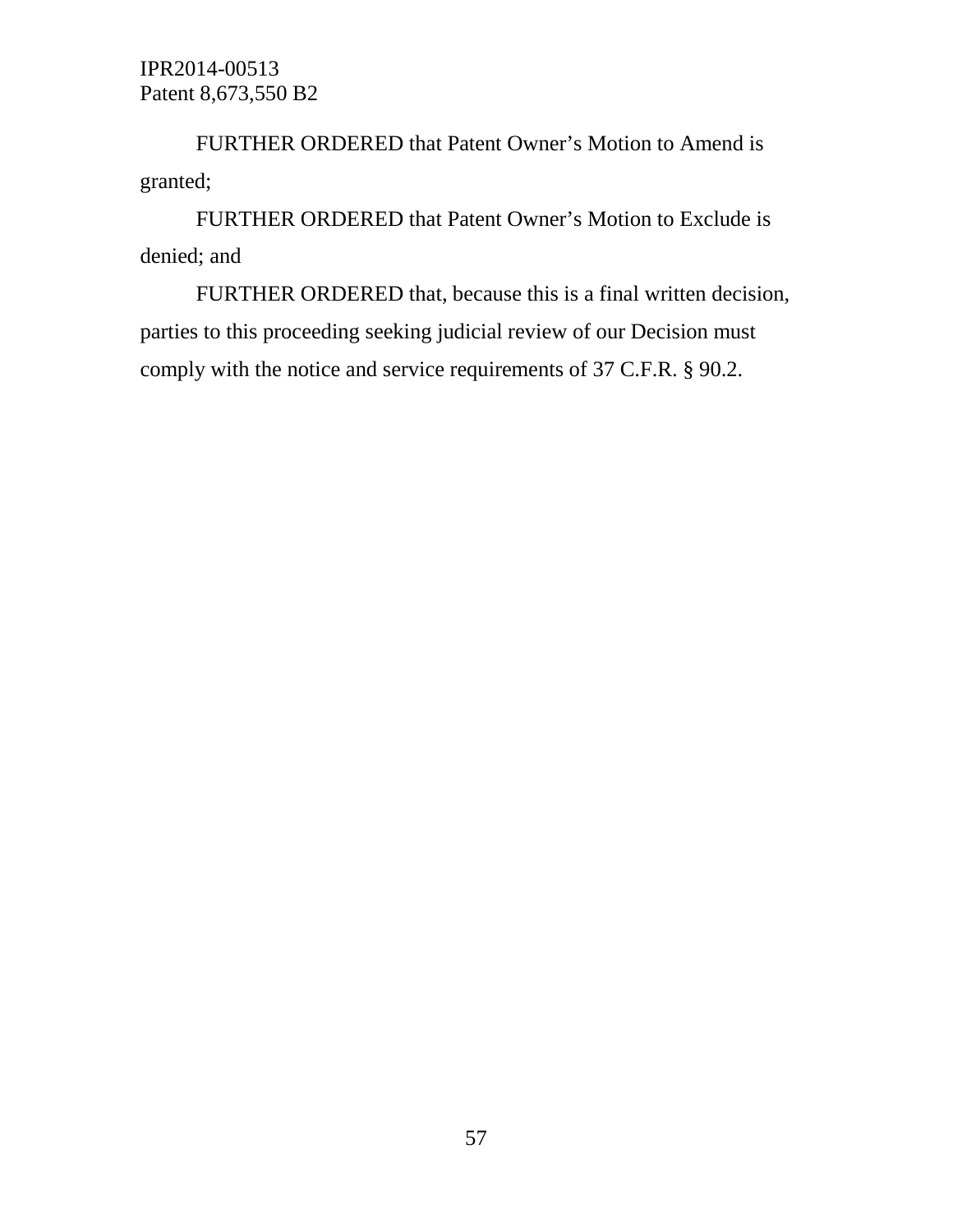FURTHER ORDERED that Patent Owner's Motion to Amend is granted;

FURTHER ORDERED that Patent Owner's Motion to Exclude is denied; and

FURTHER ORDERED that, because this is a final written decision, parties to this proceeding seeking judicial review of our Decision must comply with the notice and service requirements of 37 C.F.R. § 90.2.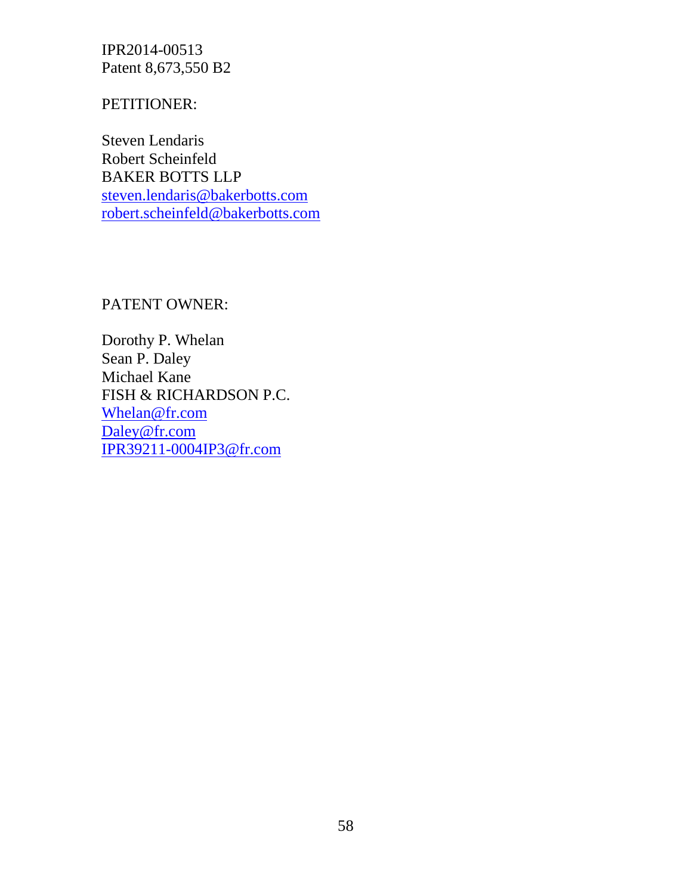IPR2014-00513
Patent 8,673,550 B2

PETITIONER:

Steven Lendaris
Robert Scheinfeld
BAKER BOTTS LLP
steven.lendaris@bakerbotts.com
robert.scheinfeld@bakerbotts.com

PATENT OWNER:

Dorothy P. Whelan
Sean P. Daley
Michael Kane
FISH & RICHARDSON P.C.
Whelan@fr.com
Daley@fr.com
IPR39211-0004IP3@fr.com